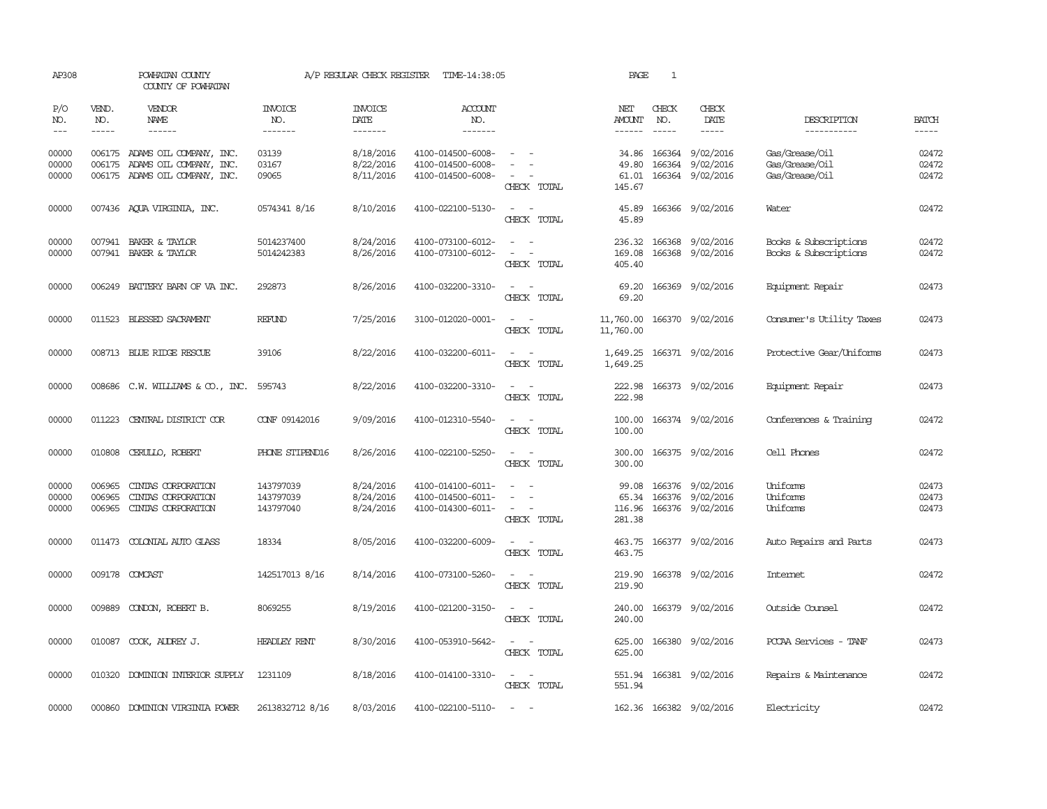AP308 POWHATAN COUNTY A/P REGULAR CHECK REGISTER TIME-14:38:05 PAGE 1

COUNTY OF POWHATAN

| P/O NO. | VEND. NO. | VENDOR NAME | INVOICE NO. | INVOICE DATE | ACCOUNT NO. | | NET AMOUNT | CHECK NO. | CHECK DATE | DESCRIPTION | BATCH |
|---|---|---|---|---|---|---|---|---|---|---|---|
| 00000 | 006175 | ADAMS OIL COMPANY, INC. | 03139 | 8/18/2016 | 4100-014500-6008- | - - | 34.86 | 166364 | 9/02/2016 | Gas/Grease/Oil | 02472 |
| 00000 | 006175 | ADAMS OIL COMPANY, INC. | 03167 | 8/22/2016 | 4100-014500-6008- | - - | 49.80 | 166364 | 9/02/2016 | Gas/Grease/Oil | 02472 |
| 00000 | 006175 | ADAMS OIL COMPANY, INC. | 09065 | 8/11/2016 | 4100-014500-6008- | - - | 61.01 | 166364 | 9/02/2016 | Gas/Grease/Oil | 02472 |
| | | | | | | CHECK TOTAL | 145.67 | | | | |
| 00000 | 007436 | AQUA VIRGINIA, INC. | 0574341 8/16 | 8/10/2016 | 4100-022100-5130- | - - | 45.89 | 166366 | 9/02/2016 | Water | 02472 |
| | | | | | | CHECK TOTAL | 45.89 | | | | |
| 00000 | 007941 | BAKER & TAYLOR | 5014237400 | 8/24/2016 | 4100-073100-6012- | - - | 236.32 | 166368 | 9/02/2016 | Books & Subscriptions | 02472 |
| 00000 | 007941 | BAKER & TAYLOR | 5014242383 | 8/26/2016 | 4100-073100-6012- | - - | 169.08 | 166368 | 9/02/2016 | Books & Subscriptions | 02472 |
| | | | | | | CHECK TOTAL | 405.40 | | | | |
| 00000 | 006249 | BATTERY BARN OF VA INC. | 292873 | 8/26/2016 | 4100-032200-3310- | - - | 69.20 | 166369 | 9/02/2016 | Equipment Repair | 02473 |
| | | | | | | CHECK TOTAL | 69.20 | | | | |
| 00000 | 011523 | BLESSED SACRAMENT | REFUND | 7/25/2016 | 3100-012020-0001- | - - | 11,760.00 | 166370 | 9/02/2016 | Consumer's Utility Taxes | 02473 |
| | | | | | | CHECK TOTAL | 11,760.00 | | | | |
| 00000 | 008713 | BLUE RIDGE RESCUE | 39106 | 8/22/2016 | 4100-032200-6011- | - - | 1,649.25 | 166371 | 9/02/2016 | Protective Gear/Uniforms | 02473 |
| | | | | | | CHECK TOTAL | 1,649.25 | | | | |
| 00000 | 008686 | C.W. WILLIAMS & CO., INC. | 595743 | 8/22/2016 | 4100-032200-3310- | - - | 222.98 | 166373 | 9/02/2016 | Equipment Repair | 02473 |
| | | | | | | CHECK TOTAL | 222.98 | | | | |
| 00000 | 011223 | CENTRAL DISTRICT COR | CONF 09142016 | 9/09/2016 | 4100-012310-5540- | - - | 100.00 | 166374 | 9/02/2016 | Conferences & Training | 02472 |
| | | | | | | CHECK TOTAL | 100.00 | | | | |
| 00000 | 010808 | CERULLO, ROBERT | PHONE STIPEND16 | 8/26/2016 | 4100-022100-5250- | - - | 300.00 | 166375 | 9/02/2016 | Cell Phones | 02472 |
| | | | | | | CHECK TOTAL | 300.00 | | | | |
| 00000 | 006965 | CINTAS CORPORATION | 143797039 | 8/24/2016 | 4100-014100-6011- | - - | 99.08 | 166376 | 9/02/2016 | Uniforms | 02473 |
| 00000 | 006965 | CINTAS CORPORATION | 143797039 | 8/24/2016 | 4100-014500-6011- | - - | 65.34 | 166376 | 9/02/2016 | Uniforms | 02473 |
| 00000 | 006965 | CINTAS CORPORATION | 143797040 | 8/24/2016 | 4100-014300-6011- | - - | 116.96 | 166376 | 9/02/2016 | Uniforms | 02473 |
| | | | | | | CHECK TOTAL | 281.38 | | | | |
| 00000 | 011473 | COLONIAL AUTO GLASS | 18334 | 8/05/2016 | 4100-032200-6009- | - - | 463.75 | 166377 | 9/02/2016 | Auto Repairs and Parts | 02473 |
| | | | | | | CHECK TOTAL | 463.75 | | | | |
| 00000 | 009178 | COMCAST | 142517013 8/16 | 8/14/2016 | 4100-073100-5260- | - - | 219.90 | 166378 | 9/02/2016 | Internet | 02472 |
| | | | | | | CHECK TOTAL | 219.90 | | | | |
| 00000 | 009889 | CONDON, ROBERT B. | 8069255 | 8/19/2016 | 4100-021200-3150- | - - | 240.00 | 166379 | 9/02/2016 | Outside Counsel | 02472 |
| | | | | | | CHECK TOTAL | 240.00 | | | | |
| 00000 | 010087 | COOK, AUDREY J. | HEADLEY RENT | 8/30/2016 | 4100-053910-5642- | - - | 625.00 | 166380 | 9/02/2016 | PCCAA Services - TANF | 02473 |
| | | | | | | CHECK TOTAL | 625.00 | | | | |
| 00000 | 010320 | DOMINION INTERIOR SUPPLY | 1231109 | 8/18/2016 | 4100-014100-3310- | - - | 551.94 | 166381 | 9/02/2016 | Repairs & Maintenance | 02472 |
| | | | | | | CHECK TOTAL | 551.94 | | | | |
| 00000 | 000860 | DOMINION VIRGINIA POWER | 2613832712 8/16 | 8/03/2016 | 4100-022100-5110- | - - | 162.36 | 166382 | 9/02/2016 | Electricity | 02472 |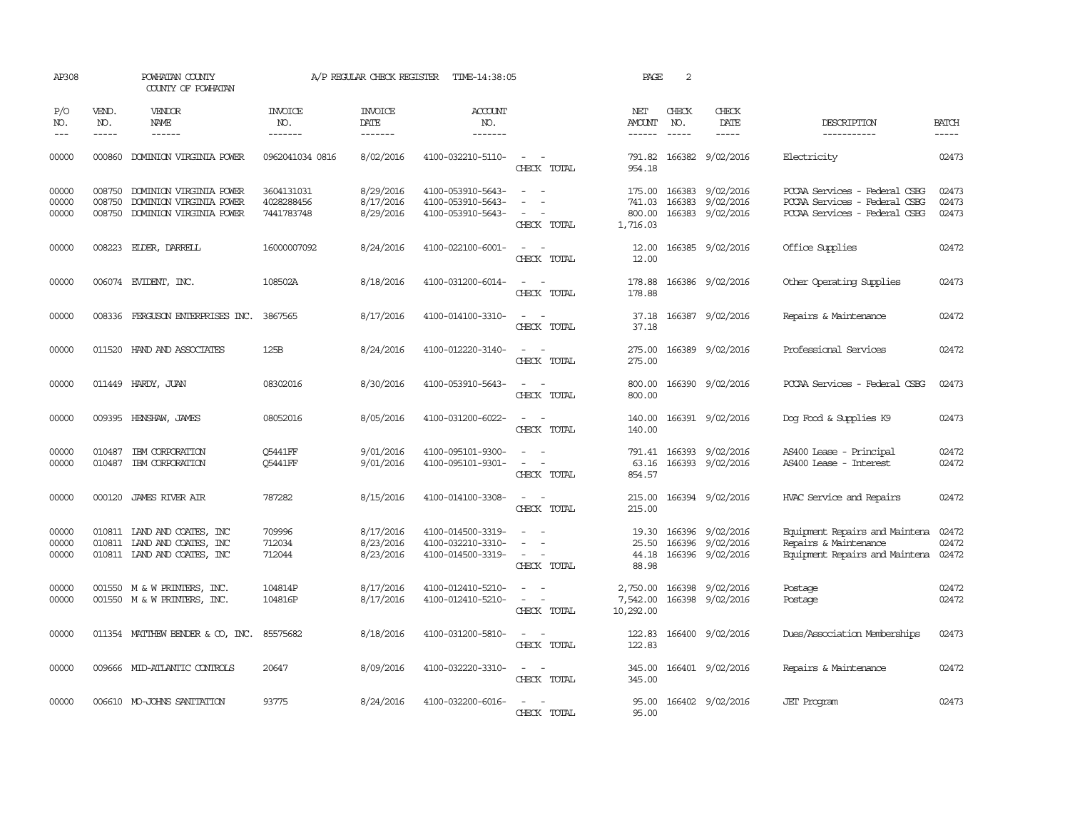AP308 POWHATAN COUNTY A/P REGULAR CHECK REGISTER TIME-14:38:05 PAGE 2

COUNTY OF POWHATAN

| P/O NO. | VEND. NO. | VENDOR NAME | INVOICE NO. | INVOICE DATE | ACCOUNT NO. | | NET AMOUNT | CHECK NO. | CHECK DATE | DESCRIPTION | BATCH |
|---|---|---|---|---|---|---|---|---|---|---|---|
| 00000 | 000860 | DOMINION VIRGINIA POWER | 0962041034 0816 | 8/02/2016 | 4100-032210-5110- | - - | 791.82 | 166382 | 9/02/2016 | Electricity | 02473 |
| | | | | | | CHECK TOTAL | 954.18 | | | | |
| 00000 | 008750 | DOMINION VIRGINIA POWER | 3604131031 | 8/29/2016 | 4100-053910-5643- | - - | 175.00 | 166383 | 9/02/2016 | PCCAA Services - Federal CSBG | 02473 |
| 00000 | 008750 | DOMINION VIRGINIA POWER | 4028288456 | 8/17/2016 | 4100-053910-5643- | - - | 741.03 | 166383 | 9/02/2016 | PCCAA Services - Federal CSBG | 02473 |
| 00000 | 008750 | DOMINION VIRGINIA POWER | 7441783748 | 8/29/2016 | 4100-053910-5643- | - - | 800.00 | 166383 | 9/02/2016 | PCCAA Services - Federal CSBG | 02473 |
| | | | | | | CHECK TOTAL | 1,716.03 | | | | |
| 00000 | 008223 | ELDER, DARRELL | 16000007092 | 8/24/2016 | 4100-022100-6001- | - - | 12.00 | 166385 | 9/02/2016 | Office Supplies | 02472 |
| | | | | | | CHECK TOTAL | 12.00 | | | | |
| 00000 | 006074 | EVIDENT, INC. | 108502A | 8/18/2016 | 4100-031200-6014- | - - | 178.88 | 166386 | 9/02/2016 | Other Operating Supplies | 02473 |
| | | | | | | CHECK TOTAL | 178.88 | | | | |
| 00000 | 008336 | FERGUSON ENTERPRISES INC. | 3867565 | 8/17/2016 | 4100-014100-3310- | - - | 37.18 | 166387 | 9/02/2016 | Repairs & Maintenance | 02472 |
| | | | | | | CHECK TOTAL | 37.18 | | | | |
| 00000 | 011520 | HAND AND ASSOCIATES | 125B | 8/24/2016 | 4100-012220-3140- | - - | 275.00 | 166389 | 9/02/2016 | Professional Services | 02472 |
| | | | | | | CHECK TOTAL | 275.00 | | | | |
| 00000 | 011449 | HARDY, JUAN | 08302016 | 8/30/2016 | 4100-053910-5643- | - - | 800.00 | 166390 | 9/02/2016 | PCCAA Services - Federal CSBG | 02473 |
| | | | | | | CHECK TOTAL | 800.00 | | | | |
| 00000 | 009395 | HENSHAW, JAMES | 08052016 | 8/05/2016 | 4100-031200-6022- | - - | 140.00 | 166391 | 9/02/2016 | Dog Food & Supplies K9 | 02473 |
| | | | | | | CHECK TOTAL | 140.00 | | | | |
| 00000 | 010487 | IBM CORPORATION | Q5441FF | 9/01/2016 | 4100-095101-9300- | - - | 791.41 | 166393 | 9/02/2016 | AS400 Lease - Principal | 02472 |
| 00000 | 010487 | IBM CORPORATION | Q5441FF | 9/01/2016 | 4100-095101-9301- | - - | 63.16 | 166393 | 9/02/2016 | AS400 Lease - Interest | 02472 |
| | | | | | | CHECK TOTAL | 854.57 | | | | |
| 00000 | 000120 | JAMES RIVER AIR | 787282 | 8/15/2016 | 4100-014100-3308- | - - | 215.00 | 166394 | 9/02/2016 | HVAC Service and Repairs | 02472 |
| | | | | | | CHECK TOTAL | 215.00 | | | | |
| 00000 | 010811 | LAND AND COATES, INC | 709996 | 8/17/2016 | 4100-014500-3319- | - - | 19.30 | 166396 | 9/02/2016 | Equipment Repairs and Maintena | 02472 |
| 00000 | 010811 | LAND AND COATES, INC | 712034 | 8/23/2016 | 4100-032210-3310- | - - | 25.50 | 166396 | 9/02/2016 | Repairs & Maintenance | 02472 |
| 00000 | 010811 | LAND AND COATES, INC | 712044 | 8/23/2016 | 4100-014500-3319- | - - | 44.18 | 166396 | 9/02/2016 | Equipment Repairs and Maintena | 02472 |
| | | | | | | CHECK TOTAL | 88.98 | | | | |
| 00000 | 001550 | M & W PRINTERS, INC. | 104814P | 8/17/2016 | 4100-012410-5210- | - - | 2,750.00 | 166398 | 9/02/2016 | Postage | 02472 |
| 00000 | 001550 | M & W PRINTERS, INC. | 104816P | 8/17/2016 | 4100-012410-5210- | - - | 7,542.00 | 166398 | 9/02/2016 | Postage | 02472 |
| | | | | | | CHECK TOTAL | 10,292.00 | | | | |
| 00000 | 011354 | MATTHEW BENDER & CO, INC. | 85575682 | 8/18/2016 | 4100-031200-5810- | - - | 122.83 | 166400 | 9/02/2016 | Dues/Association Memberships | 02473 |
| | | | | | | CHECK TOTAL | 122.83 | | | | |
| 00000 | 009666 | MID-ATLANTIC CONTROLS | 20647 | 8/09/2016 | 4100-032220-3310- | - - | 345.00 | 166401 | 9/02/2016 | Repairs & Maintenance | 02472 |
| | | | | | | CHECK TOTAL | 345.00 | | | | |
| 00000 | 006610 | MO-JOHNS SANITATION | 93775 | 8/24/2016 | 4100-032200-6016- | - - | 95.00 | 166402 | 9/02/2016 | JET Program | 02473 |
| | | | | | | CHECK TOTAL | 95.00 | | | | |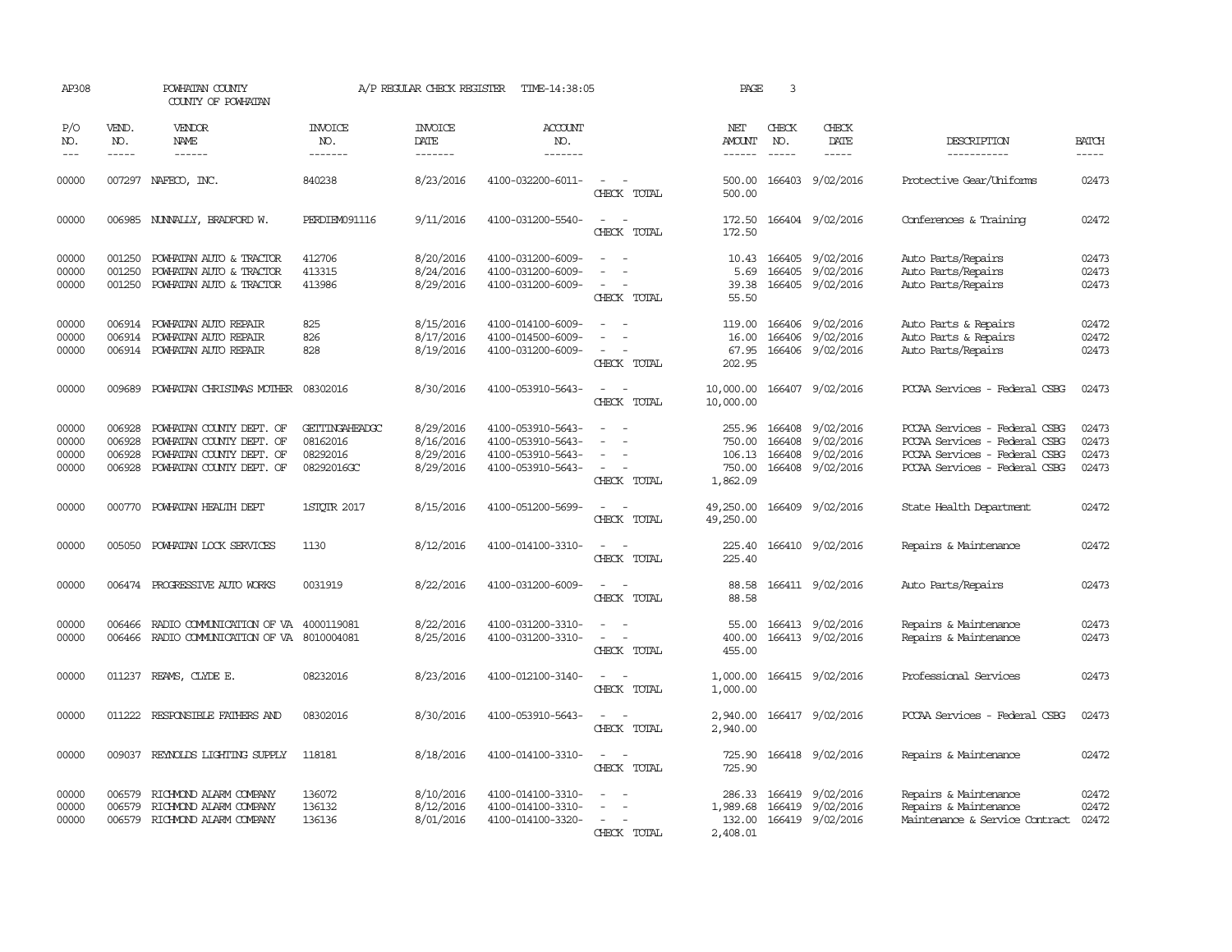AP308 POWHATAN COUNTY A/P REGULAR CHECK REGISTER TIME-14:38:05 PAGE 3

COUNTY OF POWHATAN

| P/O NO. | VEND. NO. | VENDOR NAME | INVOICE NO. | INVOICE DATE | ACCOUNT NO. | | NET AMOUNT | CHECK NO. | CHECK DATE | DESCRIPTION | BATCH |
|---|---|---|---|---|---|---|---|---|---|---|---|
| 00000 | 007297 | NAFECO, INC. | 840238 | 8/23/2016 | 4100-032200-6011- | - - | 500.00 | 166403 | 9/02/2016 | Protective Gear/Uniforms | 02473 |
| | | | | | | CHECK TOTAL | 500.00 | | | | |
| 00000 | 006985 | NUNNALLY, BRADFORD W. | PERDIEM091116 | 9/11/2016 | 4100-031200-5540- | - - | 172.50 | 166404 | 9/02/2016 | Conferences & Training | 02472 |
| | | | | | | CHECK TOTAL | 172.50 | | | | |
| 00000 | 001250 | POWHATAN AUTO & TRACTOR | 412706 | 8/20/2016 | 4100-031200-6009- | - - | 10.43 | 166405 | 9/02/2016 | Auto Parts/Repairs | 02473 |
| 00000 | 001250 | POWHATAN AUTO & TRACTOR | 413315 | 8/24/2016 | 4100-031200-6009- | - - | 5.69 | 166405 | 9/02/2016 | Auto Parts/Repairs | 02473 |
| 00000 | 001250 | POWHATAN AUTO & TRACTOR | 413986 | 8/29/2016 | 4100-031200-6009- | - - | 39.38 | 166405 | 9/02/2016 | Auto Parts/Repairs | 02473 |
| | | | | | | CHECK TOTAL | 55.50 | | | | |
| 00000 | 006914 | POWHATAN AUTO REPAIR | 825 | 8/15/2016 | 4100-014100-6009- | - - | 119.00 | 166406 | 9/02/2016 | Auto Parts & Repairs | 02472 |
| 00000 | 006914 | POWHATAN AUTO REPAIR | 826 | 8/17/2016 | 4100-014500-6009- | - - | 16.00 | 166406 | 9/02/2016 | Auto Parts & Repairs | 02472 |
| 00000 | 006914 | POWHATAN AUTO REPAIR | 828 | 8/19/2016 | 4100-031200-6009- | - - | 67.95 | 166406 | 9/02/2016 | Auto Parts/Repairs | 02473 |
| | | | | | | CHECK TOTAL | 202.95 | | | | |
| 00000 | 009689 | POWHATAN CHRISTMAS MOTHER | 08302016 | 8/30/2016 | 4100-053910-5643- | - - | 10,000.00 | 166407 | 9/02/2016 | PCCAA Services - Federal CSBG | 02473 |
| | | | | | | CHECK TOTAL | 10,000.00 | | | | |
| 00000 | 006928 | POWHATAN COUNTY DEPT. OF | GETTINGAHEADGC | 8/29/2016 | 4100-053910-5643- | - - | 255.96 | 166408 | 9/02/2016 | PCCAA Services - Federal CSBG | 02473 |
| 00000 | 006928 | POWHATAN COUNTY DEPT. OF | 08162016 | 8/16/2016 | 4100-053910-5643- | - - | 750.00 | 166408 | 9/02/2016 | PCCAA Services - Federal CSBG | 02473 |
| 00000 | 006928 | POWHATAN COUNTY DEPT. OF | 08292016 | 8/29/2016 | 4100-053910-5643- | - - | 106.13 | 166408 | 9/02/2016 | PCCAA Services - Federal CSBG | 02473 |
| 00000 | 006928 | POWHATAN COUNTY DEPT. OF | 08292016GC | 8/29/2016 | 4100-053910-5643- | - - | 750.00 | 166408 | 9/02/2016 | PCCAA Services - Federal CSBG | 02473 |
| | | | | | | CHECK TOTAL | 1,862.09 | | | | |
| 00000 | 000770 | POWHATAN HEALTH DEPT | 1STQTR 2017 | 8/15/2016 | 4100-051200-5699- | - - | 49,250.00 | 166409 | 9/02/2016 | State Health Department | 02472 |
| | | | | | | CHECK TOTAL | 49,250.00 | | | | |
| 00000 | 005050 | POWHATAN LOCK SERVICES | 1130 | 8/12/2016 | 4100-014100-3310- | - - | 225.40 | 166410 | 9/02/2016 | Repairs & Maintenance | 02472 |
| | | | | | | CHECK TOTAL | 225.40 | | | | |
| 00000 | 006474 | PROGRESSIVE AUTO WORKS | 0031919 | 8/22/2016 | 4100-031200-6009- | - - | 88.58 | 166411 | 9/02/2016 | Auto Parts/Repairs | 02473 |
| | | | | | | CHECK TOTAL | 88.58 | | | | |
| 00000 | 006466 | RADIO COMMUNICATION OF VA | 4000119081 | 8/22/2016 | 4100-031200-3310- | - - | 55.00 | 166413 | 9/02/2016 | Repairs & Maintenance | 02473 |
| 00000 | 006466 | RADIO COMMUNICATION OF VA | 8010004081 | 8/25/2016 | 4100-031200-3310- | - - | 400.00 | 166413 | 9/02/2016 | Repairs & Maintenance | 02473 |
| | | | | | | CHECK TOTAL | 455.00 | | | | |
| 00000 | 011237 | REAMS, CLYDE E. | 08232016 | 8/23/2016 | 4100-012100-3140- | - - | 1,000.00 | 166415 | 9/02/2016 | Professional Services | 02473 |
| | | | | | | CHECK TOTAL | 1,000.00 | | | | |
| 00000 | 011222 | RESPONSIBLE FATHERS AND | 08302016 | 8/30/2016 | 4100-053910-5643- | - - | 2,940.00 | 166417 | 9/02/2016 | PCCAA Services - Federal CSBG | 02473 |
| | | | | | | CHECK TOTAL | 2,940.00 | | | | |
| 00000 | 009037 | REYNOLDS LIGHTING SUPPLY | 118181 | 8/18/2016 | 4100-014100-3310- | - - | 725.90 | 166418 | 9/02/2016 | Repairs & Maintenance | 02472 |
| | | | | | | CHECK TOTAL | 725.90 | | | | |
| 00000 | 006579 | RICHMOND ALARM COMPANY | 136072 | 8/10/2016 | 4100-014100-3310- | - - | 286.33 | 166419 | 9/02/2016 | Repairs & Maintenance | 02472 |
| 00000 | 006579 | RICHMOND ALARM COMPANY | 136132 | 8/12/2016 | 4100-014100-3310- | - - | 1,989.68 | 166419 | 9/02/2016 | Repairs & Maintenance | 02472 |
| 00000 | 006579 | RICHMOND ALARM COMPANY | 136136 | 8/01/2016 | 4100-014100-3320- | - - | 132.00 | 166419 | 9/02/2016 | Maintenance & Service Contract | 02472 |
| | | | | | | CHECK TOTAL | 2,408.01 | | | | |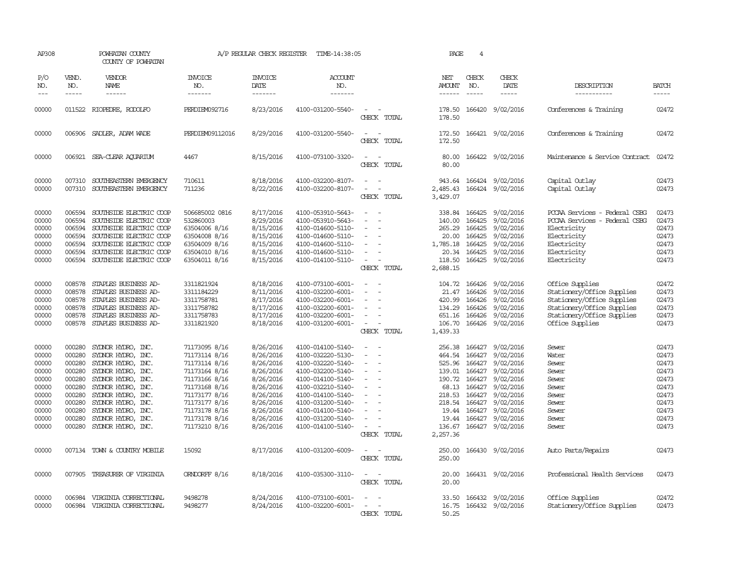AP308 POWHATAN COUNTY COUNTY OF POWHATAN A/P REGULAR CHECK REGISTER TIME-14:38:05 PAGE 4

| P/O NO. | VEND. NO. | VENDOR NAME | INVOICE NO. | INVOICE DATE | ACCOUNT NO. | | NET AMOUNT | CHECK NO. | CHECK DATE | DESCRIPTION | BATCH |
|---|---|---|---|---|---|---|---|---|---|---|---|
| 00000 | 011522 | RIOPEDRE, RODOLFO | PERDIEM092716 | 8/23/2016 | 4100-031200-5540- | - - | 178.50 | 166420 | 9/02/2016 | Conferences & Training | 02472 |
| | | | | | | CHECK TOTAL | 178.50 | | | | |
| 00000 | 006906 | SADLER, ADAM WADE | PERDIEM09112016 | 8/29/2016 | 4100-031200-5540- | - - | 172.50 | 166421 | 9/02/2016 | Conferences & Training | 02472 |
| | | | | | | CHECK TOTAL | 172.50 | | | | |
| 00000 | 006921 | SEA-CLEAR AQUARIUM | 4467 | 8/15/2016 | 4100-073100-3320- | - - | 80.00 | 166422 | 9/02/2016 | Maintenance & Service Contract | 02472 |
| | | | | | | CHECK TOTAL | 80.00 | | | | |
| 00000 | 007310 | SOUTHEASTERN EMERGENCY | 710611 | 8/18/2016 | 4100-032200-8107- | - - | 943.64 | 166424 | 9/02/2016 | Capital Outlay | 02473 |
| 00000 | 007310 | SOUTHEASTERN EMERGENCY | 711236 | 8/22/2016 | 4100-032200-8107- | - - | 2,485.43 | 166424 | 9/02/2016 | Capital Outlay | 02473 |
| | | | | | | CHECK TOTAL | 3,429.07 | | | | |
| 00000 | 006594 | SOUTHSIDE ELECTRIC COOP | 506685002 0816 | 8/17/2016 | 4100-053910-5643- | - - | 338.84 | 166425 | 9/02/2016 | PCCAA Services - Federal CSBG | 02473 |
| 00000 | 006594 | SOUTHSIDE ELECTRIC COOP | 532860003 | 8/29/2016 | 4100-053910-5643- | - - | 140.00 | 166425 | 9/02/2016 | PCCAA Services - Federal CSBG | 02473 |
| 00000 | 006594 | SOUTHSIDE ELECTRIC COOP | 63504006 8/16 | 8/15/2016 | 4100-014600-5110- | - - | 265.29 | 166425 | 9/02/2016 | Electricity | 02473 |
| 00000 | 006594 | SOUTHSIDE ELECTRIC COOP | 63504008 8/16 | 8/15/2016 | 4100-014600-5110- | - - | 20.00 | 166425 | 9/02/2016 | Electricity | 02473 |
| 00000 | 006594 | SOUTHSIDE ELECTRIC COOP | 63504009 8/16 | 8/15/2016 | 4100-014600-5110- | - - | 1,785.18 | 166425 | 9/02/2016 | Electricity | 02473 |
| 00000 | 006594 | SOUTHSIDE ELECTRIC COOP | 63504010 8/16 | 8/15/2016 | 4100-014600-5110- | - - | 20.34 | 166425 | 9/02/2016 | Electricity | 02473 |
| 00000 | 006594 | SOUTHSIDE ELECTRIC COOP | 63504011 8/16 | 8/15/2016 | 4100-014100-5110- | - - | 118.50 | 166425 | 9/02/2016 | Electricity | 02473 |
| | | | | | | CHECK TOTAL | 2,688.15 | | | | |
| 00000 | 008578 | STAPLES BUSINESS AD- | 3311821924 | 8/18/2016 | 4100-073100-6001- | - - | 104.72 | 166426 | 9/02/2016 | Office Supplies | 02472 |
| 00000 | 008578 | STAPLES BUSINESS AD- | 3311184229 | 8/11/2016 | 4100-032200-6001- | - - | 21.47 | 166426 | 9/02/2016 | Stationery/Office Supplies | 02473 |
| 00000 | 008578 | STAPLES BUSINESS AD- | 3311758781 | 8/17/2016 | 4100-032200-6001- | - - | 420.99 | 166426 | 9/02/2016 | Stationery/Office Supplies | 02473 |
| 00000 | 008578 | STAPLES BUSINESS AD- | 3311758782 | 8/17/2016 | 4100-032200-6001- | - - | 134.29 | 166426 | 9/02/2016 | Stationery/Office Supplies | 02473 |
| 00000 | 008578 | STAPLES BUSINESS AD- | 3311758783 | 8/17/2016 | 4100-032200-6001- | - - | 651.16 | 166426 | 9/02/2016 | Stationery/Office Supplies | 02473 |
| 00000 | 008578 | STAPLES BUSINESS AD- | 3311821920 | 8/18/2016 | 4100-031200-6001- | - - | 106.70 | 166426 | 9/02/2016 | Office Supplies | 02473 |
| | | | | | | CHECK TOTAL | 1,439.33 | | | | |
| 00000 | 000280 | SYDNOR HYDRO, INC. | 71173095 8/16 | 8/26/2016 | 4100-014100-5140- | - - | 256.38 | 166427 | 9/02/2016 | Sewer | 02473 |
| 00000 | 000280 | SYDNOR HYDRO, INC. | 71173114 8/16 | 8/26/2016 | 4100-032220-5130- | - - | 464.54 | 166427 | 9/02/2016 | Water | 02473 |
| 00000 | 000280 | SYDNOR HYDRO, INC. | 71173114 8/16 | 8/26/2016 | 4100-032220-5140- | - - | 525.96 | 166427 | 9/02/2016 | Sewer | 02473 |
| 00000 | 000280 | SYDNOR HYDRO, INC. | 71173164 8/16 | 8/26/2016 | 4100-032200-5140- | - - | 139.01 | 166427 | 9/02/2016 | Sewer | 02473 |
| 00000 | 000280 | SYDNOR HYDRO, INC. | 71173166 8/16 | 8/26/2016 | 4100-014100-5140- | - - | 190.72 | 166427 | 9/02/2016 | Sewer | 02473 |
| 00000 | 000280 | SYDNOR HYDRO, INC. | 71173168 8/16 | 8/26/2016 | 4100-032210-5140- | - - | 68.13 | 166427 | 9/02/2016 | Sewer | 02473 |
| 00000 | 000280 | SYDNOR HYDRO, INC. | 71173177 8/16 | 8/26/2016 | 4100-014100-5140- | - - | 218.53 | 166427 | 9/02/2016 | Sewer | 02473 |
| 00000 | 000280 | SYDNOR HYDRO, INC. | 71173177 8/16 | 8/26/2016 | 4100-031200-5140- | - - | 218.54 | 166427 | 9/02/2016 | Sewer | 02473 |
| 00000 | 000280 | SYDNOR HYDRO, INC. | 71173178 8/16 | 8/26/2016 | 4100-014100-5140- | - - | 19.44 | 166427 | 9/02/2016 | Sewer | 02473 |
| 00000 | 000280 | SYDNOR HYDRO, INC. | 71173178 8/16 | 8/26/2016 | 4100-031200-5140- | - - | 19.44 | 166427 | 9/02/2016 | Sewer | 02473 |
| 00000 | 000280 | SYDNOR HYDRO, INC. | 71173210 8/16 | 8/26/2016 | 4100-014100-5140- | - - | 136.67 | 166427 | 9/02/2016 | Sewer | 02473 |
| | | | | | | CHECK TOTAL | 2,257.36 | | | | |
| 00000 | 007134 | TOWN & COUNTRY MOBILE | 15092 | 8/17/2016 | 4100-031200-6009- | - - | 250.00 | 166430 | 9/02/2016 | Auto Parts/Repairs | 02473 |
| | | | | | | CHECK TOTAL | 250.00 | | | | |
| 00000 | 007905 | TREASURER OF VIRGINIA | ORNDORFF 8/16 | 8/18/2016 | 4100-035300-3110- | - - | 20.00 | 166431 | 9/02/2016 | Professional Health Services | 02473 |
| | | | | | | CHECK TOTAL | 20.00 | | | | |
| 00000 | 006984 | VIRGINIA CORRECTIONAL | 9498278 | 8/24/2016 | 4100-073100-6001- | - - | 33.50 | 166432 | 9/02/2016 | Office Supplies | 02472 |
| 00000 | 006984 | VIRGINIA CORRECTIONAL | 9498277 | 8/24/2016 | 4100-032200-6001- | - - | 16.75 | 166432 | 9/02/2016 | Stationery/Office Supplies | 02473 |
| | | | | | | CHECK TOTAL | 50.25 | | | | |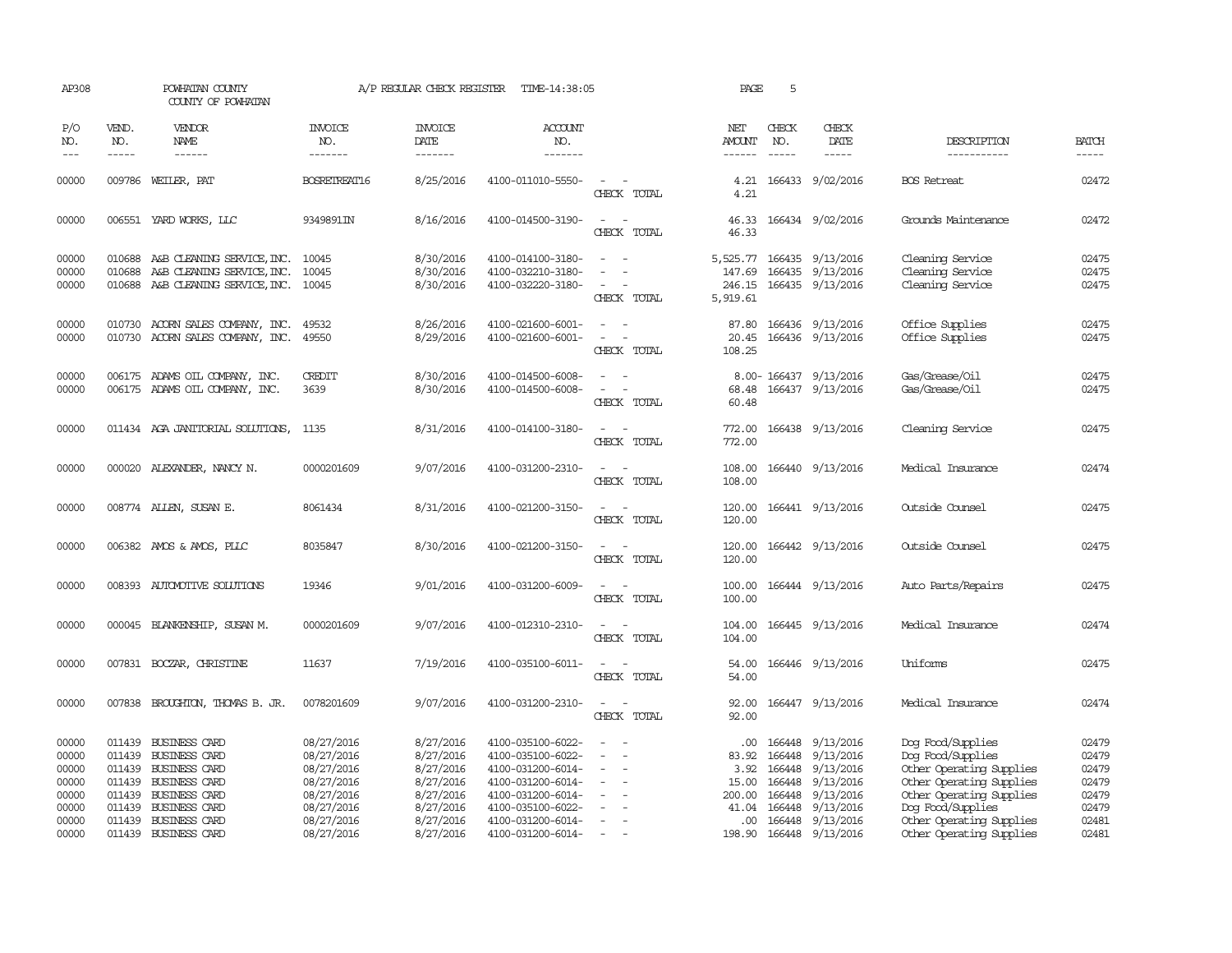AP308 POWHATAN COUNTY A/P REGULAR CHECK REGISTER TIME-14:38:05

COUNTY OF POWHATAN

| P/O NO. | VEND. NO. | VENDOR NAME | INVOICE NO. | INVOICE DATE | ACCOUNT NO. | | NET AMOUNT | CHECK NO. | CHECK DATE | DESCRIPTION | BATCH |
|---|---|---|---|---|---|---|---|---|---|---|---|
| 00000 | 009786 | WEILER, PAT | BOSRETREAT16 | 8/25/2016 | 4100-011010-5550- | - - | 4.21 | 166433 | 9/02/2016 | BOS Retreat | 02472 |
| | | | | | | CHECK TOTAL | 4.21 | | | | |
| 00000 | 006551 | YARD WORKS, LLC | 9349891IN | 8/16/2016 | 4100-014500-3190- | - - | 46.33 | 166434 | 9/02/2016 | Grounds Maintenance | 02472 |
| | | | | | | CHECK TOTAL | 46.33 | | | | |
| 00000 | 010688 | A&B CLEANING SERVICE, INC. | 10045 | 8/30/2016 | 4100-014100-3180- | - - | 5,525.77 | 166435 | 9/13/2016 | Cleaning Service | 02475 |
| 00000 | 010688 | A&B CLEANING SERVICE, INC. | 10045 | 8/30/2016 | 4100-032210-3180- | - - | 147.69 | 166435 | 9/13/2016 | Cleaning Service | 02475 |
| 00000 | 010688 | A&B CLEANING SERVICE, INC. | 10045 | 8/30/2016 | 4100-032220-3180- | - - | 246.15 | 166435 | 9/13/2016 | Cleaning Service | 02475 |
| | | | | | | CHECK TOTAL | 5,919.61 | | | | |
| 00000 | 010730 | ACORN SALES COMPANY, INC. | 49532 | 8/26/2016 | 4100-021600-6001- | - - | 87.80 | 166436 | 9/13/2016 | Office Supplies | 02475 |
| 00000 | 010730 | ACORN SALES COMPANY, INC. | 49550 | 8/29/2016 | 4100-021600-6001- | - - | 20.45 | 166436 | 9/13/2016 | Office Supplies | 02475 |
| | | | | | | CHECK TOTAL | 108.25 | | | | |
| 00000 | 006175 | ADAMS OIL COMPANY, INC. | CREDIT | 8/30/2016 | 4100-014500-6008- | - - | 8.00- | 166437 | 9/13/2016 | Gas/Grease/Oil | 02475 |
| 00000 | 006175 | ADAMS OIL COMPANY, INC. | 3639 | 8/30/2016 | 4100-014500-6008- | - - | 68.48 | 166437 | 9/13/2016 | Gas/Grease/Oil | 02475 |
| | | | | | | CHECK TOTAL | 60.48 | | | | |
| 00000 | 011434 | AGA JANITORIAL SOLUTIONS, | 1135 | 8/31/2016 | 4100-014100-3180- | - - | 772.00 | 166438 | 9/13/2016 | Cleaning Service | 02475 |
| | | | | | | CHECK TOTAL | 772.00 | | | | |
| 00000 | 000020 | ALEXANDER, NANCY N. | 0000201609 | 9/07/2016 | 4100-031200-2310- | - - | 108.00 | 166440 | 9/13/2016 | Medical Insurance | 02474 |
| | | | | | | CHECK TOTAL | 108.00 | | | | |
| 00000 | 008774 | ALLEN, SUSAN E. | 8061434 | 8/31/2016 | 4100-021200-3150- | - - | 120.00 | 166441 | 9/13/2016 | Outside Counsel | 02475 |
| | | | | | | CHECK TOTAL | 120.00 | | | | |
| 00000 | 006382 | AMOS & AMOS, PLLC | 8035847 | 8/30/2016 | 4100-021200-3150- | - - | 120.00 | 166442 | 9/13/2016 | Outside Counsel | 02475 |
| | | | | | | CHECK TOTAL | 120.00 | | | | |
| 00000 | 008393 | AUTOMOTIVE SOLUTIONS | 19346 | 9/01/2016 | 4100-031200-6009- | - - | 100.00 | 166444 | 9/13/2016 | Auto Parts/Repairs | 02475 |
| | | | | | | CHECK TOTAL | 100.00 | | | | |
| 00000 | 000045 | BLANKENSHIP, SUSAN M. | 0000201609 | 9/07/2016 | 4100-012310-2310- | - - | 104.00 | 166445 | 9/13/2016 | Medical Insurance | 02474 |
| | | | | | | CHECK TOTAL | 104.00 | | | | |
| 00000 | 007831 | BOCZAR, CHRISTINE | 11637 | 7/19/2016 | 4100-035100-6011- | - - | 54.00 | 166446 | 9/13/2016 | Uniforms | 02475 |
| | | | | | | CHECK TOTAL | 54.00 | | | | |
| 00000 | 007838 | BROUGHTON, THOMAS B. JR. | 0078201609 | 9/07/2016 | 4100-031200-2310- | - - | 92.00 | 166447 | 9/13/2016 | Medical Insurance | 02474 |
| | | | | | | CHECK TOTAL | 92.00 | | | | |
| 00000 | 011439 | BUSINESS CARD | 08/27/2016 | 8/27/2016 | 4100-035100-6022- | - - | .00 | 166448 | 9/13/2016 | Dog Food/Supplies | 02479 |
| 00000 | 011439 | BUSINESS CARD | 08/27/2016 | 8/27/2016 | 4100-035100-6022- | - - | 83.92 | 166448 | 9/13/2016 | Dog Food/Supplies | 02479 |
| 00000 | 011439 | BUSINESS CARD | 08/27/2016 | 8/27/2016 | 4100-031200-6014- | - - | 3.92 | 166448 | 9/13/2016 | Other Operating Supplies | 02479 |
| 00000 | 011439 | BUSINESS CARD | 08/27/2016 | 8/27/2016 | 4100-031200-6014- | - - | 15.00 | 166448 | 9/13/2016 | Other Operating Supplies | 02479 |
| 00000 | 011439 | BUSINESS CARD | 08/27/2016 | 8/27/2016 | 4100-031200-6014- | - - | 200.00 | 166448 | 9/13/2016 | Other Operating Supplies | 02479 |
| 00000 | 011439 | BUSINESS CARD | 08/27/2016 | 8/27/2016 | 4100-035100-6022- | - - | 41.04 | 166448 | 9/13/2016 | Dog Food/Supplies | 02479 |
| 00000 | 011439 | BUSINESS CARD | 08/27/2016 | 8/27/2016 | 4100-031200-6014- | - - | .00 | 166448 | 9/13/2016 | Other Operating Supplies | 02481 |
| 00000 | 011439 | BUSINESS CARD | 08/27/2016 | 8/27/2016 | 4100-031200-6014- | - - | 198.90 | 166448 | 9/13/2016 | Other Operating Supplies | 02481 |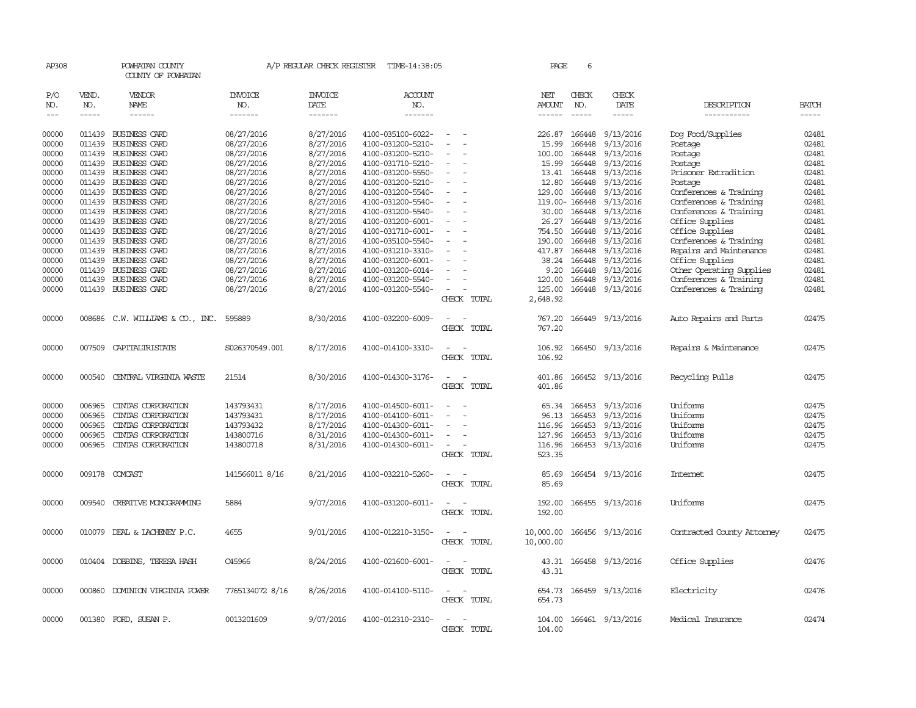AP308 POWHATAN COUNTY A/P REGULAR CHECK REGISTER TIME-14:38:05 PAGE 6
COUNTY OF POWHATAN

| P/O NO. | VEND. NO. | VENDOR NAME | INVOICE NO. | INVOICE DATE | ACCOUNT NO. | | NET AMOUNT | CHECK NO. | CHECK DATE | DESCRIPTION | BATCH |
|---|---|---|---|---|---|---|---|---|---|---|---|
| 00000 | 011439 | BUSINESS CARD | 08/27/2016 | 8/27/2016 | 4100-035100-6022- | - - | 226.87 | 166448 | 9/13/2016 | Dog Food/Supplies | 02481 |
| 00000 | 011439 | BUSINESS CARD | 08/27/2016 | 8/27/2016 | 4100-031200-5210- | - - | 15.99 | 166448 | 9/13/2016 | Postage | 02481 |
| 00000 | 011439 | BUSINESS CARD | 08/27/2016 | 8/27/2016 | 4100-031200-5210- | - - | 100.00 | 166448 | 9/13/2016 | Postage | 02481 |
| 00000 | 011439 | BUSINESS CARD | 08/27/2016 | 8/27/2016 | 4100-031710-5210- | - - | 15.99 | 166448 | 9/13/2016 | Postage | 02481 |
| 00000 | 011439 | BUSINESS CARD | 08/27/2016 | 8/27/2016 | 4100-031200-5550- | - - | 13.41 | 166448 | 9/13/2016 | Prisoner Extradition | 02481 |
| 00000 | 011439 | BUSINESS CARD | 08/27/2016 | 8/27/2016 | 4100-031200-5210- | - - | 12.80 | 166448 | 9/13/2016 | Postage | 02481 |
| 00000 | 011439 | BUSINESS CARD | 08/27/2016 | 8/27/2016 | 4100-031200-5540- | - - | 129.00 | 166448 | 9/13/2016 | Conferences & Training | 02481 |
| 00000 | 011439 | BUSINESS CARD | 08/27/2016 | 8/27/2016 | 4100-031200-5540- | - - | 119.00- | 166448 | 9/13/2016 | Conferences & Training | 02481 |
| 00000 | 011439 | BUSINESS CARD | 08/27/2016 | 8/27/2016 | 4100-031200-5540- | - - | 30.00 | 166448 | 9/13/2016 | Conferences & Training | 02481 |
| 00000 | 011439 | BUSINESS CARD | 08/27/2016 | 8/27/2016 | 4100-031200-6001- | - - | 26.27 | 166448 | 9/13/2016 | Office Supplies | 02481 |
| 00000 | 011439 | BUSINESS CARD | 08/27/2016 | 8/27/2016 | 4100-031710-6001- | - - | 754.50 | 166448 | 9/13/2016 | Office Supplies | 02481 |
| 00000 | 011439 | BUSINESS CARD | 08/27/2016 | 8/27/2016 | 4100-035100-5540- | - - | 190.00 | 166448 | 9/13/2016 | Conferences & Training | 02481 |
| 00000 | 011439 | BUSINESS CARD | 08/27/2016 | 8/27/2016 | 4100-031210-3310- | - - | 417.87 | 166448 | 9/13/2016 | Repairs and Maintenance | 02481 |
| 00000 | 011439 | BUSINESS CARD | 08/27/2016 | 8/27/2016 | 4100-031200-6001- | - - | 38.24 | 166448 | 9/13/2016 | Office Supplies | 02481 |
| 00000 | 011439 | BUSINESS CARD | 08/27/2016 | 8/27/2016 | 4100-031200-6014- | - - | 9.20 | 166448 | 9/13/2016 | Other Operating Supplies | 02481 |
| 00000 | 011439 | BUSINESS CARD | 08/27/2016 | 8/27/2016 | 4100-031200-5540- | - - | 120.00 | 166448 | 9/13/2016 | Conferences & Training | 02481 |
| 00000 | 011439 | BUSINESS CARD | 08/27/2016 | 8/27/2016 | 4100-031200-5540- | - - | 125.00 | 166448 | 9/13/2016 | Conferences & Training | 02481 |
| | | | | | | CHECK TOTAL | 2,648.92 | | | | |
| 00000 | 008686 | C.W. WILLIAMS & CO., INC. | 595889 | 8/30/2016 | 4100-032200-6009- | - - | 767.20 | 166449 | 9/13/2016 | Auto Repairs and Parts | 02475 |
| | | | | | | CHECK TOTAL | 767.20 | | | | |
| 00000 | 007509 | CAPITALTRISTATE | S026370549.001 | 8/17/2016 | 4100-014100-3310- | - - | 106.92 | 166450 | 9/13/2016 | Repairs & Maintenance | 02475 |
| | | | | | | CHECK TOTAL | 106.92 | | | | |
| 00000 | 000540 | CENTRAL VIRGINIA WASTE | 21514 | 8/30/2016 | 4100-014300-3176- | - - | 401.86 | 166452 | 9/13/2016 | Recycling Pulls | 02475 |
| | | | | | | CHECK TOTAL | 401.86 | | | | |
| 00000 | 006965 | CINTAS CORPORATION | 143793431 | 8/17/2016 | 4100-014500-6011- | - - | 65.34 | 166453 | 9/13/2016 | Uniforms | 02475 |
| 00000 | 006965 | CINTAS CORPORATION | 143793431 | 8/17/2016 | 4100-014100-6011- | - - | 96.13 | 166453 | 9/13/2016 | Uniforms | 02475 |
| 00000 | 006965 | CINTAS CORPORATION | 143793432 | 8/17/2016 | 4100-014300-6011- | - - | 116.96 | 166453 | 9/13/2016 | Uniforms | 02475 |
| 00000 | 006965 | CINTAS CORPORATION | 143800716 | 8/31/2016 | 4100-014300-6011- | - - | 127.96 | 166453 | 9/13/2016 | Uniforms | 02475 |
| 00000 | 006965 | CINTAS CORPORATION | 143800718 | 8/31/2016 | 4100-014300-6011- | - - | 116.96 | 166453 | 9/13/2016 | Uniforms | 02475 |
| | | | | | | CHECK TOTAL | 523.35 | | | | |
| 00000 | 009178 | COMCAST | 141566011 8/16 | 8/21/2016 | 4100-032210-5260- | - - | 85.69 | 166454 | 9/13/2016 | Internet | 02475 |
| | | | | | | CHECK TOTAL | 85.69 | | | | |
| 00000 | 009540 | CREATIVE MONOGRAMMING | 5884 | 9/07/2016 | 4100-031200-6011- | - - | 192.00 | 166455 | 9/13/2016 | Uniforms | 02475 |
| | | | | | | CHECK TOTAL | 192.00 | | | | |
| 00000 | 010079 | DEAL & LACHENEY P.C. | 4655 | 9/01/2016 | 4100-012210-3150- | - - | 10,000.00 | 166456 | 9/13/2016 | Contracted County Attorney | 02475 |
| | | | | | | CHECK TOTAL | 10,000.00 | | | | |
| 00000 | 010404 | DOBBINS, TERESA HASH | C45966 | 8/24/2016 | 4100-021600-6001- | - - | 43.31 | 166458 | 9/13/2016 | Office Supplies | 02476 |
| | | | | | | CHECK TOTAL | 43.31 | | | | |
| 00000 | 000860 | DOMINION VIRGINIA POWER | 7765134072 8/16 | 8/26/2016 | 4100-014100-5110- | - - | 654.73 | 166459 | 9/13/2016 | Electricity | 02476 |
| | | | | | | CHECK TOTAL | 654.73 | | | | |
| 00000 | 001380 | FORD, SUSAN P. | 0013201609 | 9/07/2016 | 4100-012310-2310- | - - | 104.00 | 166461 | 9/13/2016 | Medical Insurance | 02474 |
| | | | | | | CHECK TOTAL | 104.00 | | | | |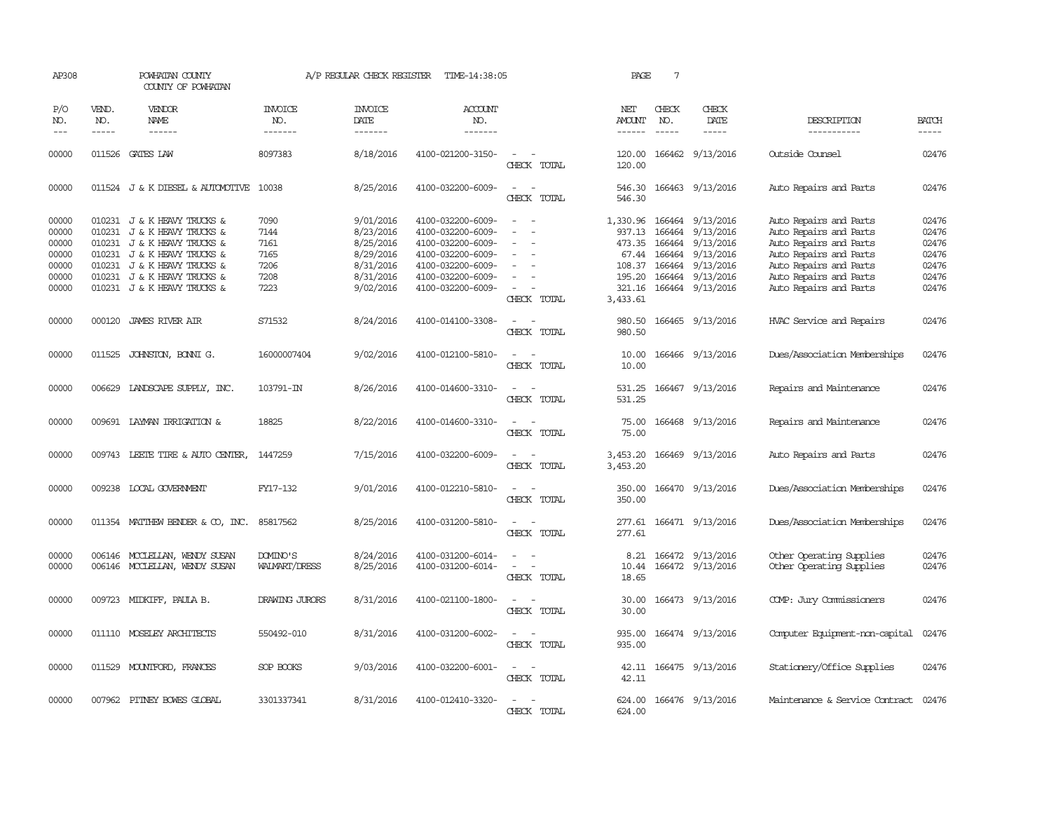AP308 POWHATAN COUNTY A/P REGULAR CHECK REGISTER TIME-14:38:05 PAGE 7
COUNTY OF POWHATAN

| P/O NO. | VEND. NO. | VENDOR NAME | INVOICE NO. | INVOICE DATE | ACCOUNT NO. | | NET AMOUNT | CHECK NO. | CHECK DATE | DESCRIPTION | BATCH |
|---|---|---|---|---|---|---|---|---|---|---|---|
| 00000 | 011526 | GATES LAW | 8097383 | 8/18/2016 | 4100-021200-3150- | - - | 120.00 | 166462 | 9/13/2016 | Outside Counsel | 02476 |
| | | | | | | CHECK TOTAL | 120.00 | | | | |
| 00000 | 011524 | J & K DIESEL & AUTOMOTIVE | 10038 | 8/25/2016 | 4100-032200-6009- | - - | 546.30 | 166463 | 9/13/2016 | Auto Repairs and Parts | 02476 |
| | | | | | | CHECK TOTAL | 546.30 | | | | |
| 00000 | 010231 | J & K HEAVY TRUCKS & | 7090 | 9/01/2016 | 4100-032200-6009- | - - | 1,330.96 | 166464 | 9/13/2016 | Auto Repairs and Parts | 02476 |
| 00000 | 010231 | J & K HEAVY TRUCKS & | 7144 | 8/23/2016 | 4100-032200-6009- | - - | 937.13 | 166464 | 9/13/2016 | Auto Repairs and Parts | 02476 |
| 00000 | 010231 | J & K HEAVY TRUCKS & | 7161 | 8/25/2016 | 4100-032200-6009- | - - | 473.35 | 166464 | 9/13/2016 | Auto Repairs and Parts | 02476 |
| 00000 | 010231 | J & K HEAVY TRUCKS & | 7165 | 8/29/2016 | 4100-032200-6009- | - - | 67.44 | 166464 | 9/13/2016 | Auto Repairs and Parts | 02476 |
| 00000 | 010231 | J & K HEAVY TRUCKS & | 7206 | 8/31/2016 | 4100-032200-6009- | - - | 108.37 | 166464 | 9/13/2016 | Auto Repairs and Parts | 02476 |
| 00000 | 010231 | J & K HEAVY TRUCKS & | 7208 | 8/31/2016 | 4100-032200-6009- | - - | 195.20 | 166464 | 9/13/2016 | Auto Repairs and Parts | 02476 |
| 00000 | 010231 | J & K HEAVY TRUCKS & | 7223 | 9/02/2016 | 4100-032200-6009- | - - | 321.16 | 166464 | 9/13/2016 | Auto Repairs and Parts | 02476 |
| | | | | | | CHECK TOTAL | 3,433.61 | | | | |
| 00000 | 000120 | JAMES RIVER AIR | S71532 | 8/24/2016 | 4100-014100-3308- | - - | 980.50 | 166465 | 9/13/2016 | HVAC Service and Repairs | 02476 |
| | | | | | | CHECK TOTAL | 980.50 | | | | |
| 00000 | 011525 | JOHNSTON, BONNI G. | 16000007404 | 9/02/2016 | 4100-012100-5810- | - - | 10.00 | 166466 | 9/13/2016 | Dues/Association Memberships | 02476 |
| | | | | | | CHECK TOTAL | 10.00 | | | | |
| 00000 | 006629 | LANDSCAPE SUPPLY, INC. | 103791-IN | 8/26/2016 | 4100-014600-3310- | - - | 531.25 | 166467 | 9/13/2016 | Repairs and Maintenance | 02476 |
| | | | | | | CHECK TOTAL | 531.25 | | | | |
| 00000 | 009691 | LAYMAN IRRIGATION & | 18825 | 8/22/2016 | 4100-014600-3310- | - - | 75.00 | 166468 | 9/13/2016 | Repairs and Maintenance | 02476 |
| | | | | | | CHECK TOTAL | 75.00 | | | | |
| 00000 | 009743 | LEETE TIRE & AUTO CENTER, | 1447259 | 7/15/2016 | 4100-032200-6009- | - - | 3,453.20 | 166469 | 9/13/2016 | Auto Repairs and Parts | 02476 |
| | | | | | | CHECK TOTAL | 3,453.20 | | | | |
| 00000 | 009238 | LOCAL GOVERNMENT | FY17-132 | 9/01/2016 | 4100-012210-5810- | - - | 350.00 | 166470 | 9/13/2016 | Dues/Association Memberships | 02476 |
| | | | | | | CHECK TOTAL | 350.00 | | | | |
| 00000 | 011354 | MATTHEW BENDER & CO, INC. | 85817562 | 8/25/2016 | 4100-031200-5810- | - - | 277.61 | 166471 | 9/13/2016 | Dues/Association Memberships | 02476 |
| | | | | | | CHECK TOTAL | 277.61 | | | | |
| 00000 | 006146 | MCCLELLAN, WENDY SUSAN | DOMINO'S | 8/24/2016 | 4100-031200-6014- | - - | 8.21 | 166472 | 9/13/2016 | Other Operating Supplies | 02476 |
| 00000 | 006146 | MCCLELLAN, WENDY SUSAN | WALMART/DRESS | 8/25/2016 | 4100-031200-6014- | - - | 10.44 | 166472 | 9/13/2016 | Other Operating Supplies | 02476 |
| | | | | | | CHECK TOTAL | 18.65 | | | | |
| 00000 | 009723 | MIDKIFF, PAULA B. | DRAWING JURORS | 8/31/2016 | 4100-021100-1800- | - - | 30.00 | 166473 | 9/13/2016 | COMP: Jury Commissioners | 02476 |
| | | | | | | CHECK TOTAL | 30.00 | | | | |
| 00000 | 011110 | MOSELEY ARCHITECTS | 550492-010 | 8/31/2016 | 4100-031200-6002- | - - | 935.00 | 166474 | 9/13/2016 | Computer Equipment-non-capital | 02476 |
| | | | | | | CHECK TOTAL | 935.00 | | | | |
| 00000 | 011529 | MOUNTFORD, FRANCES | SOP BOOKS | 9/03/2016 | 4100-032200-6001- | - - | 42.11 | 166475 | 9/13/2016 | Stationery/Office Supplies | 02476 |
| | | | | | | CHECK TOTAL | 42.11 | | | | |
| 00000 | 007962 | PITNEY BOWES GLOBAL | 3301337341 | 8/31/2016 | 4100-012410-3320- | - - | 624.00 | 166476 | 9/13/2016 | Maintenance & Service Contract | 02476 |
| | | | | | | CHECK TOTAL | 624.00 | | | | |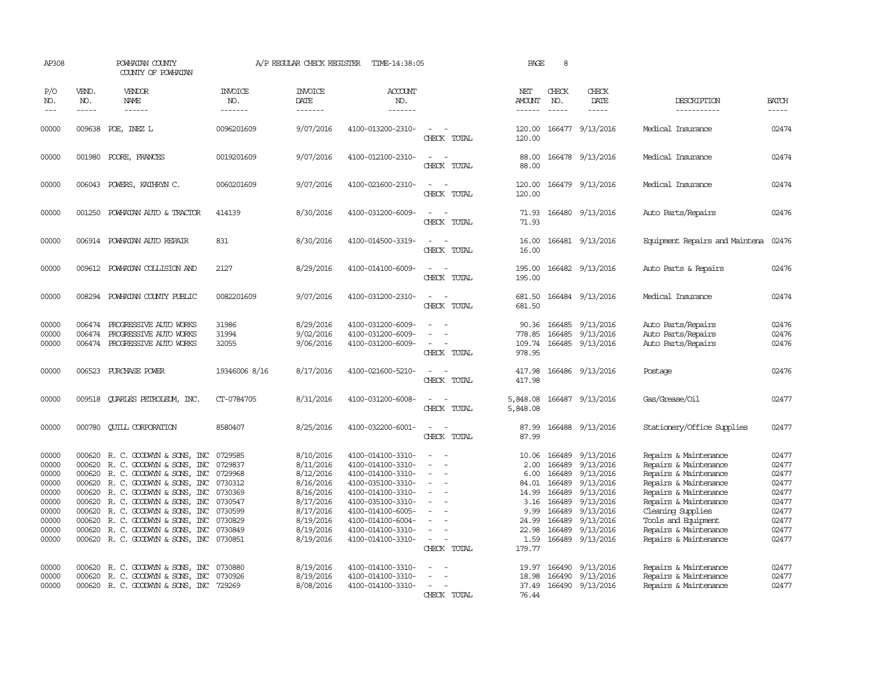AP308 POWHATAN COUNTY A/P REGULAR CHECK REGISTER TIME-14:38:05
COUNTY OF POWHATAN

| P/O NO. | VEND. NO. | VENDOR NAME | INVOICE NO. | INVOICE DATE | ACCOUNT NO. | | NET AMOUNT | CHECK NO. | CHECK DATE | DESCRIPTION | BATCH |
|---|---|---|---|---|---|---|---|---|---|---|---|
| 00000 | 009638 | POE, INEZ L | 0096201609 | 9/07/2016 | 4100-013200-2310- | - - | 120.00 | 166477 | 9/13/2016 | Medical Insurance | 02474 |
| | | | | | | CHECK TOTAL | 120.00 | | | | |
| 00000 | 001980 | POORE, FRANCES | 0019201609 | 9/07/2016 | 4100-012100-2310- | - - | 88.00 | 166478 | 9/13/2016 | Medical Insurance | 02474 |
| | | | | | | CHECK TOTAL | 88.00 | | | | |
| 00000 | 006043 | POWERS, KATHRYN C. | 0060201609 | 9/07/2016 | 4100-021600-2310- | - - | 120.00 | 166479 | 9/13/2016 | Medical Insurance | 02474 |
| | | | | | | CHECK TOTAL | 120.00 | | | | |
| 00000 | 001250 | POWHATAN AUTO & TRACTOR | 414139 | 8/30/2016 | 4100-031200-6009- | - - | 71.93 | 166480 | 9/13/2016 | Auto Parts/Repairs | 02476 |
| | | | | | | CHECK TOTAL | 71.93 | | | | |
| 00000 | 006914 | POWHATAN AUTO REPAIR | 831 | 8/30/2016 | 4100-014500-3319- | - - | 16.00 | 166481 | 9/13/2016 | Equipment Repairs and Maintena | 02476 |
| | | | | | | CHECK TOTAL | 16.00 | | | | |
| 00000 | 009612 | POWHATAN COLLISION AND | 2127 | 8/29/2016 | 4100-014100-6009- | - - | 195.00 | 166482 | 9/13/2016 | Auto Parts & Repairs | 02476 |
| | | | | | | CHECK TOTAL | 195.00 | | | | |
| 00000 | 008294 | POWHATAN COUNTY PUBLIC | 0082201609 | 9/07/2016 | 4100-031200-2310- | - - | 681.50 | 166484 | 9/13/2016 | Medical Insurance | 02474 |
| | | | | | | CHECK TOTAL | 681.50 | | | | |
| 00000 | 006474 | PROGRESSIVE AUTO WORKS | 31986 | 8/29/2016 | 4100-031200-6009- | - - | 90.36 | 166485 | 9/13/2016 | Auto Parts/Repairs | 02476 |
| 00000 | 006474 | PROGRESSIVE AUTO WORKS | 31994 | 9/02/2016 | 4100-031200-6009- | - - | 778.85 | 166485 | 9/13/2016 | Auto Parts/Repairs | 02476 |
| 00000 | 006474 | PROGRESSIVE AUTO WORKS | 32055 | 9/06/2016 | 4100-031200-6009- | - - | 109.74 | 166485 | 9/13/2016 | Auto Parts/Repairs | 02476 |
| | | | | | | CHECK TOTAL | 978.95 | | | | |
| 00000 | 006523 | PURCHASE POWER | 19346006 8/16 | 8/17/2016 | 4100-021600-5210- | - - | 417.98 | 166486 | 9/13/2016 | Postage | 02476 |
| | | | | | | CHECK TOTAL | 417.98 | | | | |
| 00000 | 009518 | QUARLES PETROLEUM, INC. | CT-0784705 | 8/31/2016 | 4100-031200-6008- | - - | 5,848.08 | 166487 | 9/13/2016 | Gas/Grease/Oil | 02477 |
| | | | | | | CHECK TOTAL | 5,848.08 | | | | |
| 00000 | 000780 | QUILL CORPORATION | 8580407 | 8/25/2016 | 4100-032200-6001- | - - | 87.99 | 166488 | 9/13/2016 | Stationery/Office Supplies | 02477 |
| | | | | | | CHECK TOTAL | 87.99 | | | | |
| 00000 | 000620 | R. C. GOODWYN & SONS, INC | 0729585 | 8/10/2016 | 4100-014100-3310- | - - | 10.06 | 166489 | 9/13/2016 | Repairs & Maintenance | 02477 |
| 00000 | 000620 | R. C. GOODWYN & SONS, INC | 0729837 | 8/11/2016 | 4100-014100-3310- | - - | 2.00 | 166489 | 9/13/2016 | Repairs & Maintenance | 02477 |
| 00000 | 000620 | R. C. GOODWYN & SONS, INC | 0729968 | 8/12/2016 | 4100-014100-3310- | - - | 6.00 | 166489 | 9/13/2016 | Repairs & Maintenance | 02477 |
| 00000 | 000620 | R. C. GOODWYN & SONS, INC | 0730312 | 8/16/2016 | 4100-035100-3310- | - - | 84.01 | 166489 | 9/13/2016 | Repairs & Maintenance | 02477 |
| 00000 | 000620 | R. C. GOODWYN & SONS, INC | 0730369 | 8/16/2016 | 4100-014100-3310- | - - | 14.99 | 166489 | 9/13/2016 | Repairs & Maintenance | 02477 |
| 00000 | 000620 | R. C. GOODWYN & SONS, INC | 0730547 | 8/17/2016 | 4100-035100-3310- | - - | 3.16 | 166489 | 9/13/2016 | Repairs & Maintenance | 02477 |
| 00000 | 000620 | R. C. GOODWYN & SONS, INC | 0730599 | 8/17/2016 | 4100-014100-6005- | - - | 9.99 | 166489 | 9/13/2016 | Cleaning Supplies | 02477 |
| 00000 | 000620 | R. C. GOODWYN & SONS, INC | 0730829 | 8/19/2016 | 4100-014100-6004- | - - | 24.99 | 166489 | 9/13/2016 | Tools and Equipment | 02477 |
| 00000 | 000620 | R. C. GOODWYN & SONS, INC | 0730849 | 8/19/2016 | 4100-014100-3310- | - - | 22.98 | 166489 | 9/13/2016 | Repairs & Maintenance | 02477 |
| 00000 | 000620 | R. C. GOODWYN & SONS, INC | 0730851 | 8/19/2016 | 4100-014100-3310- | - - | 1.59 | 166489 | 9/13/2016 | Repairs & Maintenance | 02477 |
| | | | | | | CHECK TOTAL | 179.77 | | | | |
| 00000 | 000620 | R. C. GOODWYN & SONS, INC | 0730880 | 8/19/2016 | 4100-014100-3310- | - - | 19.97 | 166490 | 9/13/2016 | Repairs & Maintenance | 02477 |
| 00000 | 000620 | R. C. GOODWYN & SONS, INC | 0730926 | 8/19/2016 | 4100-014100-3310- | - - | 18.98 | 166490 | 9/13/2016 | Repairs & Maintenance | 02477 |
| 00000 | 000620 | R. C. GOODWYN & SONS, INC | 729269 | 8/08/2016 | 4100-014100-3310- | - - | 37.49 | 166490 | 9/13/2016 | Repairs & Maintenance | 02477 |
| | | | | | | CHECK TOTAL | 76.44 | | | | |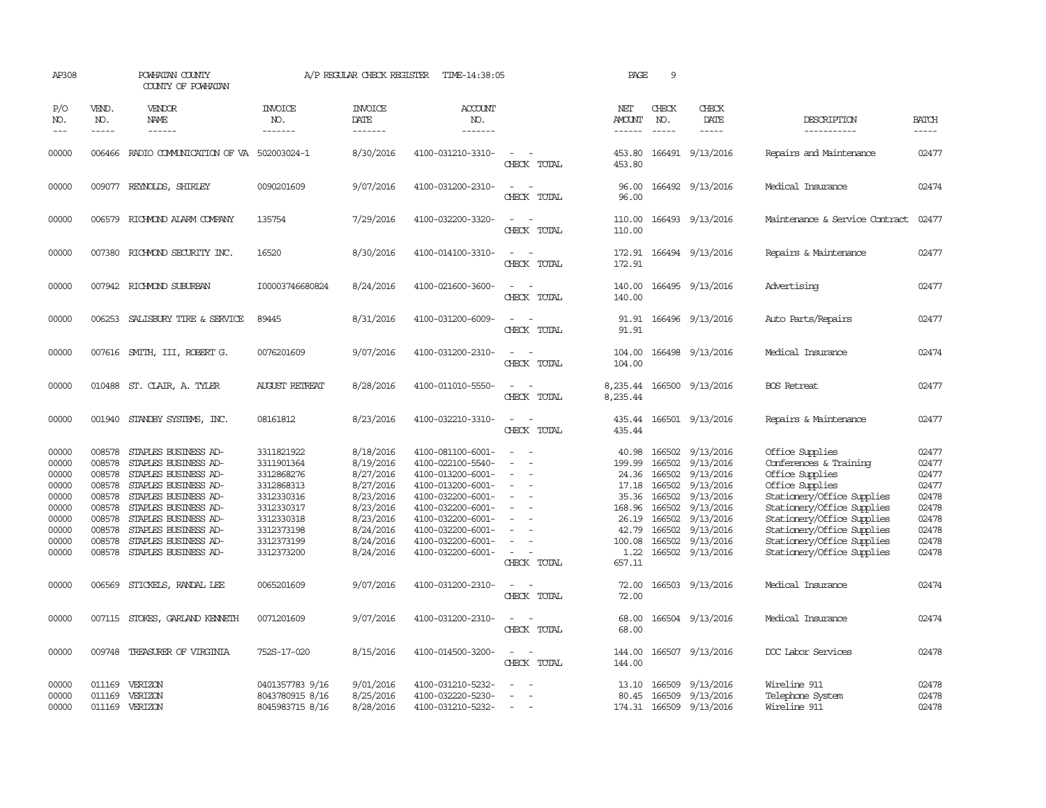AP308 POWHATAN COUNTY A/P REGULAR CHECK REGISTER TIME-14:38:05 PAGE 9
COUNTY OF POWHATAN

| P/O NO. | VEND. NO. | VENDOR NAME | INVOICE NO. | INVOICE DATE | ACCOUNT NO. | | NET AMOUNT | CHECK NO. | CHECK DATE | DESCRIPTION | BATCH |
|---|---|---|---|---|---|---|---|---|---|---|---|
| 00000 | 006466 | RADIO COMMUNICATION OF VA | 502003024-1 | 8/30/2016 | 4100-031210-3310- | - - | 453.80 | 166491 | 9/13/2016 | Repairs and Maintenance | 02477 |
| | | | | | | CHECK TOTAL | 453.80 | | | | |
| 00000 | 009077 | REYNOLDS, SHIRLEY | 0090201609 | 9/07/2016 | 4100-031200-2310- | - - | 96.00 | 166492 | 9/13/2016 | Medical Insurance | 02474 |
| | | | | | | CHECK TOTAL | 96.00 | | | | |
| 00000 | 006579 | RICHMOND ALARM COMPANY | 135754 | 7/29/2016 | 4100-032200-3320- | - - | 110.00 | 166493 | 9/13/2016 | Maintenance & Service Contract | 02477 |
| | | | | | | CHECK TOTAL | 110.00 | | | | |
| 00000 | 007380 | RICHMOND SECURITY INC. | 16520 | 8/30/2016 | 4100-014100-3310- | - - | 172.91 | 166494 | 9/13/2016 | Repairs & Maintenance | 02477 |
| | | | | | | CHECK TOTAL | 172.91 | | | | |
| 00000 | 007942 | RICHMOND SUBURBAN | I00003746680824 | 8/24/2016 | 4100-021600-3600- | - - | 140.00 | 166495 | 9/13/2016 | Advertising | 02477 |
| | | | | | | CHECK TOTAL | 140.00 | | | | |
| 00000 | 006253 | SALISBURY TIRE & SERVICE | 89445 | 8/31/2016 | 4100-031200-6009- | - - | 91.91 | 166496 | 9/13/2016 | Auto Parts/Repairs | 02477 |
| | | | | | | CHECK TOTAL | 91.91 | | | | |
| 00000 | 007616 | SMITH, III, ROBERT G. | 0076201609 | 9/07/2016 | 4100-031200-2310- | - - | 104.00 | 166498 | 9/13/2016 | Medical Insurance | 02474 |
| | | | | | | CHECK TOTAL | 104.00 | | | | |
| 00000 | 010488 | ST. CLAIR, A. TYLER | AUGUST RETREAT | 8/28/2016 | 4100-011010-5550- | - - | 8,235.44 | 166500 | 9/13/2016 | BOS Retreat | 02477 |
| | | | | | | CHECK TOTAL | 8,235.44 | | | | |
| 00000 | 001940 | STANDBY SYSTEMS, INC. | 08161812 | 8/23/2016 | 4100-032210-3310- | - - | 435.44 | 166501 | 9/13/2016 | Repairs & Maintenance | 02477 |
| | | | | | | CHECK TOTAL | 435.44 | | | | |
| 00000 | 008578 | STAPLES BUSINESS AD- | 3311821922 | 8/18/2016 | 4100-081100-6001- | - - | 40.98 | 166502 | 9/13/2016 | Office Supplies | 02477 |
| 00000 | 008578 | STAPLES BUSINESS AD- | 3311901364 | 8/19/2016 | 4100-022100-5540- | - - | 199.99 | 166502 | 9/13/2016 | Conferences & Training | 02477 |
| 00000 | 008578 | STAPLES BUSINESS AD- | 3312868276 | 8/27/2016 | 4100-013200-6001- | - - | 24.36 | 166502 | 9/13/2016 | Office Supplies | 02477 |
| 00000 | 008578 | STAPLES BUSINESS AD- | 3312868313 | 8/27/2016 | 4100-013200-6001- | - - | 17.18 | 166502 | 9/13/2016 | Office Supplies | 02477 |
| 00000 | 008578 | STAPLES BUSINESS AD- | 3312330316 | 8/23/2016 | 4100-032200-6001- | - - | 35.36 | 166502 | 9/13/2016 | Stationery/Office Supplies | 02478 |
| 00000 | 008578 | STAPLES BUSINESS AD- | 3312330317 | 8/23/2016 | 4100-032200-6001- | - - | 168.96 | 166502 | 9/13/2016 | Stationery/Office Supplies | 02478 |
| 00000 | 008578 | STAPLES BUSINESS AD- | 3312330318 | 8/23/2016 | 4100-032200-6001- | - - | 26.19 | 166502 | 9/13/2016 | Stationery/Office Supplies | 02478 |
| 00000 | 008578 | STAPLES BUSINESS AD- | 3312373198 | 8/24/2016 | 4100-032200-6001- | - - | 42.79 | 166502 | 9/13/2016 | Stationery/Office Supplies | 02478 |
| 00000 | 008578 | STAPLES BUSINESS AD- | 3312373199 | 8/24/2016 | 4100-032200-6001- | - - | 100.08 | 166502 | 9/13/2016 | Stationery/Office Supplies | 02478 |
| 00000 | 008578 | STAPLES BUSINESS AD- | 3312373200 | 8/24/2016 | 4100-032200-6001- | - - | 1.22 | 166502 | 9/13/2016 | Stationery/Office Supplies | 02478 |
| | | | | | | CHECK TOTAL | 657.11 | | | | |
| 00000 | 006569 | STICKELS, RANDAL LEE | 0065201609 | 9/07/2016 | 4100-031200-2310- | - - | 72.00 | 166503 | 9/13/2016 | Medical Insurance | 02474 |
| | | | | | | CHECK TOTAL | 72.00 | | | | |
| 00000 | 007115 | STOKES, GARLAND KENNETH | 0071201609 | 9/07/2016 | 4100-031200-2310- | - - | 68.00 | 166504 | 9/13/2016 | Medical Insurance | 02474 |
| | | | | | | CHECK TOTAL | 68.00 | | | | |
| 00000 | 009748 | TREASURER OF VIRGINIA | 752S-17-020 | 8/15/2016 | 4100-014500-3200- | - - | 144.00 | 166507 | 9/13/2016 | DOC Labor Services | 02478 |
| | | | | | | CHECK TOTAL | 144.00 | | | | |
| 00000 | 011169 | VERIZON | 0401357783 9/16 | 9/01/2016 | 4100-031210-5232- | - - | 13.10 | 166509 | 9/13/2016 | Wireline 911 | 02478 |
| 00000 | 011169 | VERIZON | 8043780915 8/16 | 8/25/2016 | 4100-032220-5230- | - - | 80.45 | 166509 | 9/13/2016 | Telephone System | 02478 |
| 00000 | 011169 | VERIZON | 8045983715 8/16 | 8/28/2016 | 4100-031210-5232- | - - | 174.31 | 166509 | 9/13/2016 | Wireline 911 | 02478 |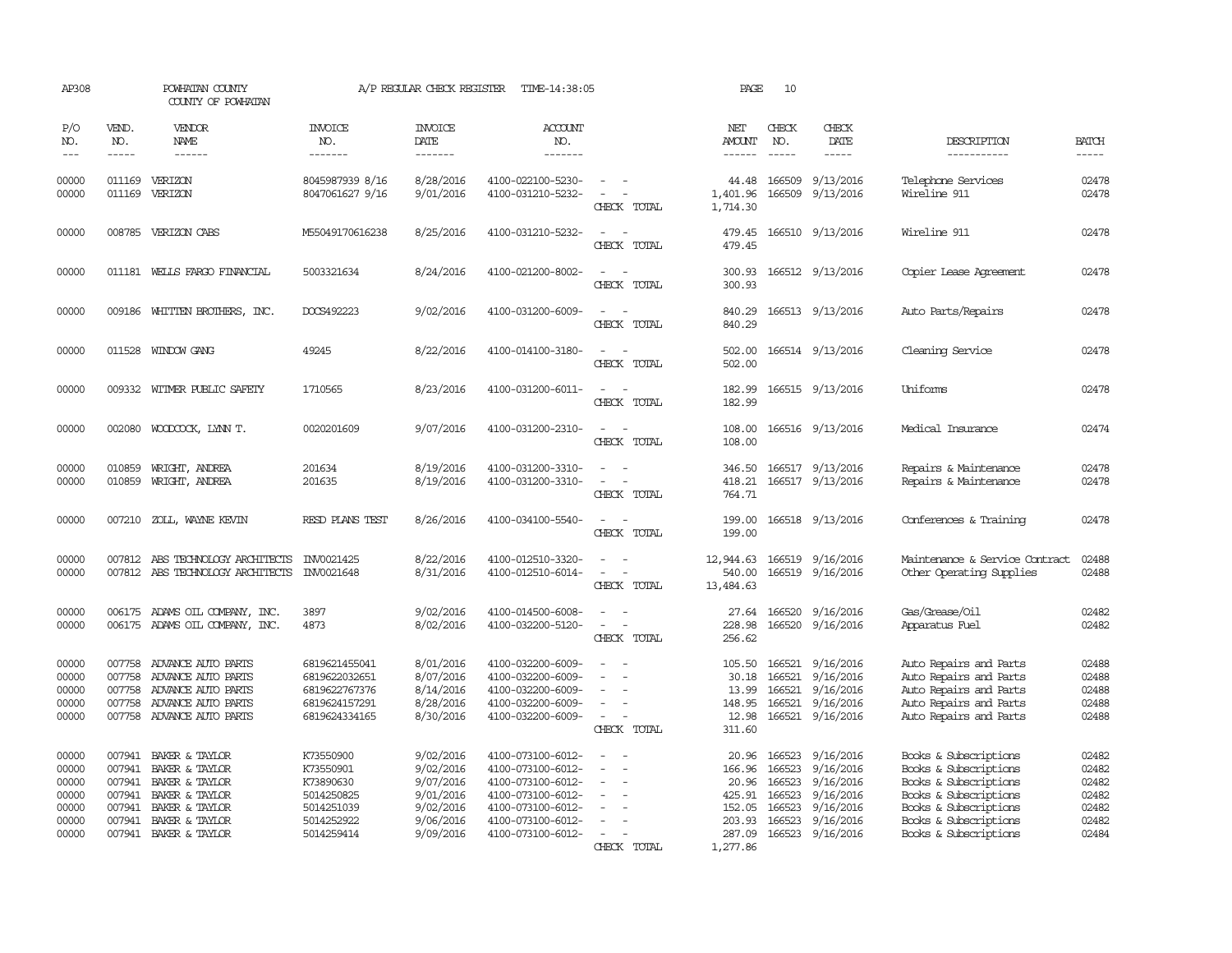AP308 POWHATAN COUNTY A/P REGULAR CHECK REGISTER TIME-14:38:05 PAGE 10

COUNTY OF POWHATAN

| P/O NO. | VEND. NO. | VENDOR NAME | INVOICE NO. | INVOICE DATE | ACCOUNT NO. | | NET AMOUNT | CHECK NO. | CHECK DATE | DESCRIPTION | BATCH |
|---|---|---|---|---|---|---|---|---|---|---|---|
| 00000 | 011169 | VERIZON | 8045987939 8/16 | 8/28/2016 | 4100-022100-5230- | - - | 44.48 | 166509 | 9/13/2016 | Telephone Services | 02478 |
| 00000 | 011169 | VERIZON | 8047061627 9/16 | 9/01/2016 | 4100-031210-5232- | - - | 1,401.96 | 166509 | 9/13/2016 | Wireline 911 | 02478 |
| | | | | | | CHECK TOTAL | 1,714.30 | | | | |
| 00000 | 008785 | VERIZON CABS | M55049170616238 | 8/25/2016 | 4100-031210-5232- | - - | 479.45 | 166510 | 9/13/2016 | Wireline 911 | 02478 |
| | | | | | | CHECK TOTAL | 479.45 | | | | |
| 00000 | 011181 | WELLS FARGO FINANCIAL | 5003321634 | 8/24/2016 | 4100-021200-8002- | - - | 300.93 | 166512 | 9/13/2016 | Copier Lease Agreement | 02478 |
| | | | | | | CHECK TOTAL | 300.93 | | | | |
| 00000 | 009186 | WHITTEN BROTHERS, INC. | DOCS492223 | 9/02/2016 | 4100-031200-6009- | - - | 840.29 | 166513 | 9/13/2016 | Auto Parts/Repairs | 02478 |
| | | | | | | CHECK TOTAL | 840.29 | | | | |
| 00000 | 011528 | WINDOW GANG | 49245 | 8/22/2016 | 4100-014100-3180- | - - | 502.00 | 166514 | 9/13/2016 | Cleaning Service | 02478 |
| | | | | | | CHECK TOTAL | 502.00 | | | | |
| 00000 | 009332 | WITMER PUBLIC SAFETY | 1710565 | 8/23/2016 | 4100-031200-6011- | - - | 182.99 | 166515 | 9/13/2016 | Uniforms | 02478 |
| | | | | | | CHECK TOTAL | 182.99 | | | | |
| 00000 | 002080 | WOODCOCK, LYNN T. | 0020201609 | 9/07/2016 | 4100-031200-2310- | - - | 108.00 | 166516 | 9/13/2016 | Medical Insurance | 02474 |
| | | | | | | CHECK TOTAL | 108.00 | | | | |
| 00000 | 010859 | WRIGHT, ANDREA | 201634 | 8/19/2016 | 4100-031200-3310- | - - | 346.50 | 166517 | 9/13/2016 | Repairs & Maintenance | 02478 |
| 00000 | 010859 | WRIGHT, ANDREA | 201635 | 8/19/2016 | 4100-031200-3310- | - - | 418.21 | 166517 | 9/13/2016 | Repairs & Maintenance | 02478 |
| | | | | | | CHECK TOTAL | 764.71 | | | | |
| 00000 | 007210 | ZOLL, WAYNE KEVIN | RESD PLANS TEST | 8/26/2016 | 4100-034100-5540- | - - | 199.00 | 166518 | 9/13/2016 | Conferences & Training | 02478 |
| | | | | | | CHECK TOTAL | 199.00 | | | | |
| 00000 | 007812 | ABS TECHNOLOGY ARCHITECTS | INV0021425 | 8/22/2016 | 4100-012510-3320- | - - | 12,944.63 | 166519 | 9/16/2016 | Maintenance & Service Contract | 02488 |
| 00000 | 007812 | ABS TECHNOLOGY ARCHITECTS | INV0021648 | 8/31/2016 | 4100-012510-6014- | - - | 540.00 | 166519 | 9/16/2016 | Other Operating Supplies | 02488 |
| | | | | | | CHECK TOTAL | 13,484.63 | | | | |
| 00000 | 006175 | ADAMS OIL COMPANY, INC. | 3897 | 9/02/2016 | 4100-014500-6008- | - - | 27.64 | 166520 | 9/16/2016 | Gas/Grease/Oil | 02482 |
| 00000 | 006175 | ADAMS OIL COMPANY, INC. | 4873 | 8/02/2016 | 4100-032200-5120- | - - | 228.98 | 166520 | 9/16/2016 | Apparatus Fuel | 02482 |
| | | | | | | CHECK TOTAL | 256.62 | | | | |
| 00000 | 007758 | ADVANCE AUTO PARTS | 6819621455041 | 8/01/2016 | 4100-032200-6009- | - - | 105.50 | 166521 | 9/16/2016 | Auto Repairs and Parts | 02488 |
| 00000 | 007758 | ADVANCE AUTO PARTS | 6819622032651 | 8/07/2016 | 4100-032200-6009- | - - | 30.18 | 166521 | 9/16/2016 | Auto Repairs and Parts | 02488 |
| 00000 | 007758 | ADVANCE AUTO PARTS | 6819622767376 | 8/14/2016 | 4100-032200-6009- | - - | 13.99 | 166521 | 9/16/2016 | Auto Repairs and Parts | 02488 |
| 00000 | 007758 | ADVANCE AUTO PARTS | 6819624157291 | 8/28/2016 | 4100-032200-6009- | - - | 148.95 | 166521 | 9/16/2016 | Auto Repairs and Parts | 02488 |
| 00000 | 007758 | ADVANCE AUTO PARTS | 6819624334165 | 8/30/2016 | 4100-032200-6009- | - - | 12.98 | 166521 | 9/16/2016 | Auto Repairs and Parts | 02488 |
| | | | | | | CHECK TOTAL | 311.60 | | | | |
| 00000 | 007941 | BAKER & TAYLOR | K73550900 | 9/02/2016 | 4100-073100-6012- | - - | 20.96 | 166523 | 9/16/2016 | Books & Subscriptions | 02482 |
| 00000 | 007941 | BAKER & TAYLOR | K73550901 | 9/02/2016 | 4100-073100-6012- | - - | 166.96 | 166523 | 9/16/2016 | Books & Subscriptions | 02482 |
| 00000 | 007941 | BAKER & TAYLOR | K73890630 | 9/07/2016 | 4100-073100-6012- | - - | 20.96 | 166523 | 9/16/2016 | Books & Subscriptions | 02482 |
| 00000 | 007941 | BAKER & TAYLOR | 5014250825 | 9/01/2016 | 4100-073100-6012- | - - | 425.91 | 166523 | 9/16/2016 | Books & Subscriptions | 02482 |
| 00000 | 007941 | BAKER & TAYLOR | 5014251039 | 9/02/2016 | 4100-073100-6012- | - - | 152.05 | 166523 | 9/16/2016 | Books & Subscriptions | 02482 |
| 00000 | 007941 | BAKER & TAYLOR | 5014252922 | 9/06/2016 | 4100-073100-6012- | - - | 203.93 | 166523 | 9/16/2016 | Books & Subscriptions | 02482 |
| 00000 | 007941 | BAKER & TAYLOR | 5014259414 | 9/09/2016 | 4100-073100-6012- | - - | 287.09 | 166523 | 9/16/2016 | Books & Subscriptions | 02484 |
| | | | | | | CHECK TOTAL | 1,277.86 | | | | |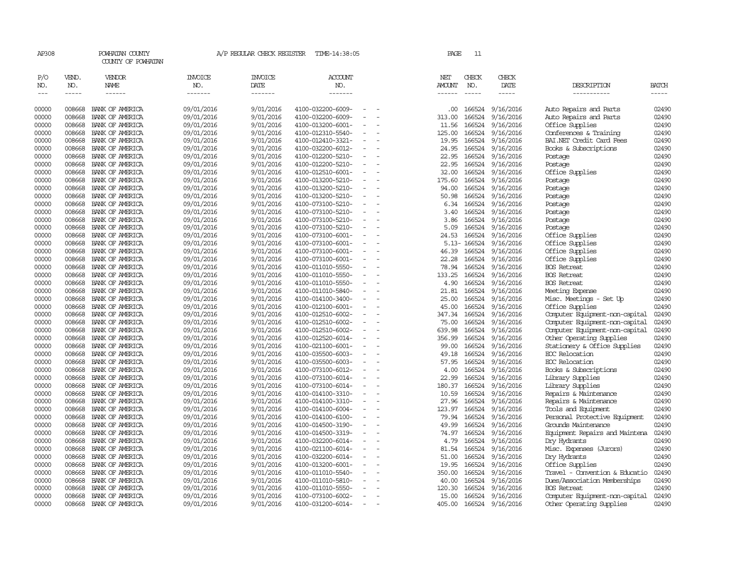AP308 POWHATAN COUNTY A/P REGULAR CHECK REGISTER TIME-14:38:05 PAGE 11

COUNTY OF POWHATAN

| P/O NO. | VEND. NO. | VENDOR NAME | INVOICE NO. | INVOICE DATE | ACCOUNT NO. | NET AMOUNT | CHECK NO. | CHECK DATE | DESCRIPTION | BATCH |
|---|---|---|---|---|---|---|---|---|---|---|
| 00000 | 008668 | BANK OF AMERICA | 09/01/2016 | 9/01/2016 | 4100-032200-6009- - - | .00 | 166524 | 9/16/2016 | Auto Repairs and Parts | 02490 |
| 00000 | 008668 | BANK OF AMERICA | 09/01/2016 | 9/01/2016 | 4100-032200-6009- - - | 313.00 | 166524 | 9/16/2016 | Auto Repairs and Parts | 02490 |
| 00000 | 008668 | BANK OF AMERICA | 09/01/2016 | 9/01/2016 | 4100-013200-6001- - - | 11.56 | 166524 | 9/16/2016 | Office Supplies | 02490 |
| 00000 | 008668 | BANK OF AMERICA | 09/01/2016 | 9/01/2016 | 4100-012310-5540- - - | 125.00 | 166524 | 9/16/2016 | Conferences & Training | 02490 |
| 00000 | 008668 | BANK OF AMERICA | 09/01/2016 | 9/01/2016 | 4100-012410-3321- - - | 19.95 | 166524 | 9/16/2016 | BAI.NET Credit Card Fees | 02490 |
| 00000 | 008668 | BANK OF AMERICA | 09/01/2016 | 9/01/2016 | 4100-032200-6012- - - | 24.95 | 166524 | 9/16/2016 | Books & Subscriptions | 02490 |
| 00000 | 008668 | BANK OF AMERICA | 09/01/2016 | 9/01/2016 | 4100-012200-5210- - - | 22.95 | 166524 | 9/16/2016 | Postage | 02490 |
| 00000 | 008668 | BANK OF AMERICA | 09/01/2016 | 9/01/2016 | 4100-012200-5210- - - | 22.95 | 166524 | 9/16/2016 | Postage | 02490 |
| 00000 | 008668 | BANK OF AMERICA | 09/01/2016 | 9/01/2016 | 4100-012510-6001- - - | 32.00 | 166524 | 9/16/2016 | Office Supplies | 02490 |
| 00000 | 008668 | BANK OF AMERICA | 09/01/2016 | 9/01/2016 | 4100-013200-5210- - - | 175.60 | 166524 | 9/16/2016 | Postage | 02490 |
| 00000 | 008668 | BANK OF AMERICA | 09/01/2016 | 9/01/2016 | 4100-013200-5210- - - | 94.00 | 166524 | 9/16/2016 | Postage | 02490 |
| 00000 | 008668 | BANK OF AMERICA | 09/01/2016 | 9/01/2016 | 4100-013200-5210- - - | 50.98 | 166524 | 9/16/2016 | Postage | 02490 |
| 00000 | 008668 | BANK OF AMERICA | 09/01/2016 | 9/01/2016 | 4100-073100-5210- - - | 6.34 | 166524 | 9/16/2016 | Postage | 02490 |
| 00000 | 008668 | BANK OF AMERICA | 09/01/2016 | 9/01/2016 | 4100-073100-5210- - - | 3.40 | 166524 | 9/16/2016 | Postage | 02490 |
| 00000 | 008668 | BANK OF AMERICA | 09/01/2016 | 9/01/2016 | 4100-073100-5210- - - | 3.86 | 166524 | 9/16/2016 | Postage | 02490 |
| 00000 | 008668 | BANK OF AMERICA | 09/01/2016 | 9/01/2016 | 4100-073100-5210- - - | 5.09 | 166524 | 9/16/2016 | Postage | 02490 |
| 00000 | 008668 | BANK OF AMERICA | 09/01/2016 | 9/01/2016 | 4100-073100-6001- - - | 24.53 | 166524 | 9/16/2016 | Office Supplies | 02490 |
| 00000 | 008668 | BANK OF AMERICA | 09/01/2016 | 9/01/2016 | 4100-073100-6001- - - | 5.13- | 166524 | 9/16/2016 | Office Supplies | 02490 |
| 00000 | 008668 | BANK OF AMERICA | 09/01/2016 | 9/01/2016 | 4100-073100-6001- - - | 46.39 | 166524 | 9/16/2016 | Office Supplies | 02490 |
| 00000 | 008668 | BANK OF AMERICA | 09/01/2016 | 9/01/2016 | 4100-073100-6001- - - | 22.28 | 166524 | 9/16/2016 | Office Supplies | 02490 |
| 00000 | 008668 | BANK OF AMERICA | 09/01/2016 | 9/01/2016 | 4100-011010-5550- - - | 78.94 | 166524 | 9/16/2016 | BOS Retreat | 02490 |
| 00000 | 008668 | BANK OF AMERICA | 09/01/2016 | 9/01/2016 | 4100-011010-5550- - - | 133.25 | 166524 | 9/16/2016 | BOS Retreat | 02490 |
| 00000 | 008668 | BANK OF AMERICA | 09/01/2016 | 9/01/2016 | 4100-011010-5550- - - | 4.90 | 166524 | 9/16/2016 | BOS Retreat | 02490 |
| 00000 | 008668 | BANK OF AMERICA | 09/01/2016 | 9/01/2016 | 4100-011010-5840- - - | 21.81 | 166524 | 9/16/2016 | Meeting Expense | 02490 |
| 00000 | 008668 | BANK OF AMERICA | 09/01/2016 | 9/01/2016 | 4100-014100-3400- - - | 25.00 | 166524 | 9/16/2016 | Misc. Meetings - Set Up | 02490 |
| 00000 | 008668 | BANK OF AMERICA | 09/01/2016 | 9/01/2016 | 4100-012100-6001- - - | 45.00 | 166524 | 9/16/2016 | Office Supplies | 02490 |
| 00000 | 008668 | BANK OF AMERICA | 09/01/2016 | 9/01/2016 | 4100-012510-6002- - - | 347.34 | 166524 | 9/16/2016 | Computer Equipment-non-capital | 02490 |
| 00000 | 008668 | BANK OF AMERICA | 09/01/2016 | 9/01/2016 | 4100-012510-6002- - - | 75.00 | 166524 | 9/16/2016 | Computer Equipment-non-capital | 02490 |
| 00000 | 008668 | BANK OF AMERICA | 09/01/2016 | 9/01/2016 | 4100-012510-6002- - - | 639.98 | 166524 | 9/16/2016 | Computer Equipment-non-capital | 02490 |
| 00000 | 008668 | BANK OF AMERICA | 09/01/2016 | 9/01/2016 | 4100-012520-6014- - - | 356.99 | 166524 | 9/16/2016 | Other Operating Supplies | 02490 |
| 00000 | 008668 | BANK OF AMERICA | 09/01/2016 | 9/01/2016 | 4100-021100-6001- - - | 99.00 | 166524 | 9/16/2016 | Stationery & Office Supplies | 02490 |
| 00000 | 008668 | BANK OF AMERICA | 09/01/2016 | 9/01/2016 | 4100-035500-6003- - - | 49.18 | 166524 | 9/16/2016 | EOC Relocation | 02490 |
| 00000 | 008668 | BANK OF AMERICA | 09/01/2016 | 9/01/2016 | 4100-035500-6003- - - | 57.95 | 166524 | 9/16/2016 | EOC Relocation | 02490 |
| 00000 | 008668 | BANK OF AMERICA | 09/01/2016 | 9/01/2016 | 4100-073100-6012- - - | 4.00 | 166524 | 9/16/2016 | Books & Subscriptions | 02490 |
| 00000 | 008668 | BANK OF AMERICA | 09/01/2016 | 9/01/2016 | 4100-073100-6014- - - | 22.99 | 166524 | 9/16/2016 | Library Supplies | 02490 |
| 00000 | 008668 | BANK OF AMERICA | 09/01/2016 | 9/01/2016 | 4100-073100-6014- - - | 180.37 | 166524 | 9/16/2016 | Library Supplies | 02490 |
| 00000 | 008668 | BANK OF AMERICA | 09/01/2016 | 9/01/2016 | 4100-014100-3310- - - | 10.59 | 166524 | 9/16/2016 | Repairs & Maintenance | 02490 |
| 00000 | 008668 | BANK OF AMERICA | 09/01/2016 | 9/01/2016 | 4100-014100-3310- - - | 27.96 | 166524 | 9/16/2016 | Repairs & Maintenance | 02490 |
| 00000 | 008668 | BANK OF AMERICA | 09/01/2016 | 9/01/2016 | 4100-014100-6004- - - | 123.97 | 166524 | 9/16/2016 | Tools and Equipment | 02490 |
| 00000 | 008668 | BANK OF AMERICA | 09/01/2016 | 9/01/2016 | 4100-014100-6100- - - | 79.94 | 166524 | 9/16/2016 | Personal Protective Equipment | 02490 |
| 00000 | 008668 | BANK OF AMERICA | 09/01/2016 | 9/01/2016 | 4100-014500-3190- - - | 49.99 | 166524 | 9/16/2016 | Grounds Maintenance | 02490 |
| 00000 | 008668 | BANK OF AMERICA | 09/01/2016 | 9/01/2016 | 4100-014500-3319- - - | 74.97 | 166524 | 9/16/2016 | Equipment Repairs and Maintena | 02490 |
| 00000 | 008668 | BANK OF AMERICA | 09/01/2016 | 9/01/2016 | 4100-032200-6014- - - | 4.79 | 166524 | 9/16/2016 | Dry Hydrants | 02490 |
| 00000 | 008668 | BANK OF AMERICA | 09/01/2016 | 9/01/2016 | 4100-021100-6014- - - | 81.54 | 166524 | 9/16/2016 | Misc. Expenses (Jurors) | 02490 |
| 00000 | 008668 | BANK OF AMERICA | 09/01/2016 | 9/01/2016 | 4100-032200-6014- - - | 51.00 | 166524 | 9/16/2016 | Dry Hydrants | 02490 |
| 00000 | 008668 | BANK OF AMERICA | 09/01/2016 | 9/01/2016 | 4100-013200-6001- - - | 19.95 | 166524 | 9/16/2016 | Office Supplies | 02490 |
| 00000 | 008668 | BANK OF AMERICA | 09/01/2016 | 9/01/2016 | 4100-011010-5540- - - | 350.00 | 166524 | 9/16/2016 | Travel - Convention & Educatio | 02490 |
| 00000 | 008668 | BANK OF AMERICA | 09/01/2016 | 9/01/2016 | 4100-011010-5810- - - | 40.00 | 166524 | 9/16/2016 | Dues/Association Memberships | 02490 |
| 00000 | 008668 | BANK OF AMERICA | 09/01/2016 | 9/01/2016 | 4100-011010-5550- - - | 120.30 | 166524 | 9/16/2016 | BOS Retreat | 02490 |
| 00000 | 008668 | BANK OF AMERICA | 09/01/2016 | 9/01/2016 | 4100-073100-6002- - - | 15.00 | 166524 | 9/16/2016 | Computer Equipment-non-capital | 02490 |
| 00000 | 008668 | BANK OF AMERICA | 09/01/2016 | 9/01/2016 | 4100-031200-6014- - - | 405.00 | 166524 | 9/16/2016 | Other Operating Supplies | 02490 |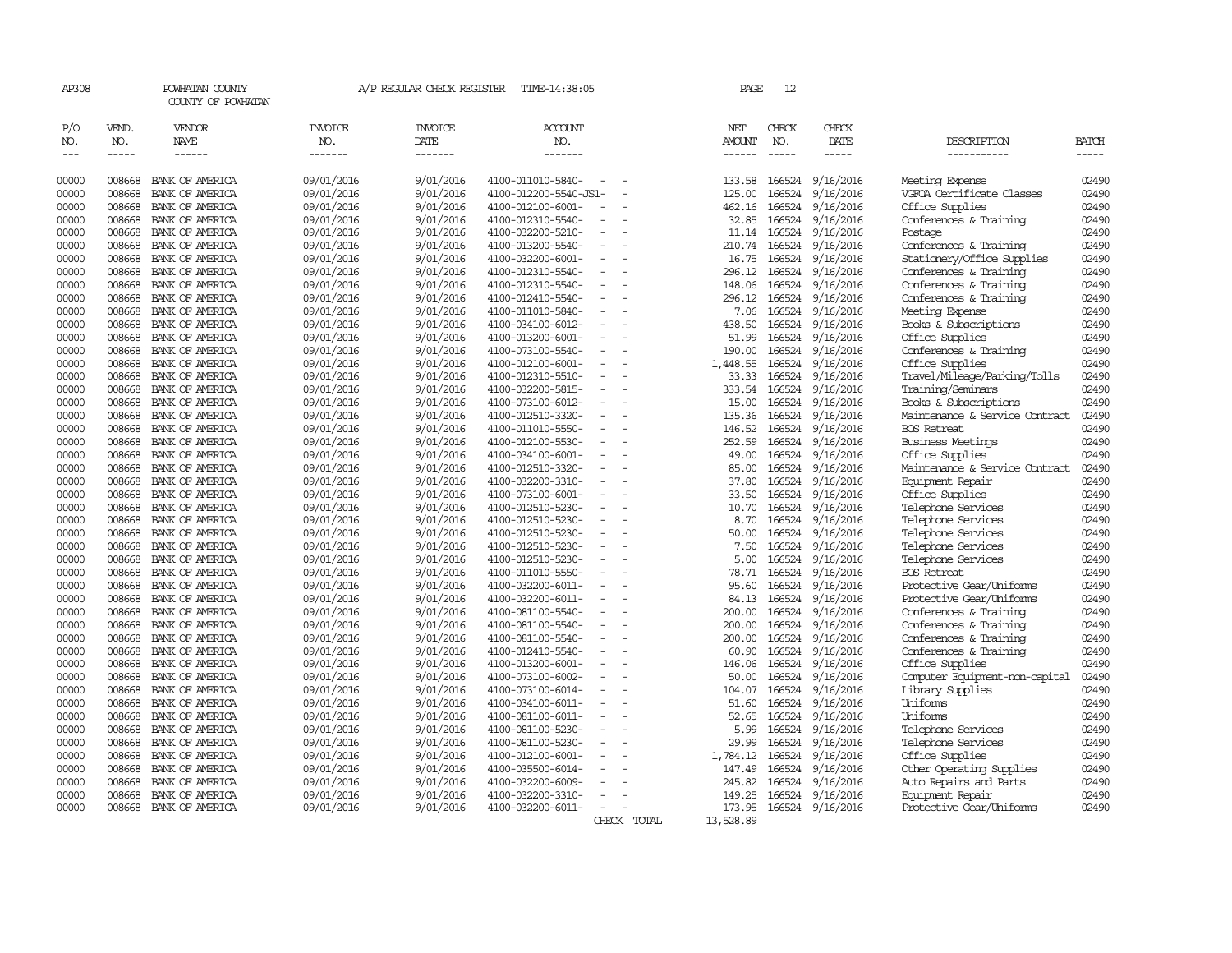AP308 POWHATAN COUNTY A/P REGULAR CHECK REGISTER TIME-14:38:05 PAGE 12

COUNTY OF POWHATAN

| P/O NO. | VEND. NO. | VENDOR NAME | INVOICE NO. | INVOICE DATE | ACCOUNT NO. | NET AMOUNT | CHECK NO. | CHECK DATE | DESCRIPTION | BATCH |
|---|---|---|---|---|---|---|---|---|---|---|
| 00000 | 008668 | BANK OF AMERICA | 09/01/2016 | 9/01/2016 | 4100-011010-5840- - - | 133.58 | 166524 | 9/16/2016 | Meeting Expense | 02490 |
| 00000 | 008668 | BANK OF AMERICA | 09/01/2016 | 9/01/2016 | 4100-012200-5540-JS1- - | 125.00 | 166524 | 9/16/2016 | VGFOA Certificate Classes | 02490 |
| 00000 | 008668 | BANK OF AMERICA | 09/01/2016 | 9/01/2016 | 4100-012100-6001- - - | 462.16 | 166524 | 9/16/2016 | Office Supplies | 02490 |
| 00000 | 008668 | BANK OF AMERICA | 09/01/2016 | 9/01/2016 | 4100-012310-5540- - - | 32.85 | 166524 | 9/16/2016 | Conferences & Training | 02490 |
| 00000 | 008668 | BANK OF AMERICA | 09/01/2016 | 9/01/2016 | 4100-032200-5210- - - | 11.14 | 166524 | 9/16/2016 | Postage | 02490 |
| 00000 | 008668 | BANK OF AMERICA | 09/01/2016 | 9/01/2016 | 4100-013200-5540- - - | 210.74 | 166524 | 9/16/2016 | Conferences & Training | 02490 |
| 00000 | 008668 | BANK OF AMERICA | 09/01/2016 | 9/01/2016 | 4100-032200-6001- - - | 16.75 | 166524 | 9/16/2016 | Stationery/Office Supplies | 02490 |
| 00000 | 008668 | BANK OF AMERICA | 09/01/2016 | 9/01/2016 | 4100-012310-5540- - - | 296.12 | 166524 | 9/16/2016 | Conferences & Training | 02490 |
| 00000 | 008668 | BANK OF AMERICA | 09/01/2016 | 9/01/2016 | 4100-012310-5540- - - | 148.06 | 166524 | 9/16/2016 | Conferences & Training | 02490 |
| 00000 | 008668 | BANK OF AMERICA | 09/01/2016 | 9/01/2016 | 4100-012410-5540- - - | 296.12 | 166524 | 9/16/2016 | Conferences & Training | 02490 |
| 00000 | 008668 | BANK OF AMERICA | 09/01/2016 | 9/01/2016 | 4100-011010-5840- - - | 7.06 | 166524 | 9/16/2016 | Meeting Expense | 02490 |
| 00000 | 008668 | BANK OF AMERICA | 09/01/2016 | 9/01/2016 | 4100-034100-6012- - - | 438.50 | 166524 | 9/16/2016 | Books & Subscriptions | 02490 |
| 00000 | 008668 | BANK OF AMERICA | 09/01/2016 | 9/01/2016 | 4100-013200-6001- - - | 51.99 | 166524 | 9/16/2016 | Office Supplies | 02490 |
| 00000 | 008668 | BANK OF AMERICA | 09/01/2016 | 9/01/2016 | 4100-073100-5540- - - | 190.00 | 166524 | 9/16/2016 | Conferences & Training | 02490 |
| 00000 | 008668 | BANK OF AMERICA | 09/01/2016 | 9/01/2016 | 4100-012100-6001- - - | 1,448.55 | 166524 | 9/16/2016 | Office Supplies | 02490 |
| 00000 | 008668 | BANK OF AMERICA | 09/01/2016 | 9/01/2016 | 4100-012310-5510- - - | 33.33 | 166524 | 9/16/2016 | Travel/Mileage/Parking/Tolls | 02490 |
| 00000 | 008668 | BANK OF AMERICA | 09/01/2016 | 9/01/2016 | 4100-032200-5815- - - | 333.54 | 166524 | 9/16/2016 | Training/Seminars | 02490 |
| 00000 | 008668 | BANK OF AMERICA | 09/01/2016 | 9/01/2016 | 4100-073100-6012- - - | 15.00 | 166524 | 9/16/2016 | Books & Subscriptions | 02490 |
| 00000 | 008668 | BANK OF AMERICA | 09/01/2016 | 9/01/2016 | 4100-012510-3320- - - | 135.36 | 166524 | 9/16/2016 | Maintenance & Service Contract | 02490 |
| 00000 | 008668 | BANK OF AMERICA | 09/01/2016 | 9/01/2016 | 4100-011010-5550- - - | 146.52 | 166524 | 9/16/2016 | BOS Retreat | 02490 |
| 00000 | 008668 | BANK OF AMERICA | 09/01/2016 | 9/01/2016 | 4100-012100-5530- - - | 252.59 | 166524 | 9/16/2016 | Business Meetings | 02490 |
| 00000 | 008668 | BANK OF AMERICA | 09/01/2016 | 9/01/2016 | 4100-034100-6001- - - | 49.00 | 166524 | 9/16/2016 | Office Supplies | 02490 |
| 00000 | 008668 | BANK OF AMERICA | 09/01/2016 | 9/01/2016 | 4100-012510-3320- - - | 85.00 | 166524 | 9/16/2016 | Maintenance & Service Contract | 02490 |
| 00000 | 008668 | BANK OF AMERICA | 09/01/2016 | 9/01/2016 | 4100-032200-3310- - - | 37.80 | 166524 | 9/16/2016 | Equipment Repair | 02490 |
| 00000 | 008668 | BANK OF AMERICA | 09/01/2016 | 9/01/2016 | 4100-073100-6001- - - | 33.50 | 166524 | 9/16/2016 | Office Supplies | 02490 |
| 00000 | 008668 | BANK OF AMERICA | 09/01/2016 | 9/01/2016 | 4100-012510-5230- - - | 10.70 | 166524 | 9/16/2016 | Telephone Services | 02490 |
| 00000 | 008668 | BANK OF AMERICA | 09/01/2016 | 9/01/2016 | 4100-012510-5230- - - | 8.70 | 166524 | 9/16/2016 | Telephone Services | 02490 |
| 00000 | 008668 | BANK OF AMERICA | 09/01/2016 | 9/01/2016 | 4100-012510-5230- - - | 50.00 | 166524 | 9/16/2016 | Telephone Services | 02490 |
| 00000 | 008668 | BANK OF AMERICA | 09/01/2016 | 9/01/2016 | 4100-012510-5230- - - | 7.50 | 166524 | 9/16/2016 | Telephone Services | 02490 |
| 00000 | 008668 | BANK OF AMERICA | 09/01/2016 | 9/01/2016 | 4100-012510-5230- - - | 5.00 | 166524 | 9/16/2016 | Telephone Services | 02490 |
| 00000 | 008668 | BANK OF AMERICA | 09/01/2016 | 9/01/2016 | 4100-011010-5550- - - | 78.71 | 166524 | 9/16/2016 | BOS Retreat | 02490 |
| 00000 | 008668 | BANK OF AMERICA | 09/01/2016 | 9/01/2016 | 4100-032200-6011- - - | 95.60 | 166524 | 9/16/2016 | Protective Gear/Uniforms | 02490 |
| 00000 | 008668 | BANK OF AMERICA | 09/01/2016 | 9/01/2016 | 4100-032200-6011- - - | 84.13 | 166524 | 9/16/2016 | Protective Gear/Uniforms | 02490 |
| 00000 | 008668 | BANK OF AMERICA | 09/01/2016 | 9/01/2016 | 4100-081100-5540- - - | 200.00 | 166524 | 9/16/2016 | Conferences & Training | 02490 |
| 00000 | 008668 | BANK OF AMERICA | 09/01/2016 | 9/01/2016 | 4100-081100-5540- - - | 200.00 | 166524 | 9/16/2016 | Conferences & Training | 02490 |
| 00000 | 008668 | BANK OF AMERICA | 09/01/2016 | 9/01/2016 | 4100-081100-5540- - - | 200.00 | 166524 | 9/16/2016 | Conferences & Training | 02490 |
| 00000 | 008668 | BANK OF AMERICA | 09/01/2016 | 9/01/2016 | 4100-012410-5540- - - | 60.90 | 166524 | 9/16/2016 | Conferences & Training | 02490 |
| 00000 | 008668 | BANK OF AMERICA | 09/01/2016 | 9/01/2016 | 4100-013200-6001- - - | 146.06 | 166524 | 9/16/2016 | Office Supplies | 02490 |
| 00000 | 008668 | BANK OF AMERICA | 09/01/2016 | 9/01/2016 | 4100-073100-6002- - - | 50.00 | 166524 | 9/16/2016 | Computer Equipment-non-capital | 02490 |
| 00000 | 008668 | BANK OF AMERICA | 09/01/2016 | 9/01/2016 | 4100-073100-6014- - - | 104.07 | 166524 | 9/16/2016 | Library Supplies | 02490 |
| 00000 | 008668 | BANK OF AMERICA | 09/01/2016 | 9/01/2016 | 4100-034100-6011- - - | 51.60 | 166524 | 9/16/2016 | Uniforms | 02490 |
| 00000 | 008668 | BANK OF AMERICA | 09/01/2016 | 9/01/2016 | 4100-081100-6011- - - | 52.65 | 166524 | 9/16/2016 | Uniforms | 02490 |
| 00000 | 008668 | BANK OF AMERICA | 09/01/2016 | 9/01/2016 | 4100-081100-5230- - - | 5.99 | 166524 | 9/16/2016 | Telephone Services | 02490 |
| 00000 | 008668 | BANK OF AMERICA | 09/01/2016 | 9/01/2016 | 4100-081100-5230- - - | 29.99 | 166524 | 9/16/2016 | Telephone Services | 02490 |
| 00000 | 008668 | BANK OF AMERICA | 09/01/2016 | 9/01/2016 | 4100-012100-6001- - - | 1,784.12 | 166524 | 9/16/2016 | Office Supplies | 02490 |
| 00000 | 008668 | BANK OF AMERICA | 09/01/2016 | 9/01/2016 | 4100-035500-6014- - - | 147.49 | 166524 | 9/16/2016 | Other Operating Supplies | 02490 |
| 00000 | 008668 | BANK OF AMERICA | 09/01/2016 | 9/01/2016 | 4100-032200-6009- - - | 245.82 | 166524 | 9/16/2016 | Auto Repairs and Parts | 02490 |
| 00000 | 008668 | BANK OF AMERICA | 09/01/2016 | 9/01/2016 | 4100-032200-3310- - - | 149.25 | 166524 | 9/16/2016 | Equipment Repair | 02490 |
| 00000 | 008668 | BANK OF AMERICA | 09/01/2016 | 9/01/2016 | 4100-032200-6011- - - | 173.95 | 166524 | 9/16/2016 | Protective Gear/Uniforms | 02490 |
| | | | | | CHECK TOTAL | 13,528.89 | | | | |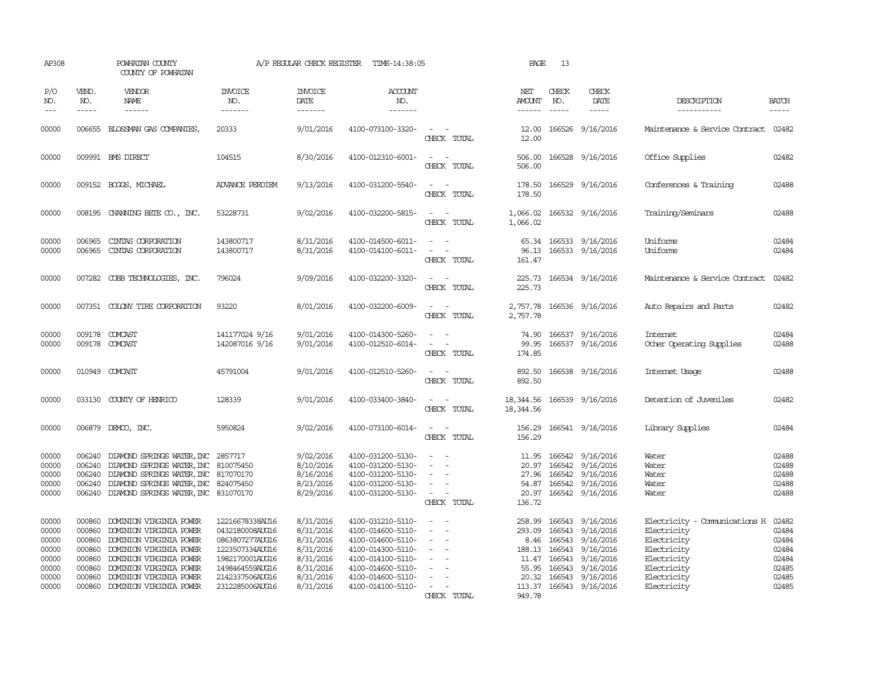AP308 POWHATAN COUNTY COUNTY OF POWHATAN A/P REGULAR CHECK REGISTER TIME-14:38:05 PAGE 13

| P/O NO. | VEND. NO. | VENDOR NAME | INVOICE NO. | INVOICE DATE | ACCOUNT NO. | | NET AMOUNT | CHECK NO. | CHECK DATE | DESCRIPTION | BATCH |
|---|---|---|---|---|---|---|---|---|---|---|---|
| 00000 | 006655 | BLOSSMAN GAS COMPANIES, | 20333 | 9/01/2016 | 4100-073100-3320- | - - | 12.00 | 166526 | 9/16/2016 | Maintenance & Service Contract | 02482 |
| | | | | | | CHECK TOTAL | 12.00 | | | | |
| 00000 | 009991 | BMS DIRECT | 104515 | 8/30/2016 | 4100-012310-6001- | - - | 506.00 | 166528 | 9/16/2016 | Office Supplies | 02482 |
| | | | | | | CHECK TOTAL | 506.00 | | | | |
| 00000 | 009152 | BOGGS, MICHAEL | ADVANCE PERDIEM | 9/13/2016 | 4100-031200-5540- | - - | 178.50 | 166529 | 9/16/2016 | Conferences & Training | 02488 |
| | | | | | | CHECK TOTAL | 178.50 | | | | |
| 00000 | 008195 | CHANNING BETE CO., INC. | 53228731 | 9/02/2016 | 4100-032200-5815- | - - | 1,066.02 | 166532 | 9/16/2016 | Training/Seminars | 02488 |
| | | | | | | CHECK TOTAL | 1,066.02 | | | | |
| 00000 | 006965 | CINTAS CORPORATION | 143800717 | 8/31/2016 | 4100-014500-6011- | - - | 65.34 | 166533 | 9/16/2016 | Uniforms | 02484 |
| 00000 | 006965 | CINTAS CORPORATION | 143800717 | 8/31/2016 | 4100-014100-6011- | - - | 96.13 | 166533 | 9/16/2016 | Uniforms | 02484 |
| | | | | | | CHECK TOTAL | 161.47 | | | | |
| 00000 | 007282 | COBB TECHNOLOGIES, INC. | 796024 | 9/09/2016 | 4100-032200-3320- | - - | 225.73 | 166534 | 9/16/2016 | Maintenance & Service Contract | 02482 |
| | | | | | | CHECK TOTAL | 225.73 | | | | |
| 00000 | 007351 | COLONY TIRE CORPORATION | 93220 | 8/01/2016 | 4100-032200-6009- | - - | 2,757.78 | 166536 | 9/16/2016 | Auto Repairs and Parts | 02482 |
| | | | | | | CHECK TOTAL | 2,757.78 | | | | |
| 00000 | 009178 | COMCAST | 141177024 9/16 | 9/01/2016 | 4100-014300-5260- | - - | 74.90 | 166537 | 9/16/2016 | Internet | 02484 |
| 00000 | 009178 | COMCAST | 142087016 9/16 | 9/01/2016 | 4100-012510-6014- | - - | 99.95 | 166537 | 9/16/2016 | Other Operating Supplies | 02488 |
| | | | | | | CHECK TOTAL | 174.85 | | | | |
| 00000 | 010949 | COMCAST | 45791004 | 9/01/2016 | 4100-012510-5260- | - - | 892.50 | 166538 | 9/16/2016 | Internet Usage | 02488 |
| | | | | | | CHECK TOTAL | 892.50 | | | | |
| 00000 | 033130 | COUNTY OF HENRICO | 128339 | 9/01/2016 | 4100-033400-3840- | - - | 18,344.56 | 166539 | 9/16/2016 | Detention of Juveniles | 02482 |
| | | | | | | CHECK TOTAL | 18,344.56 | | | | |
| 00000 | 006879 | DEMCO, INC. | 5950824 | 9/02/2016 | 4100-073100-6014- | - - | 156.29 | 166541 | 9/16/2016 | Library Supplies | 02484 |
| | | | | | | CHECK TOTAL | 156.29 | | | | |
| 00000 | 006240 | DIAMOND SPRINGS WATER, INC | 2857717 | 9/02/2016 | 4100-031200-5130- | - - | 11.95 | 166542 | 9/16/2016 | Water | 02488 |
| 00000 | 006240 | DIAMOND SPRINGS WATER, INC | 810075450 | 8/10/2016 | 4100-031200-5130- | - - | 20.97 | 166542 | 9/16/2016 | Water | 02488 |
| 00000 | 006240 | DIAMOND SPRINGS WATER, INC | 817070170 | 8/16/2016 | 4100-031200-5130- | - - | 27.96 | 166542 | 9/16/2016 | Water | 02488 |
| 00000 | 006240 | DIAMOND SPRINGS WATER, INC | 824075450 | 8/23/2016 | 4100-031200-5130- | - - | 54.87 | 166542 | 9/16/2016 | Water | 02488 |
| 00000 | 006240 | DIAMOND SPRINGS WATER, INC | 831070170 | 8/29/2016 | 4100-031200-5130- | - - | 20.97 | 166542 | 9/16/2016 | Water | 02488 |
| | | | | | | CHECK TOTAL | 136.72 | | | | |
| 00000 | 000860 | DOMINION VIRGINIA POWER | 12216678338AU16 | 8/31/2016 | 4100-031210-5110- | - - | 258.99 | 166543 | 9/16/2016 | Electricity - Communications H | 02482 |
| 00000 | 000860 | DOMINION VIRGINIA POWER | 0432180008AUG16 | 8/31/2016 | 4100-014600-5110- | - - | 293.09 | 166543 | 9/16/2016 | Electricity | 02484 |
| 00000 | 000860 | DOMINION VIRGINIA POWER | 0863807277AUG16 | 8/31/2016 | 4100-014600-5110- | - - | 8.46 | 166543 | 9/16/2016 | Electricity | 02484 |
| 00000 | 000860 | DOMINION VIRGINIA POWER | 1223507334AUG16 | 8/31/2016 | 4100-014300-5110- | - - | 188.13 | 166543 | 9/16/2016 | Electricity | 02484 |
| 00000 | 000860 | DOMINION VIRGINIA POWER | 1982170001AUG16 | 8/31/2016 | 4100-014100-5110- | - - | 11.47 | 166543 | 9/16/2016 | Electricity | 02484 |
| 00000 | 000860 | DOMINION VIRGINIA POWER | 1498464559AUG16 | 8/31/2016 | 4100-014600-5110- | - - | 55.95 | 166543 | 9/16/2016 | Electricity | 02485 |
| 00000 | 000860 | DOMINION VIRGINIA POWER | 2142337506AUG16 | 8/31/2016 | 4100-014600-5110- | - - | 20.32 | 166543 | 9/16/2016 | Electricity | 02485 |
| 00000 | 000860 | DOMINION VIRGINIA POWER | 2312285006AUG16 | 8/31/2016 | 4100-014100-5110- | - - | 113.37 | 166543 | 9/16/2016 | Electricity | 02485 |
| | | | | | | CHECK TOTAL | 949.78 | | | | |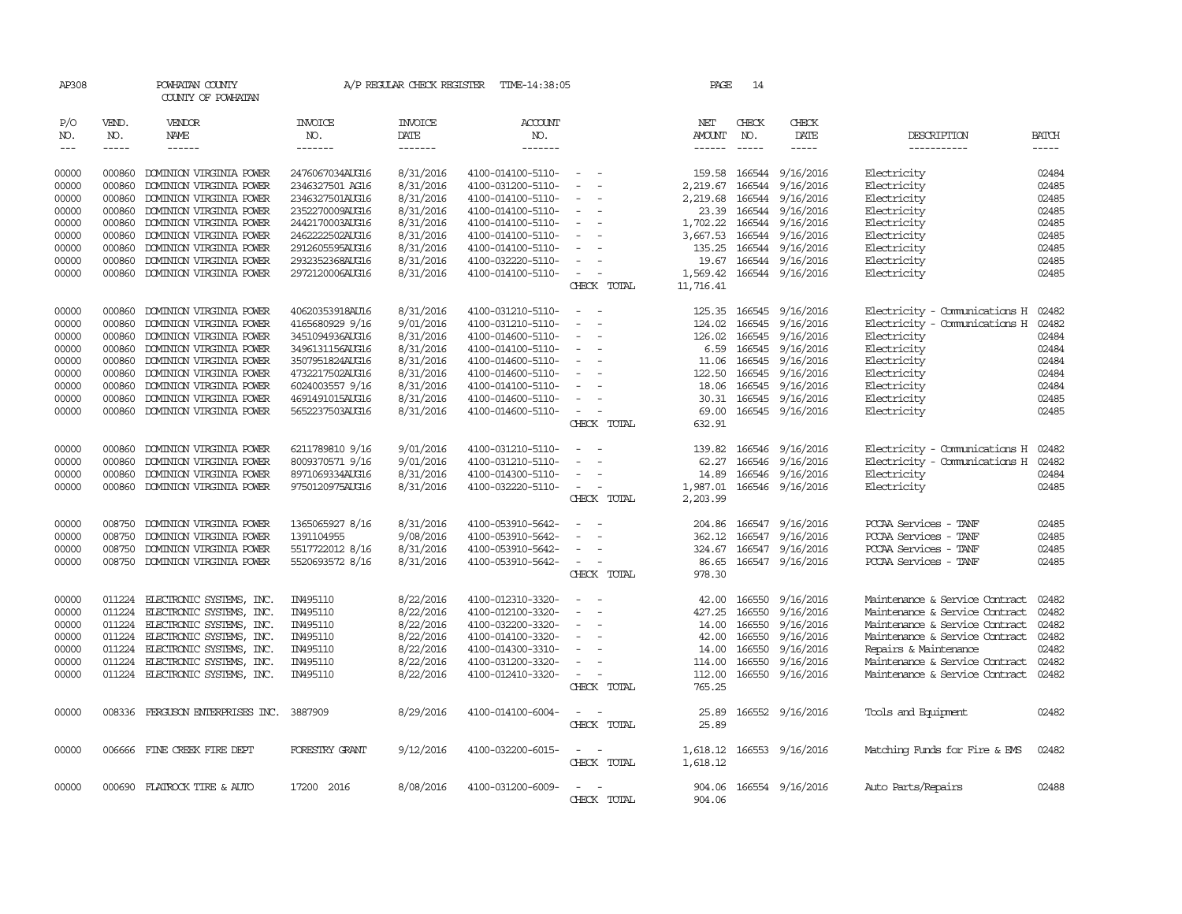AP308 POWHATAN COUNTY A/P REGULAR CHECK REGISTER TIME-14:38:05 PAGE 14

COUNTY OF POWHATAN

| P/O NO. | VEND. NO. | VENDOR NAME | INVOICE NO. | INVOICE DATE | ACCOUNT NO. | | NET AMOUNT | CHECK NO. | CHECK DATE | DESCRIPTION | BATCH |
|---|---|---|---|---|---|---|---|---|---|---|---|
| 00000 | 000860 | DOMINION VIRGINIA POWER | 2476067034AUG16 | 8/31/2016 | 4100-014100-5110- | - - | 159.58 | 166544 | 9/16/2016 | Electricity | 02484 |
| 00000 | 000860 | DOMINION VIRGINIA POWER | 2346327501 AG16 | 8/31/2016 | 4100-031200-5110- | - - | 2,219.67 | 166544 | 9/16/2016 | Electricity | 02485 |
| 00000 | 000860 | DOMINION VIRGINIA POWER | 2346327501AUG16 | 8/31/2016 | 4100-014100-5110- | - - | 2,219.68 | 166544 | 9/16/2016 | Electricity | 02485 |
| 00000 | 000860 | DOMINION VIRGINIA POWER | 2352270009AUG16 | 8/31/2016 | 4100-014100-5110- | - - | 23.39 | 166544 | 9/16/2016 | Electricity | 02485 |
| 00000 | 000860 | DOMINION VIRGINIA POWER | 2442170003AUG16 | 8/31/2016 | 4100-014100-5110- | - - | 1,702.22 | 166544 | 9/16/2016 | Electricity | 02485 |
| 00000 | 000860 | DOMINION VIRGINIA POWER | 2462222502AUG16 | 8/31/2016 | 4100-014100-5110- | - - | 3,667.53 | 166544 | 9/16/2016 | Electricity | 02485 |
| 00000 | 000860 | DOMINION VIRGINIA POWER | 2912605595AUG16 | 8/31/2016 | 4100-014100-5110- | - - | 135.25 | 166544 | 9/16/2016 | Electricity | 02485 |
| 00000 | 000860 | DOMINION VIRGINIA POWER | 2932352368AUG16 | 8/31/2016 | 4100-032220-5110- | - - | 19.67 | 166544 | 9/16/2016 | Electricity | 02485 |
| 00000 | 000860 | DOMINION VIRGINIA POWER | 2972120006AUG16 | 8/31/2016 | 4100-014100-5110- | - - | 1,569.42 | 166544 | 9/16/2016 | Electricity | 02485 |
| | | | | | | CHECK TOTAL | 11,716.41 | | | | |
| 00000 | 000860 | DOMINION VIRGINIA POWER | 40620353918AU16 | 8/31/2016 | 4100-031210-5110- | - - | 125.35 | 166545 | 9/16/2016 | Electricity - Communications H | 02482 |
| 00000 | 000860 | DOMINION VIRGINIA POWER | 4165680929 9/16 | 9/01/2016 | 4100-031210-5110- | - - | 124.02 | 166545 | 9/16/2016 | Electricity - Communications H | 02482 |
| 00000 | 000860 | DOMINION VIRGINIA POWER | 3451094936AUG16 | 8/31/2016 | 4100-014600-5110- | - - | 126.02 | 166545 | 9/16/2016 | Electricity | 02484 |
| 00000 | 000860 | DOMINION VIRGINIA POWER | 3496131156AUG16 | 8/31/2016 | 4100-014100-5110- | - - | 6.59 | 166545 | 9/16/2016 | Electricity | 02484 |
| 00000 | 000860 | DOMINION VIRGINIA POWER | 3507951824AUG16 | 8/31/2016 | 4100-014600-5110- | - - | 11.06 | 166545 | 9/16/2016 | Electricity | 02484 |
| 00000 | 000860 | DOMINION VIRGINIA POWER | 4732217502AUG16 | 8/31/2016 | 4100-014600-5110- | - - | 122.50 | 166545 | 9/16/2016 | Electricity | 02484 |
| 00000 | 000860 | DOMINION VIRGINIA POWER | 6024003557 9/16 | 8/31/2016 | 4100-014100-5110- | - - | 18.06 | 166545 | 9/16/2016 | Electricity | 02484 |
| 00000 | 000860 | DOMINION VIRGINIA POWER | 4691491015AUG16 | 8/31/2016 | 4100-014600-5110- | - - | 30.31 | 166545 | 9/16/2016 | Electricity | 02485 |
| 00000 | 000860 | DOMINION VIRGINIA POWER | 5652237503AUG16 | 8/31/2016 | 4100-014600-5110- | - - | 69.00 | 166545 | 9/16/2016 | Electricity | 02485 |
| | | | | | | CHECK TOTAL | 632.91 | | | | |
| 00000 | 000860 | DOMINION VIRGINIA POWER | 6211789810 9/16 | 9/01/2016 | 4100-031210-5110- | - - | 139.82 | 166546 | 9/16/2016 | Electricity - Communications H | 02482 |
| 00000 | 000860 | DOMINION VIRGINIA POWER | 8009370571 9/16 | 9/01/2016 | 4100-031210-5110- | - - | 62.27 | 166546 | 9/16/2016 | Electricity - Communications H | 02482 |
| 00000 | 000860 | DOMINION VIRGINIA POWER | 8971069334AUG16 | 8/31/2016 | 4100-014300-5110- | - - | 14.89 | 166546 | 9/16/2016 | Electricity | 02484 |
| 00000 | 000860 | DOMINION VIRGINIA POWER | 9750120975AUG16 | 8/31/2016 | 4100-032220-5110- | - - | 1,987.01 | 166546 | 9/16/2016 | Electricity | 02485 |
| | | | | | | CHECK TOTAL | 2,203.99 | | | | |
| 00000 | 008750 | DOMINION VIRGINIA POWER | 1365065927 8/16 | 8/31/2016 | 4100-053910-5642- | - - | 204.86 | 166547 | 9/16/2016 | PCCAA Services - TANF | 02485 |
| 00000 | 008750 | DOMINION VIRGINIA POWER | 1391104955 | 9/08/2016 | 4100-053910-5642- | - - | 362.12 | 166547 | 9/16/2016 | PCCAA Services - TANF | 02485 |
| 00000 | 008750 | DOMINION VIRGINIA POWER | 5517722012 8/16 | 8/31/2016 | 4100-053910-5642- | - - | 324.67 | 166547 | 9/16/2016 | PCCAA Services - TANF | 02485 |
| 00000 | 008750 | DOMINION VIRGINIA POWER | 5520693572 8/16 | 8/31/2016 | 4100-053910-5642- | - - | 86.65 | 166547 | 9/16/2016 | PCCAA Services - TANF | 02485 |
| | | | | | | CHECK TOTAL | 978.30 | | | | |
| 00000 | 011224 | ELECTRONIC SYSTEMS, INC. | IN495110 | 8/22/2016 | 4100-012310-3320- | - - | 42.00 | 166550 | 9/16/2016 | Maintenance & Service Contract | 02482 |
| 00000 | 011224 | ELECTRONIC SYSTEMS, INC. | IN495110 | 8/22/2016 | 4100-012100-3320- | - - | 427.25 | 166550 | 9/16/2016 | Maintenance & Service Contract | 02482 |
| 00000 | 011224 | ELECTRONIC SYSTEMS, INC. | IN495110 | 8/22/2016 | 4100-032200-3320- | - - | 14.00 | 166550 | 9/16/2016 | Maintenance & Service Contract | 02482 |
| 00000 | 011224 | ELECTRONIC SYSTEMS, INC. | IN495110 | 8/22/2016 | 4100-014100-3320- | - - | 42.00 | 166550 | 9/16/2016 | Maintenance & Service Contract | 02482 |
| 00000 | 011224 | ELECTRONIC SYSTEMS, INC. | IN495110 | 8/22/2016 | 4100-014300-3310- | - - | 14.00 | 166550 | 9/16/2016 | Repairs & Maintenance | 02482 |
| 00000 | 011224 | ELECTRONIC SYSTEMS, INC. | IN495110 | 8/22/2016 | 4100-031200-3320- | - - | 114.00 | 166550 | 9/16/2016 | Maintenance & Service Contract | 02482 |
| 00000 | 011224 | ELECTRONIC SYSTEMS, INC. | IN495110 | 8/22/2016 | 4100-012410-3320- | - - | 112.00 | 166550 | 9/16/2016 | Maintenance & Service Contract | 02482 |
| | | | | | | CHECK TOTAL | 765.25 | | | | |
| 00000 | 008336 | FERGUSON ENTERPRISES INC. | 3887909 | 8/29/2016 | 4100-014100-6004- | - - | 25.89 | 166552 | 9/16/2016 | Tools and Equipment | 02482 |
| | | | | | | CHECK TOTAL | 25.89 | | | | |
| 00000 | 006666 | FINE CREEK FIRE DEPT | FORESTRY GRANT | 9/12/2016 | 4100-032200-6015- | - - | 1,618.12 | 166553 | 9/16/2016 | Matching Funds for Fire & EMS | 02482 |
| | | | | | | CHECK TOTAL | 1,618.12 | | | | |
| 00000 | 000690 | FLATROCK TIRE & AUTO | 17200 2016 | 8/08/2016 | 4100-031200-6009- | - - | 904.06 | 166554 | 9/16/2016 | Auto Parts/Repairs | 02488 |
| | | | | | | CHECK TOTAL | 904.06 | | | | |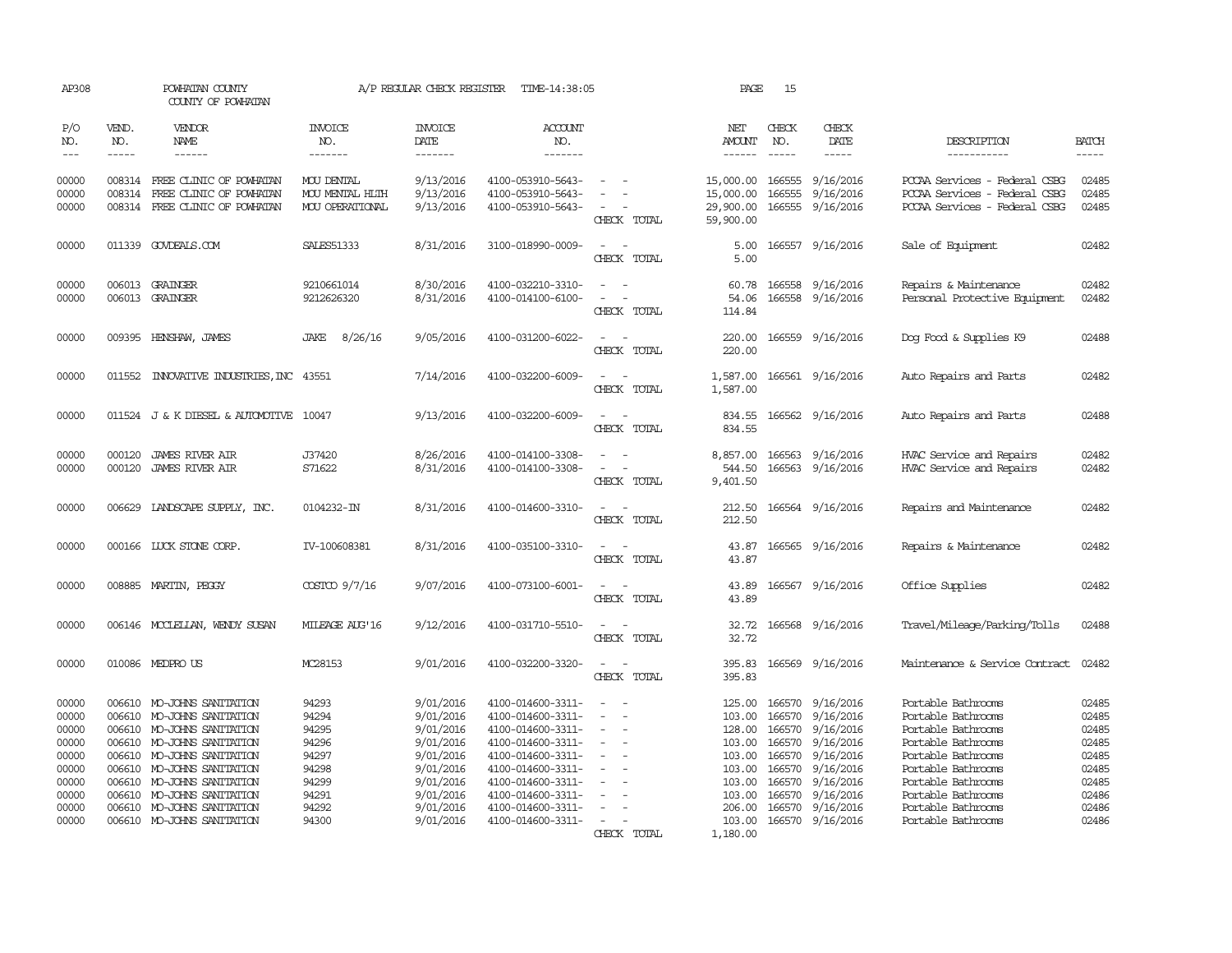AP308 POWHATAN COUNTY A/P REGULAR CHECK REGISTER TIME-14:38:05 PAGE 15

COUNTY OF POWHATAN

| P/O NO. | VEND. NO. | VENDOR NAME | INVOICE NO. | INVOICE DATE | ACCOUNT NO. | | NET AMOUNT | CHECK NO. | CHECK DATE | DESCRIPTION | BATCH |
|---|---|---|---|---|---|---|---|---|---|---|---|
| 00000 | 008314 | FREE CLINIC OF POWHATAN | MOU DENTAL | 9/13/2016 | 4100-053910-5643- | - - | 15,000.00 | 166555 | 9/16/2016 | PCCAA Services - Federal CSBG | 02485 |
| 00000 | 008314 | FREE CLINIC OF POWHATAN | MOU MENTAL HLTH | 9/13/2016 | 4100-053910-5643- | - - | 15,000.00 | 166555 | 9/16/2016 | PCCAA Services - Federal CSBG | 02485 |
| 00000 | 008314 | FREE CLINIC OF POWHATAN | MOU OPERATIONAL | 9/13/2016 | 4100-053910-5643- | - - | 29,900.00 | 166555 | 9/16/2016 | PCCAA Services - Federal CSBG | 02485 |
| | | | | | | CHECK TOTAL | 59,900.00 | | | | |
| 00000 | 011339 | GOVDEALS.COM | SALES51333 | 8/31/2016 | 3100-018990-0009- | - - | 5.00 | 166557 | 9/16/2016 | Sale of Equipment | 02482 |
| | | | | | | CHECK TOTAL | 5.00 | | | | |
| 00000 | 006013 | GRAINGER | 9210661014 | 8/30/2016 | 4100-032210-3310- | - - | 60.78 | 166558 | 9/16/2016 | Repairs & Maintenance | 02482 |
| 00000 | 006013 | GRAINGER | 9212626320 | 8/31/2016 | 4100-014100-6100- | - - | 54.06 | 166558 | 9/16/2016 | Personal Protective Equipment | 02482 |
| | | | | | | CHECK TOTAL | 114.84 | | | | |
| 00000 | 009395 | HENSHAW, JAMES | JAKE 8/26/16 | 9/05/2016 | 4100-031200-6022- | - - | 220.00 | 166559 | 9/16/2016 | Dog Food & Supplies K9 | 02488 |
| | | | | | | CHECK TOTAL | 220.00 | | | | |
| 00000 | 011552 | INNOVATIVE INDUSTRIES,INC | 43551 | 7/14/2016 | 4100-032200-6009- | - - | 1,587.00 | 166561 | 9/16/2016 | Auto Repairs and Parts | 02482 |
| | | | | | | CHECK TOTAL | 1,587.00 | | | | |
| 00000 | 011524 | J & K DIESEL & AUTOMOTIVE | 10047 | 9/13/2016 | 4100-032200-6009- | - - | 834.55 | 166562 | 9/16/2016 | Auto Repairs and Parts | 02488 |
| | | | | | | CHECK TOTAL | 834.55 | | | | |
| 00000 | 000120 | JAMES RIVER AIR | J37420 | 8/26/2016 | 4100-014100-3308- | - - | 8,857.00 | 166563 | 9/16/2016 | HVAC Service and Repairs | 02482 |
| 00000 | 000120 | JAMES RIVER AIR | S71622 | 8/31/2016 | 4100-014100-3308- | - - | 544.50 | 166563 | 9/16/2016 | HVAC Service and Repairs | 02482 |
| | | | | | | CHECK TOTAL | 9,401.50 | | | | |
| 00000 | 006629 | LANDSCAPE SUPPLY, INC. | 0104232-IN | 8/31/2016 | 4100-014600-3310- | - - | 212.50 | 166564 | 9/16/2016 | Repairs and Maintenance | 02482 |
| | | | | | | CHECK TOTAL | 212.50 | | | | |
| 00000 | 000166 | LUCK STONE CORP. | IV-100608381 | 8/31/2016 | 4100-035100-3310- | - - | 43.87 | 166565 | 9/16/2016 | Repairs & Maintenance | 02482 |
| | | | | | | CHECK TOTAL | 43.87 | | | | |
| 00000 | 008885 | MARTIN, PEGGY | COSTCO 9/7/16 | 9/07/2016 | 4100-073100-6001- | - - | 43.89 | 166567 | 9/16/2016 | Office Supplies | 02482 |
| | | | | | | CHECK TOTAL | 43.89 | | | | |
| 00000 | 006146 | MCCLELLAN, WENDY SUSAN | MILEAGE AUG'16 | 9/12/2016 | 4100-031710-5510- | - - | 32.72 | 166568 | 9/16/2016 | Travel/Mileage/Parking/Tolls | 02488 |
| | | | | | | CHECK TOTAL | 32.72 | | | | |
| 00000 | 010086 | MEDPRO US | MC28153 | 9/01/2016 | 4100-032200-3320- | - - | 395.83 | 166569 | 9/16/2016 | Maintenance & Service Contract | 02482 |
| | | | | | | CHECK TOTAL | 395.83 | | | | |
| 00000 | 006610 | MO-JOHNS SANITATION | 94293 | 9/01/2016 | 4100-014600-3311- | - - | 125.00 | 166570 | 9/16/2016 | Portable Bathrooms | 02485 |
| 00000 | 006610 | MO-JOHNS SANITATION | 94294 | 9/01/2016 | 4100-014600-3311- | - - | 103.00 | 166570 | 9/16/2016 | Portable Bathrooms | 02485 |
| 00000 | 006610 | MO-JOHNS SANITATION | 94295 | 9/01/2016 | 4100-014600-3311- | - - | 128.00 | 166570 | 9/16/2016 | Portable Bathrooms | 02485 |
| 00000 | 006610 | MO-JOHNS SANITATION | 94296 | 9/01/2016 | 4100-014600-3311- | - - | 103.00 | 166570 | 9/16/2016 | Portable Bathrooms | 02485 |
| 00000 | 006610 | MO-JOHNS SANITATION | 94297 | 9/01/2016 | 4100-014600-3311- | - - | 103.00 | 166570 | 9/16/2016 | Portable Bathrooms | 02485 |
| 00000 | 006610 | MO-JOHNS SANITATION | 94298 | 9/01/2016 | 4100-014600-3311- | - - | 103.00 | 166570 | 9/16/2016 | Portable Bathrooms | 02485 |
| 00000 | 006610 | MO-JOHNS SANITATION | 94299 | 9/01/2016 | 4100-014600-3311- | - - | 103.00 | 166570 | 9/16/2016 | Portable Bathrooms | 02485 |
| 00000 | 006610 | MO-JOHNS SANITATION | 94291 | 9/01/2016 | 4100-014600-3311- | - - | 103.00 | 166570 | 9/16/2016 | Portable Bathrooms | 02486 |
| 00000 | 006610 | MO-JOHNS SANITATION | 94292 | 9/01/2016 | 4100-014600-3311- | - - | 206.00 | 166570 | 9/16/2016 | Portable Bathrooms | 02486 |
| 00000 | 006610 | MO-JOHNS SANITATION | 94300 | 9/01/2016 | 4100-014600-3311- | - - | 103.00 | 166570 | 9/16/2016 | Portable Bathrooms | 02486 |
| | | | | | | CHECK TOTAL | 1,180.00 | | | | |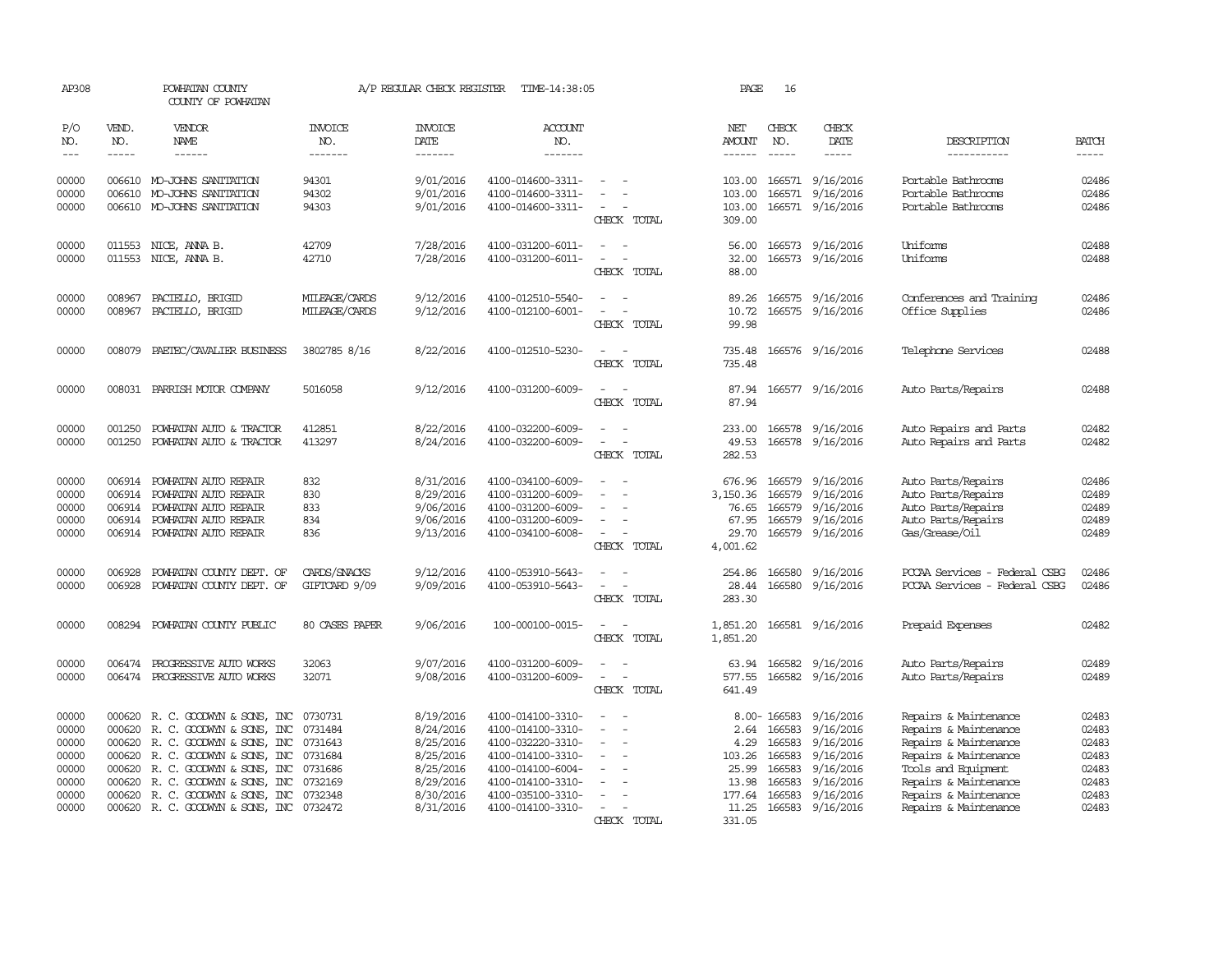AP308 POWHATAN COUNTY COUNTY OF POWHATAN A/P REGULAR CHECK REGISTER TIME-14:38:05 PAGE 16

| P/O NO. | VEND. NO. | VENDOR NAME | INVOICE NO. | INVOICE DATE | ACCOUNT NO. | | NET AMOUNT | CHECK NO. | CHECK DATE | DESCRIPTION | BATCH |
|---|---|---|---|---|---|---|---|---|---|---|---|
| 00000 | 006610 | MO-JOHNS SANITATION | 94301 | 9/01/2016 | 4100-014600-3311- | - - | 103.00 | 166571 | 9/16/2016 | Portable Bathrooms | 02486 |
| 00000 | 006610 | MO-JOHNS SANITATION | 94302 | 9/01/2016 | 4100-014600-3311- | - - | 103.00 | 166571 | 9/16/2016 | Portable Bathrooms | 02486 |
| 00000 | 006610 | MO-JOHNS SANITATION | 94303 | 9/01/2016 | 4100-014600-3311- | - - | 103.00 | 166571 | 9/16/2016 | Portable Bathrooms | 02486 |
| | | | | | | CHECK TOTAL | 309.00 | | | | |
| 00000 | 011553 | NICE, ANNA B. | 42709 | 7/28/2016 | 4100-031200-6011- | - - | 56.00 | 166573 | 9/16/2016 | Uniforms | 02488 |
| 00000 | 011553 | NICE, ANNA B. | 42710 | 7/28/2016 | 4100-031200-6011- | - - | 32.00 | 166573 | 9/16/2016 | Uniforms | 02488 |
| | | | | | | CHECK TOTAL | 88.00 | | | | |
| 00000 | 008967 | PACIELLO, BRIGID | MILEAGE/CARDS | 9/12/2016 | 4100-012510-5540- | - - | 89.26 | 166575 | 9/16/2016 | Conferences and Training | 02486 |
| 00000 | 008967 | PACIELLO, BRIGID | MILEAGE/CARDS | 9/12/2016 | 4100-012100-6001- | - - | 10.72 | 166575 | 9/16/2016 | Office Supplies | 02486 |
| | | | | | | CHECK TOTAL | 99.98 | | | | |
| 00000 | 008079 | PAETEC/CAVALIER BUSINESS | 3802785 8/16 | 8/22/2016 | 4100-012510-5230- | - - | 735.48 | 166576 | 9/16/2016 | Telephone Services | 02488 |
| | | | | | | CHECK TOTAL | 735.48 | | | | |
| 00000 | 008031 | PARRISH MOTOR COMPANY | 5016058 | 9/12/2016 | 4100-031200-6009- | - - | 87.94 | 166577 | 9/16/2016 | Auto Parts/Repairs | 02488 |
| | | | | | | CHECK TOTAL | 87.94 | | | | |
| 00000 | 001250 | POWHATAN AUTO & TRACTOR | 412851 | 8/22/2016 | 4100-032200-6009- | - - | 233.00 | 166578 | 9/16/2016 | Auto Repairs and Parts | 02482 |
| 00000 | 001250 | POWHATAN AUTO & TRACTOR | 413297 | 8/24/2016 | 4100-032200-6009- | - - | 49.53 | 166578 | 9/16/2016 | Auto Repairs and Parts | 02482 |
| | | | | | | CHECK TOTAL | 282.53 | | | | |
| 00000 | 006914 | POWHATAN AUTO REPAIR | 832 | 8/31/2016 | 4100-034100-6009- | - - | 676.96 | 166579 | 9/16/2016 | Auto Parts/Repairs | 02486 |
| 00000 | 006914 | POWHATAN AUTO REPAIR | 830 | 8/29/2016 | 4100-031200-6009- | - - | 3,150.36 | 166579 | 9/16/2016 | Auto Parts/Repairs | 02489 |
| 00000 | 006914 | POWHATAN AUTO REPAIR | 833 | 9/06/2016 | 4100-031200-6009- | - - | 76.65 | 166579 | 9/16/2016 | Auto Parts/Repairs | 02489 |
| 00000 | 006914 | POWHATAN AUTO REPAIR | 834 | 9/06/2016 | 4100-031200-6009- | - - | 67.95 | 166579 | 9/16/2016 | Auto Parts/Repairs | 02489 |
| 00000 | 006914 | POWHATAN AUTO REPAIR | 836 | 9/13/2016 | 4100-034100-6008- | - - | 29.70 | 166579 | 9/16/2016 | Gas/Grease/Oil | 02489 |
| | | | | | | CHECK TOTAL | 4,001.62 | | | | |
| 00000 | 006928 | POWHATAN COUNTY DEPT. OF | CARDS/SNACKS | 9/12/2016 | 4100-053910-5643- | - - | 254.86 | 166580 | 9/16/2016 | PCCAA Services - Federal CSBG | 02486 |
| 00000 | 006928 | POWHATAN COUNTY DEPT. OF | GIFTCARD 9/09 | 9/09/2016 | 4100-053910-5643- | - - | 28.44 | 166580 | 9/16/2016 | PCCAA Services - Federal CSBG | 02486 |
| | | | | | | CHECK TOTAL | 283.30 | | | | |
| 00000 | 008294 | POWHATAN COUNTY PUBLIC | 80 CASES PAPER | 9/06/2016 | 100-000100-0015- | - - | 1,851.20 | 166581 | 9/16/2016 | Prepaid Expenses | 02482 |
| | | | | | | CHECK TOTAL | 1,851.20 | | | | |
| 00000 | 006474 | PROGRESSIVE AUTO WORKS | 32063 | 9/07/2016 | 4100-031200-6009- | - - | 63.94 | 166582 | 9/16/2016 | Auto Parts/Repairs | 02489 |
| 00000 | 006474 | PROGRESSIVE AUTO WORKS | 32071 | 9/08/2016 | 4100-031200-6009- | - - | 577.55 | 166582 | 9/16/2016 | Auto Parts/Repairs | 02489 |
| | | | | | | CHECK TOTAL | 641.49 | | | | |
| 00000 | 000620 | R. C. GOODWYN & SONS, INC | 0730731 | 8/19/2016 | 4100-014100-3310- | - - | 8.00- | 166583 | 9/16/2016 | Repairs & Maintenance | 02483 |
| 00000 | 000620 | R. C. GOODWYN & SONS, INC | 0731484 | 8/24/2016 | 4100-014100-3310- | - - | 2.64 | 166583 | 9/16/2016 | Repairs & Maintenance | 02483 |
| 00000 | 000620 | R. C. GOODWYN & SONS, INC | 0731643 | 8/25/2016 | 4100-032220-3310- | - - | 4.29 | 166583 | 9/16/2016 | Repairs & Maintenance | 02483 |
| 00000 | 000620 | R. C. GOODWYN & SONS, INC | 0731684 | 8/25/2016 | 4100-014100-3310- | - - | 103.26 | 166583 | 9/16/2016 | Repairs & Maintenance | 02483 |
| 00000 | 000620 | R. C. GOODWYN & SONS, INC | 0731686 | 8/25/2016 | 4100-014100-6004- | - - | 25.99 | 166583 | 9/16/2016 | Tools and Equipment | 02483 |
| 00000 | 000620 | R. C. GOODWYN & SONS, INC | 0732169 | 8/29/2016 | 4100-014100-3310- | - - | 13.98 | 166583 | 9/16/2016 | Repairs & Maintenance | 02483 |
| 00000 | 000620 | R. C. GOODWYN & SONS, INC | 0732348 | 8/30/2016 | 4100-035100-3310- | - - | 177.64 | 166583 | 9/16/2016 | Repairs & Maintenance | 02483 |
| 00000 | 000620 | R. C. GOODWYN & SONS, INC | 0732472 | 8/31/2016 | 4100-014100-3310- | - - | 11.25 | 166583 | 9/16/2016 | Repairs & Maintenance | 02483 |
| | | | | | | CHECK TOTAL | 331.05 | | | | |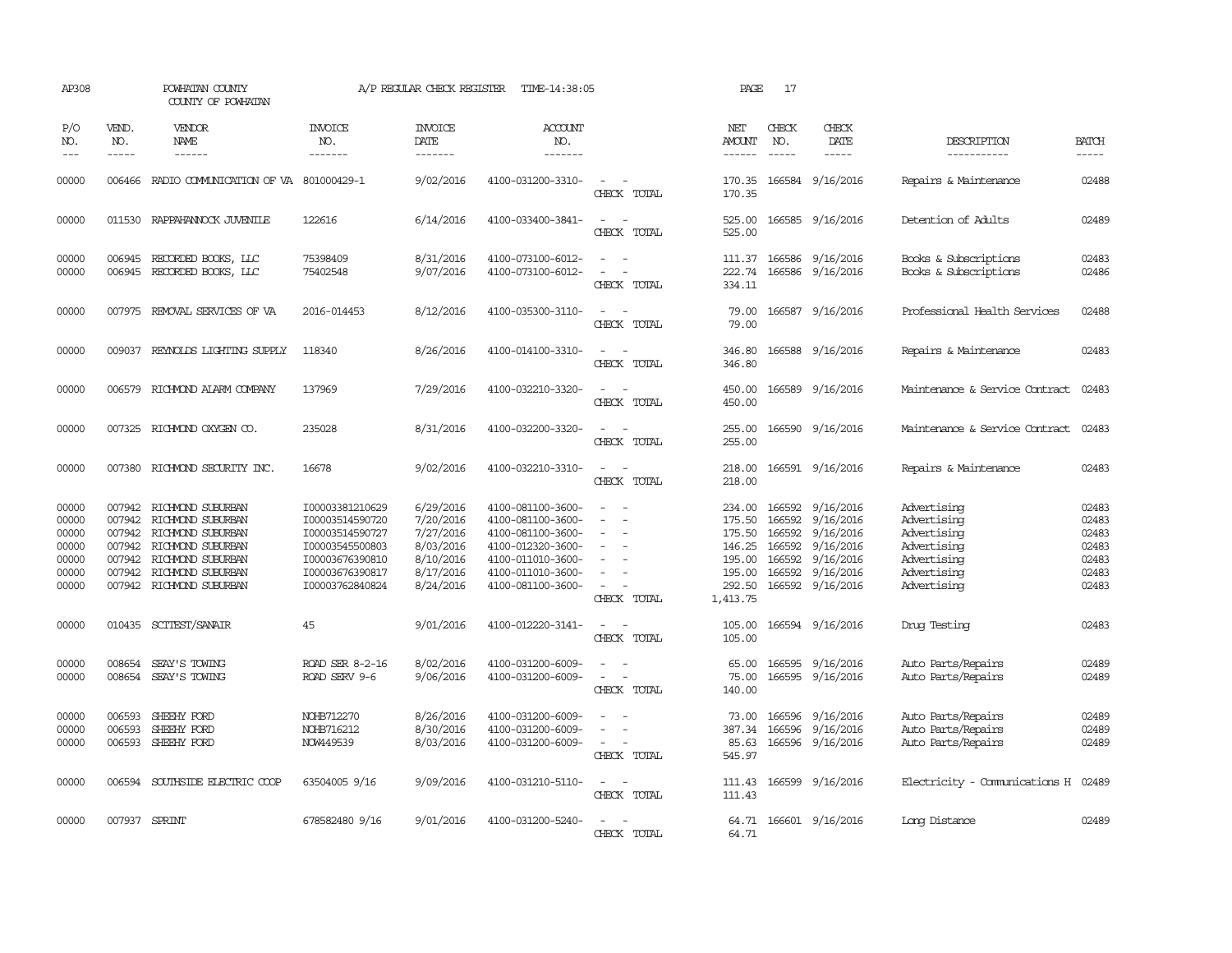AP308 POWHATAN COUNTY A/P REGULAR CHECK REGISTER TIME-14:38:05 PAGE 17

COUNTY OF POWHATAN

| P/O NO. | VEND. NO. | VENDOR NAME | INVOICE NO. | INVOICE DATE | ACCOUNT NO. | | NET AMOUNT | CHECK NO. | CHECK DATE | DESCRIPTION | BATCH |
|---|---|---|---|---|---|---|---|---|---|---|---|
| 00000 | 006466 | RADIO COMMUNICATION OF VA | 801000429-1 | 9/02/2016 | 4100-031200-3310- | - - | 170.35 | 166584 | 9/16/2016 | Repairs & Maintenance | 02488 |
| | | | | | | CHECK TOTAL | 170.35 | | | | |
| 00000 | 011530 | RAPPAHANNOCK JUVENILE | 122616 | 6/14/2016 | 4100-033400-3841- | - - | 525.00 | 166585 | 9/16/2016 | Detention of Adults | 02489 |
| | | | | | | CHECK TOTAL | 525.00 | | | | |
| 00000 | 006945 | RECORDED BOOKS, LLC | 75398409 | 8/31/2016 | 4100-073100-6012- | - - | 111.37 | 166586 | 9/16/2016 | Books & Subscriptions | 02483 |
| 00000 | 006945 | RECORDED BOOKS, LLC | 75402548 | 9/07/2016 | 4100-073100-6012- | - - | 222.74 | 166586 | 9/16/2016 | Books & Subscriptions | 02486 |
| | | | | | | CHECK TOTAL | 334.11 | | | | |
| 00000 | 007975 | REMOVAL SERVICES OF VA | 2016-014453 | 8/12/2016 | 4100-035300-3110- | - - | 79.00 | 166587 | 9/16/2016 | Professional Health Services | 02488 |
| | | | | | | CHECK TOTAL | 79.00 | | | | |
| 00000 | 009037 | REYNOLDS LIGHTING SUPPLY | 118340 | 8/26/2016 | 4100-014100-3310- | - - | 346.80 | 166588 | 9/16/2016 | Repairs & Maintenance | 02483 |
| | | | | | | CHECK TOTAL | 346.80 | | | | |
| 00000 | 006579 | RICHMOND ALARM COMPANY | 137969 | 7/29/2016 | 4100-032210-3320- | - - | 450.00 | 166589 | 9/16/2016 | Maintenance & Service Contract | 02483 |
| | | | | | | CHECK TOTAL | 450.00 | | | | |
| 00000 | 007325 | RICHMOND OXYGEN CO. | 235028 | 8/31/2016 | 4100-032200-3320- | - - | 255.00 | 166590 | 9/16/2016 | Maintenance & Service Contract | 02483 |
| | | | | | | CHECK TOTAL | 255.00 | | | | |
| 00000 | 007380 | RICHMOND SECURITY INC. | 16678 | 9/02/2016 | 4100-032210-3310- | - - | 218.00 | 166591 | 9/16/2016 | Repairs & Maintenance | 02483 |
| | | | | | | CHECK TOTAL | 218.00 | | | | |
| 00000 | 007942 | RICHMOND SUBURBAN | I00003381210629 | 6/29/2016 | 4100-081100-3600- | - - | 234.00 | 166592 | 9/16/2016 | Advertising | 02483 |
| 00000 | 007942 | RICHMOND SUBURBAN | I00003514590720 | 7/20/2016 | 4100-081100-3600- | - - | 175.50 | 166592 | 9/16/2016 | Advertising | 02483 |
| 00000 | 007942 | RICHMOND SUBURBAN | I00003514590727 | 7/27/2016 | 4100-081100-3600- | - - | 175.50 | 166592 | 9/16/2016 | Advertising | 02483 |
| 00000 | 007942 | RICHMOND SUBURBAN | I00003545500803 | 8/03/2016 | 4100-012320-3600- | - - | 146.25 | 166592 | 9/16/2016 | Advertising | 02483 |
| 00000 | 007942 | RICHMOND SUBURBAN | I00003676390810 | 8/10/2016 | 4100-011010-3600- | - - | 195.00 | 166592 | 9/16/2016 | Advertising | 02483 |
| 00000 | 007942 | RICHMOND SUBURBAN | I00003676390817 | 8/17/2016 | 4100-011010-3600- | - - | 195.00 | 166592 | 9/16/2016 | Advertising | 02483 |
| 00000 | 007942 | RICHMOND SUBURBAN | I00003762840824 | 8/24/2016 | 4100-081100-3600- | - - | 292.50 | 166592 | 9/16/2016 | Advertising | 02483 |
| | | | | | | CHECK TOTAL | 1,413.75 | | | | |
| 00000 | 010435 | SCITEST/SANAIR | 45 | 9/01/2016 | 4100-012220-3141- | - - | 105.00 | 166594 | 9/16/2016 | Drug Testing | 02483 |
| | | | | | | CHECK TOTAL | 105.00 | | | | |
| 00000 | 008654 | SEAY'S TOWING | ROAD SER 8-2-16 | 8/02/2016 | 4100-031200-6009- | - - | 65.00 | 166595 | 9/16/2016 | Auto Parts/Repairs | 02489 |
| 00000 | 008654 | SEAY'S TOWING | ROAD SERV 9-6 | 9/06/2016 | 4100-031200-6009- | - - | 75.00 | 166595 | 9/16/2016 | Auto Parts/Repairs | 02489 |
| | | | | | | CHECK TOTAL | 140.00 | | | | |
| 00000 | 006593 | SHEEHY FORD | NOHB712270 | 8/26/2016 | 4100-031200-6009- | - - | 73.00 | 166596 | 9/16/2016 | Auto Parts/Repairs | 02489 |
| 00000 | 006593 | SHEEHY FORD | NOHB716212 | 8/30/2016 | 4100-031200-6009- | - - | 387.34 | 166596 | 9/16/2016 | Auto Parts/Repairs | 02489 |
| 00000 | 006593 | SHEEHY FORD | NOW449539 | 8/03/2016 | 4100-031200-6009- | - - | 85.63 | 166596 | 9/16/2016 | Auto Parts/Repairs | 02489 |
| | | | | | | CHECK TOTAL | 545.97 | | | | |
| 00000 | 006594 | SOUTHSIDE ELECTRIC COOP | 63504005 9/16 | 9/09/2016 | 4100-031210-5110- | - - | 111.43 | 166599 | 9/16/2016 | Electricity - Communications H | 02489 |
| | | | | | | CHECK TOTAL | 111.43 | | | | |
| 00000 | 007937 | SPRINT | 678582480 9/16 | 9/01/2016 | 4100-031200-5240- | - - | 64.71 | 166601 | 9/16/2016 | Long Distance | 02489 |
| | | | | | | CHECK TOTAL | 64.71 | | | | |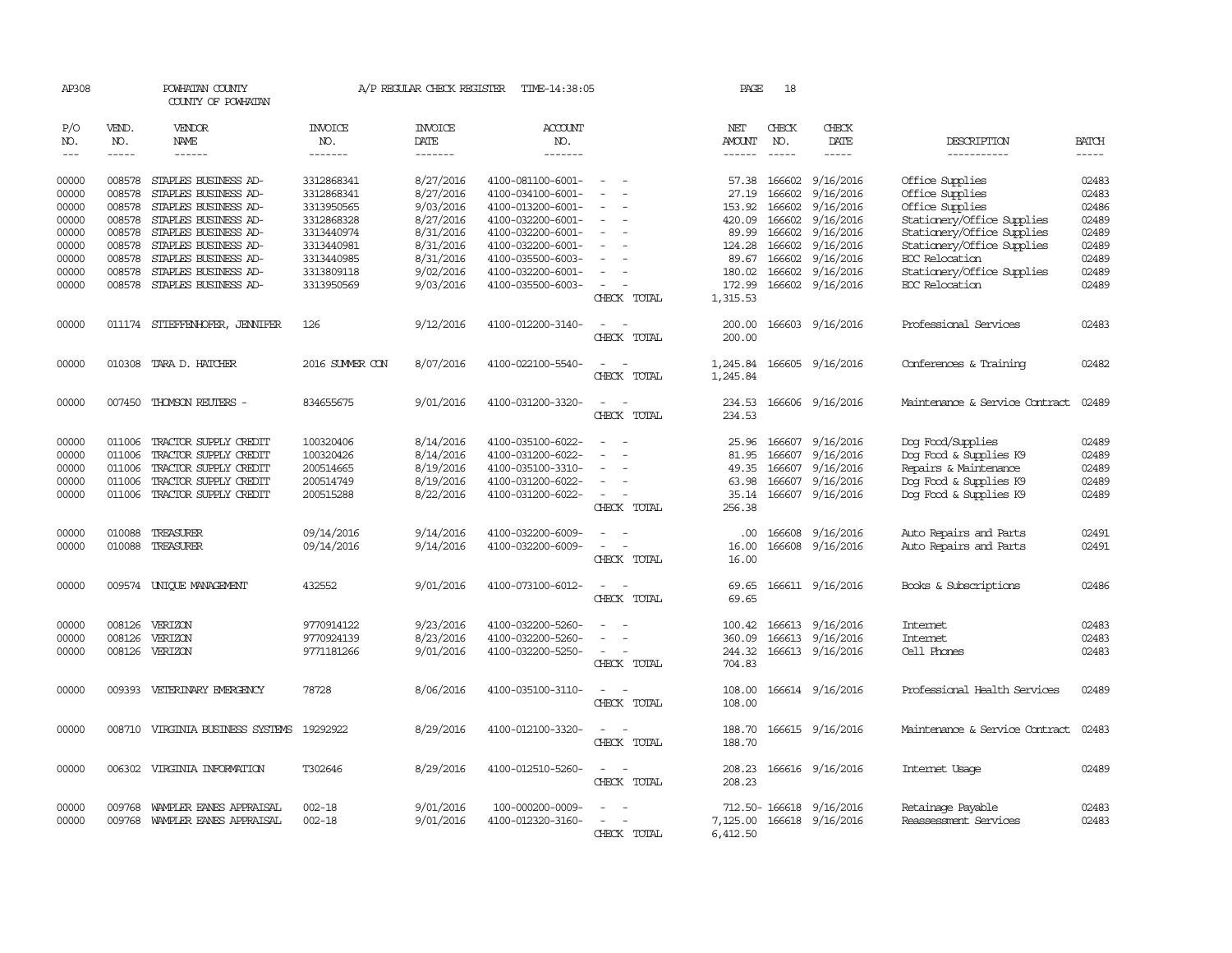AP308 POWHATAN COUNTY A/P REGULAR CHECK REGISTER TIME-14:38:05 PAGE 18

COUNTY OF POWHATAN

| P/O NO. | VEND. NO. | VENDOR NAME | INVOICE NO. | INVOICE DATE | ACCOUNT NO. | | NET AMOUNT | CHECK NO. | CHECK DATE | DESCRIPTION | BATCH |
|---|---|---|---|---|---|---|---|---|---|---|---|
| 00000 | 008578 | STAPLES BUSINESS AD- | 3312868341 | 8/27/2016 | 4100-081100-6001- | - - | 57.38 | 166602 | 9/16/2016 | Office Supplies | 02483 |
| 00000 | 008578 | STAPLES BUSINESS AD- | 3312868341 | 8/27/2016 | 4100-034100-6001- | - - | 27.19 | 166602 | 9/16/2016 | Office Supplies | 02483 |
| 00000 | 008578 | STAPLES BUSINESS AD- | 3313950565 | 9/03/2016 | 4100-013200-6001- | - - | 153.92 | 166602 | 9/16/2016 | Office Supplies | 02486 |
| 00000 | 008578 | STAPLES BUSINESS AD- | 3312868328 | 8/27/2016 | 4100-032200-6001- | - - | 420.09 | 166602 | 9/16/2016 | Stationery/Office Supplies | 02489 |
| 00000 | 008578 | STAPLES BUSINESS AD- | 3313440974 | 8/31/2016 | 4100-032200-6001- | - - | 89.99 | 166602 | 9/16/2016 | Stationery/Office Supplies | 02489 |
| 00000 | 008578 | STAPLES BUSINESS AD- | 3313440981 | 8/31/2016 | 4100-032200-6001- | - - | 124.28 | 166602 | 9/16/2016 | Stationery/Office Supplies | 02489 |
| 00000 | 008578 | STAPLES BUSINESS AD- | 3313440985 | 8/31/2016 | 4100-035500-6003- | - - | 89.67 | 166602 | 9/16/2016 | EOC Relocation | 02489 |
| 00000 | 008578 | STAPLES BUSINESS AD- | 3313809118 | 9/02/2016 | 4100-032200-6001- | - - | 180.02 | 166602 | 9/16/2016 | Stationery/Office Supplies | 02489 |
| 00000 | 008578 | STAPLES BUSINESS AD- | 3313950569 | 9/03/2016 | 4100-035500-6003- | - - | 172.99 | 166602 | 9/16/2016 | EOC Relocation | 02489 |
| | | | | | | CHECK TOTAL | 1,315.53 | | | | |
| 00000 | 011174 | STIEFFENHOFER, JENNIFER | 126 | 9/12/2016 | 4100-012200-3140- | - - | 200.00 | 166603 | 9/16/2016 | Professional Services | 02483 |
| | | | | | | CHECK TOTAL | 200.00 | | | | |
| 00000 | 010308 | TARA D. HATCHER | 2016 SUMMER CON | 8/07/2016 | 4100-022100-5540- | - - | 1,245.84 | 166605 | 9/16/2016 | Conferences & Training | 02482 |
| | | | | | | CHECK TOTAL | 1,245.84 | | | | |
| 00000 | 007450 | THOMSON REUTERS - | 834655675 | 9/01/2016 | 4100-031200-3320- | - - | 234.53 | 166606 | 9/16/2016 | Maintenance & Service Contract | 02489 |
| | | | | | | CHECK TOTAL | 234.53 | | | | |
| 00000 | 011006 | TRACTOR SUPPLY CREDIT | 100320406 | 8/14/2016 | 4100-035100-6022- | - - | 25.96 | 166607 | 9/16/2016 | Dog Food/Supplies | 02489 |
| 00000 | 011006 | TRACTOR SUPPLY CREDIT | 100320426 | 8/14/2016 | 4100-031200-6022- | - - | 81.95 | 166607 | 9/16/2016 | Dog Food & Supplies K9 | 02489 |
| 00000 | 011006 | TRACTOR SUPPLY CREDIT | 200514665 | 8/19/2016 | 4100-035100-3310- | - - | 49.35 | 166607 | 9/16/2016 | Repairs & Maintenance | 02489 |
| 00000 | 011006 | TRACTOR SUPPLY CREDIT | 200514749 | 8/19/2016 | 4100-031200-6022- | - - | 63.98 | 166607 | 9/16/2016 | Dog Food & Supplies K9 | 02489 |
| 00000 | 011006 | TRACTOR SUPPLY CREDIT | 200515288 | 8/22/2016 | 4100-031200-6022- | - - | 35.14 | 166607 | 9/16/2016 | Dog Food & Supplies K9 | 02489 |
| | | | | | | CHECK TOTAL | 256.38 | | | | |
| 00000 | 010088 | TREASURER | 09/14/2016 | 9/14/2016 | 4100-032200-6009- | - - | .00 | 166608 | 9/16/2016 | Auto Repairs and Parts | 02491 |
| 00000 | 010088 | TREASURER | 09/14/2016 | 9/14/2016 | 4100-032200-6009- | - - | 16.00 | 166608 | 9/16/2016 | Auto Repairs and Parts | 02491 |
| | | | | | | CHECK TOTAL | 16.00 | | | | |
| 00000 | 009574 | UNIQUE MANAGEMENT | 432552 | 9/01/2016 | 4100-073100-6012- | - - | 69.65 | 166611 | 9/16/2016 | Books & Subscriptions | 02486 |
| | | | | | | CHECK TOTAL | 69.65 | | | | |
| 00000 | 008126 | VERIZON | 9770914122 | 9/23/2016 | 4100-032200-5260- | - - | 100.42 | 166613 | 9/16/2016 | Internet | 02483 |
| 00000 | 008126 | VERIZON | 9770924139 | 8/23/2016 | 4100-032200-5260- | - - | 360.09 | 166613 | 9/16/2016 | Internet | 02483 |
| 00000 | 008126 | VERIZON | 9771181266 | 9/01/2016 | 4100-032200-5250- | - - | 244.32 | 166613 | 9/16/2016 | Cell Phones | 02483 |
| | | | | | | CHECK TOTAL | 704.83 | | | | |
| 00000 | 009393 | VETERINARY EMERGENCY | 78728 | 8/06/2016 | 4100-035100-3110- | - - | 108.00 | 166614 | 9/16/2016 | Professional Health Services | 02489 |
| | | | | | | CHECK TOTAL | 108.00 | | | | |
| 00000 | 008710 | VIRGINIA BUSINESS SYSTEMS | 19292922 | 8/29/2016 | 4100-012100-3320- | - - | 188.70 | 166615 | 9/16/2016 | Maintenance & Service Contract | 02483 |
| | | | | | | CHECK TOTAL | 188.70 | | | | |
| 00000 | 006302 | VIRGINIA INFORMATION | T302646 | 8/29/2016 | 4100-012510-5260- | - - | 208.23 | 166616 | 9/16/2016 | Internet Usage | 02489 |
| | | | | | | CHECK TOTAL | 208.23 | | | | |
| 00000 | 009768 | WAMPLER EANES APPRAISAL | 002-18 | 9/01/2016 | 100-000200-0009- | - - | 712.50- | 166618 | 9/16/2016 | Retainage Payable | 02483 |
| 00000 | 009768 | WAMPLER EANES APPRAISAL | 002-18 | 9/01/2016 | 4100-012320-3160- | - - | 7,125.00 | 166618 | 9/16/2016 | Reassessment Services | 02483 |
| | | | | | | CHECK TOTAL | 6,412.50 | | | | |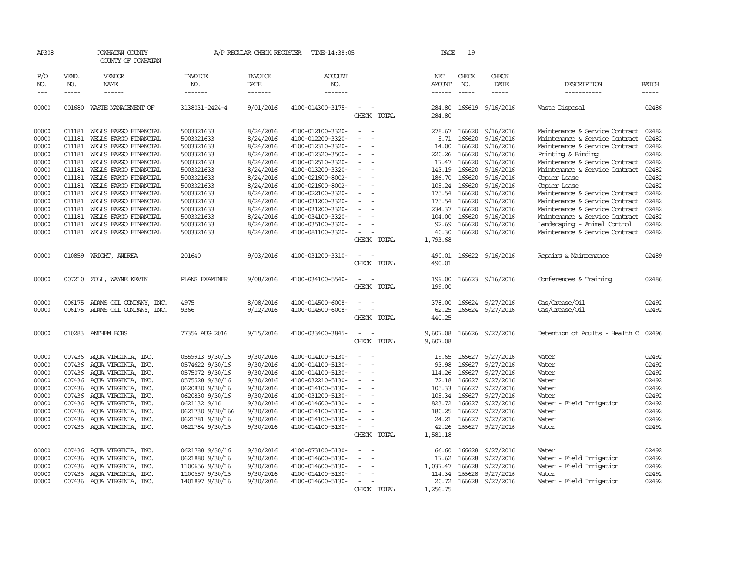AP308 POWHATAN COUNTY A/P REGULAR CHECK REGISTER TIME-14:38:05

COUNTY OF POWHATAN

| P/O NO. | VEND. NO. | VENDOR NAME | INVOICE NO. | INVOICE DATE | ACCOUNT NO. | | NET AMOUNT | CHECK NO. | CHECK DATE | DESCRIPTION | BATCH |
|---|---|---|---|---|---|---|---|---|---|---|---|
| 00000 | 001680 | WASTE MANAGEMENT OF | 3138031-2424-4 | 9/01/2016 | 4100-014300-3175- | - - | 284.80 | 166619 | 9/16/2016 | Waste Disposal | 02486 |
| | | | | | | CHECK TOTAL | 284.80 | | | | |
| 00000 | 011181 | WELLS FARGO FINANCIAL | 5003321633 | 8/24/2016 | 4100-012100-3320- | - - | 278.67 | 166620 | 9/16/2016 | Maintenance & Service Contract | 02482 |
| 00000 | 011181 | WELLS FARGO FINANCIAL | 5003321633 | 8/24/2016 | 4100-012200-3320- | - - | 5.71 | 166620 | 9/16/2016 | Maintenance & Service Contract | 02482 |
| 00000 | 011181 | WELLS FARGO FINANCIAL | 5003321633 | 8/24/2016 | 4100-012310-3320- | - - | 14.00 | 166620 | 9/16/2016 | Maintenance & Service Contract | 02482 |
| 00000 | 011181 | WELLS FARGO FINANCIAL | 5003321633 | 8/24/2016 | 4100-012320-3500- | - - | 220.26 | 166620 | 9/16/2016 | Printing & Binding | 02482 |
| 00000 | 011181 | WELLS FARGO FINANCIAL | 5003321633 | 8/24/2016 | 4100-012510-3320- | - - | 17.47 | 166620 | 9/16/2016 | Maintenance & Service Contract | 02482 |
| 00000 | 011181 | WELLS FARGO FINANCIAL | 5003321633 | 8/24/2016 | 4100-013200-3320- | - - | 143.19 | 166620 | 9/16/2016 | Maintenance & Service Contract | 02482 |
| 00000 | 011181 | WELLS FARGO FINANCIAL | 5003321633 | 8/24/2016 | 4100-021600-8002- | - - | 186.70 | 166620 | 9/16/2016 | Copier Lease | 02482 |
| 00000 | 011181 | WELLS FARGO FINANCIAL | 5003321633 | 8/24/2016 | 4100-021600-8002- | - - | 105.24 | 166620 | 9/16/2016 | Copier Lease | 02482 |
| 00000 | 011181 | WELLS FARGO FINANCIAL | 5003321633 | 8/24/2016 | 4100-022100-3320- | - - | 175.54 | 166620 | 9/16/2016 | Maintenance & Service Contract | 02482 |
| 00000 | 011181 | WELLS FARGO FINANCIAL | 5003321633 | 8/24/2016 | 4100-031200-3320- | - - | 175.54 | 166620 | 9/16/2016 | Maintenance & Service Contract | 02482 |
| 00000 | 011181 | WELLS FARGO FINANCIAL | 5003321633 | 8/24/2016 | 4100-031200-3320- | - - | 234.37 | 166620 | 9/16/2016 | Maintenance & Service Contract | 02482 |
| 00000 | 011181 | WELLS FARGO FINANCIAL | 5003321633 | 8/24/2016 | 4100-034100-3320- | - - | 104.00 | 166620 | 9/16/2016 | Maintenance & Service Contract | 02482 |
| 00000 | 011181 | WELLS FARGO FINANCIAL | 5003321633 | 8/24/2016 | 4100-035100-3320- | - - | 92.69 | 166620 | 9/16/2016 | Landscaping - Animal Control | 02482 |
| 00000 | 011181 | WELLS FARGO FINANCIAL | 5003321633 | 8/24/2016 | 4100-081100-3320- | - - | 40.30 | 166620 | 9/16/2016 | Maintenance & Service Contract | 02482 |
| | | | | | | CHECK TOTAL | 1,793.68 | | | | |
| 00000 | 010859 | WRIGHT, ANDREA | 201640 | 9/03/2016 | 4100-031200-3310- | - - | 490.01 | 166622 | 9/16/2016 | Repairs & Maintenance | 02489 |
| | | | | | | CHECK TOTAL | 490.01 | | | | |
| 00000 | 007210 | ZOLL, WAYNE KEVIN | PLANS EXAMINER | 9/08/2016 | 4100-034100-5540- | - - | 199.00 | 166623 | 9/16/2016 | Conferences & Training | 02486 |
| | | | | | | CHECK TOTAL | 199.00 | | | | |
| 00000 | 006175 | ADAMS OIL COMPANY, INC. | 4975 | 8/08/2016 | 4100-014500-6008- | - - | 378.00 | 166624 | 9/27/2016 | Gas/Grease/Oil | 02492 |
| 00000 | 006175 | ADAMS OIL COMPANY, INC. | 9366 | 9/12/2016 | 4100-014500-6008- | - - | 62.25 | 166624 | 9/27/2016 | Gas/Grease/Oil | 02492 |
| | | | | | | CHECK TOTAL | 440.25 | | | | |
| 00000 | 010283 | ANTHEM BCBS | 77356 AUG 2016 | 9/15/2016 | 4100-033400-3845- | - - | 9,607.08 | 166626 | 9/27/2016 | Detention of Adults - Health C | 02496 |
| | | | | | | CHECK TOTAL | 9,607.08 | | | | |
| 00000 | 007436 | AQUA VIRGINIA, INC. | 0559913 9/30/16 | 9/30/2016 | 4100-014100-5130- | - - | 19.65 | 166627 | 9/27/2016 | Water | 02492 |
| 00000 | 007436 | AQUA VIRGINIA, INC. | 0574622 9/30/16 | 9/30/2016 | 4100-014100-5130- | - - | 93.98 | 166627 | 9/27/2016 | Water | 02492 |
| 00000 | 007436 | AQUA VIRGINIA, INC. | 0575072 9/30/16 | 9/30/2016 | 4100-014100-5130- | - - | 114.26 | 166627 | 9/27/2016 | Water | 02492 |
| 00000 | 007436 | AQUA VIRGINIA, INC. | 0575528 9/30/16 | 9/30/2016 | 4100-032210-5130- | - - | 72.18 | 166627 | 9/27/2016 | Water | 02492 |
| 00000 | 007436 | AQUA VIRGINIA, INC. | 0620830 9/30/16 | 9/30/2016 | 4100-014100-5130- | - - | 105.33 | 166627 | 9/27/2016 | Water | 02492 |
| 00000 | 007436 | AQUA VIRGINIA, INC. | 0620830 9/30/16 | 9/30/2016 | 4100-031200-5130- | - - | 105.34 | 166627 | 9/27/2016 | Water | 02492 |
| 00000 | 007436 | AQUA VIRGINIA, INC. | 0621132 9/16 | 9/30/2016 | 4100-014600-5130- | - - | 823.72 | 166627 | 9/27/2016 | Water - Field Irrigation | 02492 |
| 00000 | 007436 | AQUA VIRGINIA, INC. | 0621730 9/30/166 | 9/30/2016 | 4100-014100-5130- | - - | 180.25 | 166627 | 9/27/2016 | Water | 02492 |
| 00000 | 007436 | AQUA VIRGINIA, INC. | 0621781 9/30/16 | 9/30/2016 | 4100-014100-5130- | - - | 24.21 | 166627 | 9/27/2016 | Water | 02492 |
| 00000 | 007436 | AQUA VIRGINIA, INC. | 0621784 9/30/16 | 9/30/2016 | 4100-014100-5130- | - - | 42.26 | 166627 | 9/27/2016 | Water | 02492 |
| | | | | | | CHECK TOTAL | 1,581.18 | | | | |
| 00000 | 007436 | AQUA VIRGINIA, INC. | 0621788 9/30/16 | 9/30/2016 | 4100-073100-5130- | - - | 66.60 | 166628 | 9/27/2016 | Water | 02492 |
| 00000 | 007436 | AQUA VIRGINIA, INC. | 0621880 9/30/16 | 9/30/2016 | 4100-014600-5130- | - - | 17.62 | 166628 | 9/27/2016 | Water - Field Irrigation | 02492 |
| 00000 | 007436 | AQUA VIRGINIA, INC. | 1100656 9/30/16 | 9/30/2016 | 4100-014600-5130- | - - | 1,037.47 | 166628 | 9/27/2016 | Water - Field Irrigation | 02492 |
| 00000 | 007436 | AQUA VIRGINIA, INC. | 1100657 9/30/16 | 9/30/2016 | 4100-014100-5130- | - - | 114.34 | 166628 | 9/27/2016 | Water | 02492 |
| 00000 | 007436 | AQUA VIRGINIA, INC. | 1401897 9/30/16 | 9/30/2016 | 4100-014600-5130- | - - | 20.72 | 166628 | 9/27/2016 | Water - Field Irrigation | 02492 |
| | | | | | | CHECK TOTAL | 1,256.75 | | | | |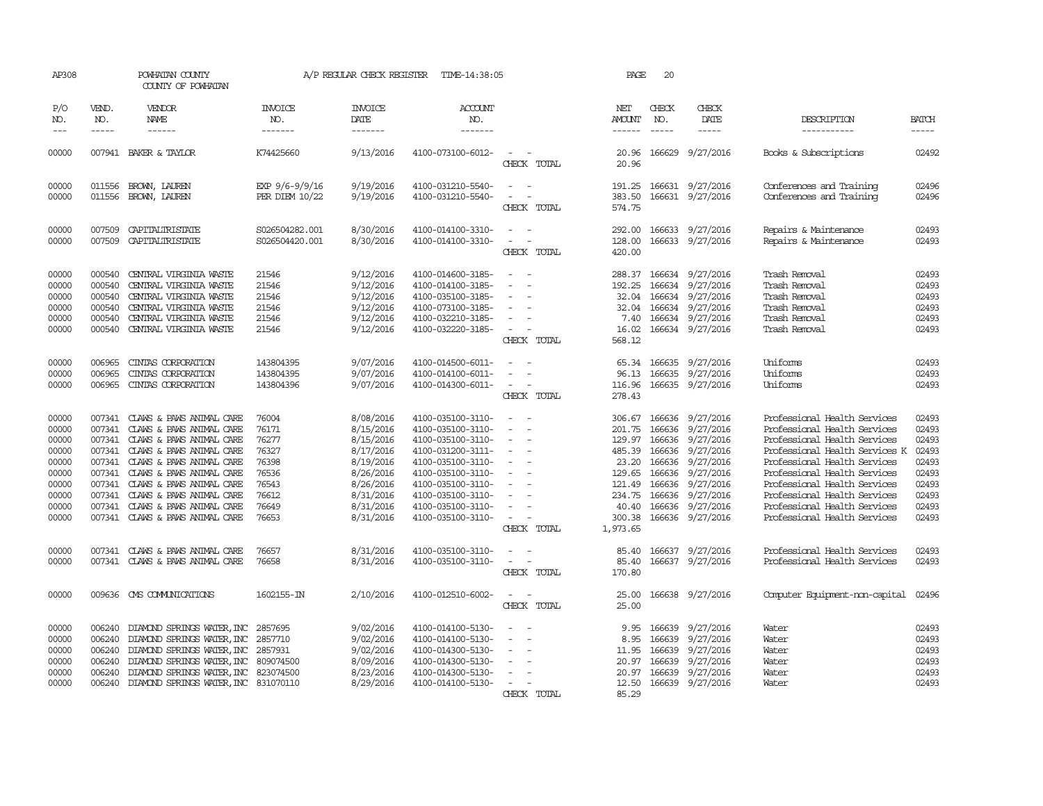AP308 POWHATAN COUNTY A/P REGULAR CHECK REGISTER TIME-14:38:05 PAGE 20
COUNTY OF POWHATAN

| P/O NO. | VEND. NO. | VENDOR NAME | INVOICE NO. | INVOICE DATE | ACCOUNT NO. | | NET AMOUNT | CHECK NO. | CHECK DATE | DESCRIPTION | BATCH |
|---|---|---|---|---|---|---|---|---|---|---|---|
| 00000 | 007941 | BAKER & TAYLOR | K74425660 | 9/13/2016 | 4100-073100-6012- | - - | 20.96 | 166629 | 9/27/2016 | Books & Subscriptions | 02492 |
| | | | | | | CHECK TOTAL | 20.96 | | | | |
| 00000 | 011556 | BROWN, LAUREN | EXP 9/6-9/9/16 | 9/19/2016 | 4100-031210-5540- | - - | 191.25 | 166631 | 9/27/2016 | Conferences and Training | 02496 |
| 00000 | 011556 | BROWN, LAUREN | PER DIEM 10/22 | 9/19/2016 | 4100-031210-5540- | - - | 383.50 | 166631 | 9/27/2016 | Conferences and Training | 02496 |
| | | | | | | CHECK TOTAL | 574.75 | | | | |
| 00000 | 007509 | CAPITALTRISTATE | S026504282.001 | 8/30/2016 | 4100-014100-3310- | - - | 292.00 | 166633 | 9/27/2016 | Repairs & Maintenance | 02493 |
| 00000 | 007509 | CAPITALTRISTATE | S026504420.001 | 8/30/2016 | 4100-014100-3310- | - - | 128.00 | 166633 | 9/27/2016 | Repairs & Maintenance | 02493 |
| | | | | | | CHECK TOTAL | 420.00 | | | | |
| 00000 | 000540 | CENTRAL VIRGINIA WASTE | 21546 | 9/12/2016 | 4100-014600-3185- | - - | 288.37 | 166634 | 9/27/2016 | Trash Removal | 02493 |
| 00000 | 000540 | CENTRAL VIRGINIA WASTE | 21546 | 9/12/2016 | 4100-014100-3185- | - - | 192.25 | 166634 | 9/27/2016 | Trash Removal | 02493 |
| 00000 | 000540 | CENTRAL VIRGINIA WASTE | 21546 | 9/12/2016 | 4100-035100-3185- | - - | 32.04 | 166634 | 9/27/2016 | Trash Removal | 02493 |
| 00000 | 000540 | CENTRAL VIRGINIA WASTE | 21546 | 9/12/2016 | 4100-073100-3185- | - - | 32.04 | 166634 | 9/27/2016 | Trash Removal | 02493 |
| 00000 | 000540 | CENTRAL VIRGINIA WASTE | 21546 | 9/12/2016 | 4100-032210-3185- | - - | 7.40 | 166634 | 9/27/2016 | Trash Removal | 02493 |
| 00000 | 000540 | CENTRAL VIRGINIA WASTE | 21546 | 9/12/2016 | 4100-032220-3185- | - - | 16.02 | 166634 | 9/27/2016 | Trash Removal | 02493 |
| | | | | | | CHECK TOTAL | 568.12 | | | | |
| 00000 | 006965 | CINTAS CORPORATION | 143804395 | 9/07/2016 | 4100-014500-6011- | - - | 65.34 | 166635 | 9/27/2016 | Uniforms | 02493 |
| 00000 | 006965 | CINTAS CORPORATION | 143804395 | 9/07/2016 | 4100-014100-6011- | - - | 96.13 | 166635 | 9/27/2016 | Uniforms | 02493 |
| 00000 | 006965 | CINTAS CORPORATION | 143804396 | 9/07/2016 | 4100-014300-6011- | - - | 116.96 | 166635 | 9/27/2016 | Uniforms | 02493 |
| | | | | | | CHECK TOTAL | 278.43 | | | | |
| 00000 | 007341 | CLAWS & PAWS ANIMAL CARE | 76004 | 8/08/2016 | 4100-035100-3110- | - - | 306.67 | 166636 | 9/27/2016 | Professional Health Services | 02493 |
| 00000 | 007341 | CLAWS & PAWS ANIMAL CARE | 76171 | 8/15/2016 | 4100-035100-3110- | - - | 201.75 | 166636 | 9/27/2016 | Professional Health Services | 02493 |
| 00000 | 007341 | CLAWS & PAWS ANIMAL CARE | 76277 | 8/15/2016 | 4100-035100-3110- | - - | 129.97 | 166636 | 9/27/2016 | Professional Health Services | 02493 |
| 00000 | 007341 | CLAWS & PAWS ANIMAL CARE | 76327 | 8/17/2016 | 4100-031200-3111- | - - | 485.39 | 166636 | 9/27/2016 | Professional Health Services K | 02493 |
| 00000 | 007341 | CLAWS & PAWS ANIMAL CARE | 76398 | 8/19/2016 | 4100-035100-3110- | - - | 23.20 | 166636 | 9/27/2016 | Professional Health Services | 02493 |
| 00000 | 007341 | CLAWS & PAWS ANIMAL CARE | 76536 | 8/26/2016 | 4100-035100-3110- | - - | 129.65 | 166636 | 9/27/2016 | Professional Health Services | 02493 |
| 00000 | 007341 | CLAWS & PAWS ANIMAL CARE | 76543 | 8/26/2016 | 4100-035100-3110- | - - | 121.49 | 166636 | 9/27/2016 | Professional Health Services | 02493 |
| 00000 | 007341 | CLAWS & PAWS ANIMAL CARE | 76612 | 8/31/2016 | 4100-035100-3110- | - - | 234.75 | 166636 | 9/27/2016 | Professional Health Services | 02493 |
| 00000 | 007341 | CLAWS & PAWS ANIMAL CARE | 76649 | 8/31/2016 | 4100-035100-3110- | - - | 40.40 | 166636 | 9/27/2016 | Professional Health Services | 02493 |
| 00000 | 007341 | CLAWS & PAWS ANIMAL CARE | 76653 | 8/31/2016 | 4100-035100-3110- | - - | 300.38 | 166636 | 9/27/2016 | Professional Health Services | 02493 |
| | | | | | | CHECK TOTAL | 1,973.65 | | | | |
| 00000 | 007341 | CLAWS & PAWS ANIMAL CARE | 76657 | 8/31/2016 | 4100-035100-3110- | - - | 85.40 | 166637 | 9/27/2016 | Professional Health Services | 02493 |
| 00000 | 007341 | CLAWS & PAWS ANIMAL CARE | 76658 | 8/31/2016 | 4100-035100-3110- | - - | 85.40 | 166637 | 9/27/2016 | Professional Health Services | 02493 |
| | | | | | | CHECK TOTAL | 170.80 | | | | |
| 00000 | 009636 | CMS COMMUNICATIONS | 1602155-IN | 2/10/2016 | 4100-012510-6002- | - - | 25.00 | 166638 | 9/27/2016 | Computer Equipment-non-capital | 02496 |
| | | | | | | CHECK TOTAL | 25.00 | | | | |
| 00000 | 006240 | DIAMOND SPRINGS WATER, INC | 2857695 | 9/02/2016 | 4100-014100-5130- | - - | 9.95 | 166639 | 9/27/2016 | Water | 02493 |
| 00000 | 006240 | DIAMOND SPRINGS WATER, INC | 2857710 | 9/02/2016 | 4100-014100-5130- | - - | 8.95 | 166639 | 9/27/2016 | Water | 02493 |
| 00000 | 006240 | DIAMOND SPRINGS WATER, INC | 2857931 | 9/02/2016 | 4100-014300-5130- | - - | 11.95 | 166639 | 9/27/2016 | Water | 02493 |
| 00000 | 006240 | DIAMOND SPRINGS WATER, INC | 809074500 | 8/09/2016 | 4100-014300-5130- | - - | 20.97 | 166639 | 9/27/2016 | Water | 02493 |
| 00000 | 006240 | DIAMOND SPRINGS WATER, INC | 823074500 | 8/23/2016 | 4100-014300-5130- | - - | 20.97 | 166639 | 9/27/2016 | Water | 02493 |
| 00000 | 006240 | DIAMOND SPRINGS WATER, INC | 831070110 | 8/29/2016 | 4100-014100-5130- | - - | 12.50 | 166639 | 9/27/2016 | Water | 02493 |
| | | | | | | CHECK TOTAL | 85.29 | | | | |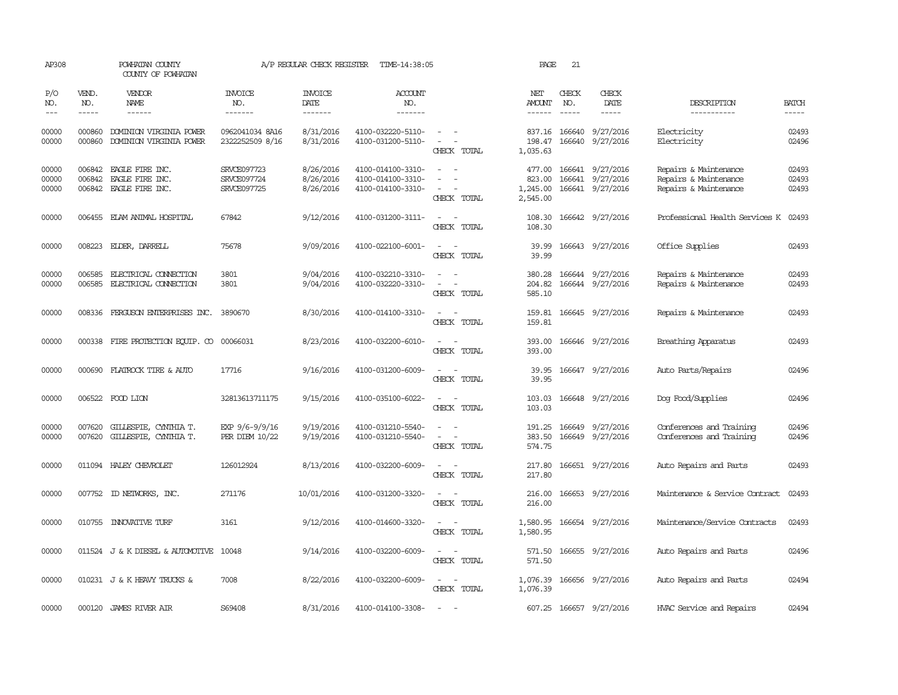AP308 POWHATAN COUNTY A/P REGULAR CHECK REGISTER TIME-14:38:05 PAGE 21

COUNTY OF POWHATAN

| P/O NO. | VEND. NO. | VENDOR NAME | INVOICE NO. | INVOICE DATE | ACCOUNT NO. | | NET AMOUNT | CHECK NO. | CHECK DATE | DESCRIPTION | BATCH |
|---|---|---|---|---|---|---|---|---|---|---|---|
| 00000 | 000860 | DOMINION VIRGINIA POWER | 0962041034 8A16 | 8/31/2016 | 4100-032220-5110- | - - | 837.16 | 166640 | 9/27/2016 | Electricity | 02493 |
| 00000 | 000860 | DOMINION VIRGINIA POWER | 2322252509 8/16 | 8/31/2016 | 4100-031200-5110- | - - | 198.47 | 166640 | 9/27/2016 | Electricity | 02496 |
| | | | | | | CHECK TOTAL | 1,035.63 | | | | |
| 00000 | 006842 | EAGLE FIRE INC. | SRVCE097723 | 8/26/2016 | 4100-014100-3310- | - - | 477.00 | 166641 | 9/27/2016 | Repairs & Maintenance | 02493 |
| 00000 | 006842 | EAGLE FIRE INC. | SRVCE097724 | 8/26/2016 | 4100-014100-3310- | - - | 823.00 | 166641 | 9/27/2016 | Repairs & Maintenance | 02493 |
| 00000 | 006842 | EAGLE FIRE INC. | SRVCE097725 | 8/26/2016 | 4100-014100-3310- | - - | 1,245.00 | 166641 | 9/27/2016 | Repairs & Maintenance | 02493 |
| | | | | | | CHECK TOTAL | 2,545.00 | | | | |
| 00000 | 006455 | ELAM ANIMAL HOSPITAL | 67842 | 9/12/2016 | 4100-031200-3111- | - - | 108.30 | 166642 | 9/27/2016 | Professional Health Services K | 02493 |
| | | | | | | CHECK TOTAL | 108.30 | | | | |
| 00000 | 008223 | ELDER, DARRELL | 75678 | 9/09/2016 | 4100-022100-6001- | - - | 39.99 | 166643 | 9/27/2016 | Office Supplies | 02493 |
| | | | | | | CHECK TOTAL | 39.99 | | | | |
| 00000 | 006585 | ELECTRICAL CONNECTION | 3801 | 9/04/2016 | 4100-032210-3310- | - - | 380.28 | 166644 | 9/27/2016 | Repairs & Maintenance | 02493 |
| 00000 | 006585 | ELECTRICAL CONNECTION | 3801 | 9/04/2016 | 4100-032220-3310- | - - | 204.82 | 166644 | 9/27/2016 | Repairs & Maintenance | 02493 |
| | | | | | | CHECK TOTAL | 585.10 | | | | |
| 00000 | 008336 | FERGUSON ENTERPRISES INC. | 3890670 | 8/30/2016 | 4100-014100-3310- | - - | 159.81 | 166645 | 9/27/2016 | Repairs & Maintenance | 02493 |
| | | | | | | CHECK TOTAL | 159.81 | | | | |
| 00000 | 000338 | FIRE PROTECTION EQUIP. CO | 00066031 | 8/23/2016 | 4100-032200-6010- | - - | 393.00 | 166646 | 9/27/2016 | Breathing Apparatus | 02493 |
| | | | | | | CHECK TOTAL | 393.00 | | | | |
| 00000 | 000690 | FLATROCK TIRE & AUTO | 17716 | 9/16/2016 | 4100-031200-6009- | - - | 39.95 | 166647 | 9/27/2016 | Auto Parts/Repairs | 02496 |
| | | | | | | CHECK TOTAL | 39.95 | | | | |
| 00000 | 006522 | FOOD LION | 32813613711175 | 9/15/2016 | 4100-035100-6022- | - - | 103.03 | 166648 | 9/27/2016 | Dog Food/Supplies | 02496 |
| | | | | | | CHECK TOTAL | 103.03 | | | | |
| 00000 | 007620 | GILLESPIE, CYNTHIA T. | EXP 9/6-9/9/16 | 9/19/2016 | 4100-031210-5540- | - - | 191.25 | 166649 | 9/27/2016 | Conferences and Training | 02496 |
| 00000 | 007620 | GILLESPIE, CYNTHIA T. | PER DIEM 10/22 | 9/19/2016 | 4100-031210-5540- | - - | 383.50 | 166649 | 9/27/2016 | Conferences and Training | 02496 |
| | | | | | | CHECK TOTAL | 574.75 | | | | |
| 00000 | 011094 | HALEY CHEVROLET | 126012924 | 8/13/2016 | 4100-032200-6009- | - - | 217.80 | 166651 | 9/27/2016 | Auto Repairs and Parts | 02493 |
| | | | | | | CHECK TOTAL | 217.80 | | | | |
| 00000 | 007752 | ID NETWORKS, INC. | 271176 | 10/01/2016 | 4100-031200-3320- | - - | 216.00 | 166653 | 9/27/2016 | Maintenance & Service Contract | 02493 |
| | | | | | | CHECK TOTAL | 216.00 | | | | |
| 00000 | 010755 | INNOVATIVE TURF | 3161 | 9/12/2016 | 4100-014600-3320- | - - | 1,580.95 | 166654 | 9/27/2016 | Maintenance/Service Contracts | 02493 |
| | | | | | | CHECK TOTAL | 1,580.95 | | | | |
| 00000 | 011524 | J & K DIESEL & AUTOMOTIVE | 10048 | 9/14/2016 | 4100-032200-6009- | - - | 571.50 | 166655 | 9/27/2016 | Auto Repairs and Parts | 02496 |
| | | | | | | CHECK TOTAL | 571.50 | | | | |
| 00000 | 010231 | J & K HEAVY TRUCKS & | 7008 | 8/22/2016 | 4100-032200-6009- | - - | 1,076.39 | 166656 | 9/27/2016 | Auto Repairs and Parts | 02494 |
| | | | | | | CHECK TOTAL | 1,076.39 | | | | |
| 00000 | 000120 | JAMES RIVER AIR | S69408 | 8/31/2016 | 4100-014100-3308- | - - | 607.25 | 166657 | 9/27/2016 | HVAC Service and Repairs | 02494 |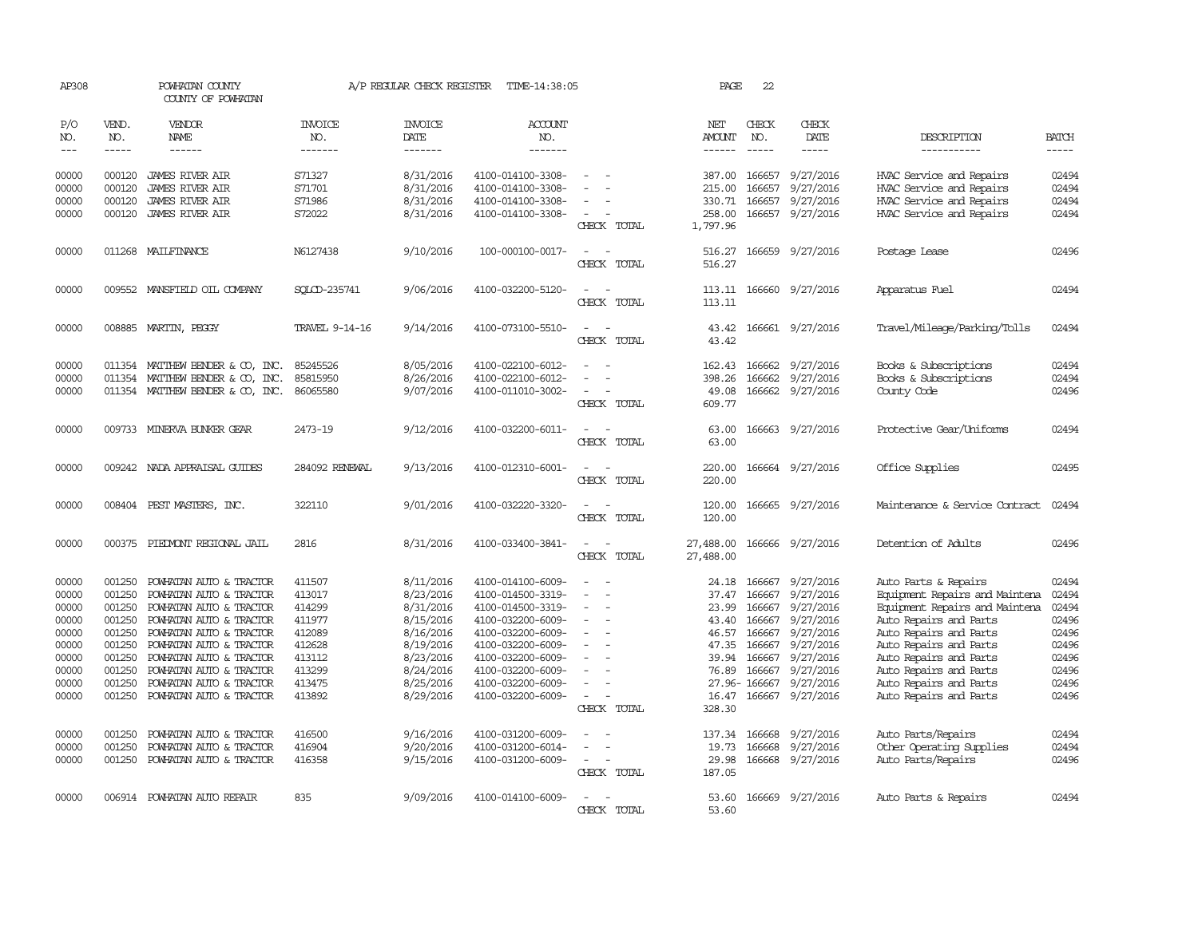AP308 POWHATAN COUNTY A/P REGULAR CHECK REGISTER TIME-14:38:05 PAGE 22
COUNTY OF POWHATAN

| P/O NO. | VEND. NO. | VENDOR NAME | INVOICE NO. | INVOICE DATE | ACCOUNT NO. | | NET AMOUNT | CHECK NO. | CHECK DATE | DESCRIPTION | BATCH |
|---|---|---|---|---|---|---|---|---|---|---|---|
| 00000 | 000120 | JAMES RIVER AIR | S71327 | 8/31/2016 | 4100-014100-3308- | - - | 387.00 | 166657 | 9/27/2016 | HVAC Service and Repairs | 02494 |
| 00000 | 000120 | JAMES RIVER AIR | S71701 | 8/31/2016 | 4100-014100-3308- | - - | 215.00 | 166657 | 9/27/2016 | HVAC Service and Repairs | 02494 |
| 00000 | 000120 | JAMES RIVER AIR | S71986 | 8/31/2016 | 4100-014100-3308- | - - | 330.71 | 166657 | 9/27/2016 | HVAC Service and Repairs | 02494 |
| 00000 | 000120 | JAMES RIVER AIR | S72022 | 8/31/2016 | 4100-014100-3308- | - - | 258.00 | 166657 | 9/27/2016 | HVAC Service and Repairs | 02494 |
| | | | | | | CHECK TOTAL | 1,797.96 | | | | |
| 00000 | 011268 | MAILFINANCE | N6127438 | 9/10/2016 | 100-000100-0017- | - - | 516.27 | 166659 | 9/27/2016 | Postage Lease | 02496 |
| | | | | | | CHECK TOTAL | 516.27 | | | | |
| 00000 | 009552 | MANSFIELD OIL COMPANY | SQLCD-235741 | 9/06/2016 | 4100-032200-5120- | - - | 113.11 | 166660 | 9/27/2016 | Apparatus Fuel | 02494 |
| | | | | | | CHECK TOTAL | 113.11 | | | | |
| 00000 | 008885 | MARTIN, PEGGY | TRAVEL 9-14-16 | 9/14/2016 | 4100-073100-5510- | - - | 43.42 | 166661 | 9/27/2016 | Travel/Mileage/Parking/Tolls | 02494 |
| | | | | | | CHECK TOTAL | 43.42 | | | | |
| 00000 | 011354 | MATTHEW BENDER & CO, INC. | 85245526 | 8/05/2016 | 4100-022100-6012- | - - | 162.43 | 166662 | 9/27/2016 | Books & Subscriptions | 02494 |
| 00000 | 011354 | MATTHEW BENDER & CO, INC. | 85815950 | 8/26/2016 | 4100-022100-6012- | - - | 398.26 | 166662 | 9/27/2016 | Books & Subscriptions | 02494 |
| 00000 | 011354 | MATTHEW BENDER & CO, INC. | 86065580 | 9/07/2016 | 4100-011010-3002- | - - | 49.08 | 166662 | 9/27/2016 | County Code | 02496 |
| | | | | | | CHECK TOTAL | 609.77 | | | | |
| 00000 | 009733 | MINERVA BUNKER GEAR | 2473-19 | 9/12/2016 | 4100-032200-6011- | - - | 63.00 | 166663 | 9/27/2016 | Protective Gear/Uniforms | 02494 |
| | | | | | | CHECK TOTAL | 63.00 | | | | |
| 00000 | 009242 | NADA APPRAISAL GUIDES | 284092 RENEWAL | 9/13/2016 | 4100-012310-6001- | - - | 220.00 | 166664 | 9/27/2016 | Office Supplies | 02495 |
| | | | | | | CHECK TOTAL | 220.00 | | | | |
| 00000 | 008404 | PEST MASTERS, INC. | 322110 | 9/01/2016 | 4100-032220-3320- | - - | 120.00 | 166665 | 9/27/2016 | Maintenance & Service Contract | 02494 |
| | | | | | | CHECK TOTAL | 120.00 | | | | |
| 00000 | 000375 | PIEDMONT REGIONAL JAIL | 2816 | 8/31/2016 | 4100-033400-3841- | - - | 27,488.00 | 166666 | 9/27/2016 | Detention of Adults | 02496 |
| | | | | | | CHECK TOTAL | 27,488.00 | | | | |
| 00000 | 001250 | POWHATAN AUTO & TRACTOR | 411507 | 8/11/2016 | 4100-014100-6009- | - - | 24.18 | 166667 | 9/27/2016 | Auto Parts & Repairs | 02494 |
| 00000 | 001250 | POWHATAN AUTO & TRACTOR | 413017 | 8/23/2016 | 4100-014500-3319- | - - | 37.47 | 166667 | 9/27/2016 | Equipment Repairs and Maintena | 02494 |
| 00000 | 001250 | POWHATAN AUTO & TRACTOR | 414299 | 8/31/2016 | 4100-014500-3319- | - - | 23.99 | 166667 | 9/27/2016 | Equipment Repairs and Maintena | 02494 |
| 00000 | 001250 | POWHATAN AUTO & TRACTOR | 411977 | 8/15/2016 | 4100-032200-6009- | - - | 43.40 | 166667 | 9/27/2016 | Auto Repairs and Parts | 02496 |
| 00000 | 001250 | POWHATAN AUTO & TRACTOR | 412089 | 8/16/2016 | 4100-032200-6009- | - - | 46.57 | 166667 | 9/27/2016 | Auto Repairs and Parts | 02496 |
| 00000 | 001250 | POWHATAN AUTO & TRACTOR | 412628 | 8/19/2016 | 4100-032200-6009- | - - | 47.35 | 166667 | 9/27/2016 | Auto Repairs and Parts | 02496 |
| 00000 | 001250 | POWHATAN AUTO & TRACTOR | 413112 | 8/23/2016 | 4100-032200-6009- | - - | 39.94 | 166667 | 9/27/2016 | Auto Repairs and Parts | 02496 |
| 00000 | 001250 | POWHATAN AUTO & TRACTOR | 413299 | 8/24/2016 | 4100-032200-6009- | - - | 76.89 | 166667 | 9/27/2016 | Auto Repairs and Parts | 02496 |
| 00000 | 001250 | POWHATAN AUTO & TRACTOR | 413475 | 8/25/2016 | 4100-032200-6009- | - - | 27.96- | 166667 | 9/27/2016 | Auto Repairs and Parts | 02496 |
| 00000 | 001250 | POWHATAN AUTO & TRACTOR | 413892 | 8/29/2016 | 4100-032200-6009- | - - | 16.47 | 166667 | 9/27/2016 | Auto Repairs and Parts | 02496 |
| | | | | | | CHECK TOTAL | 328.30 | | | | |
| 00000 | 001250 | POWHATAN AUTO & TRACTOR | 416500 | 9/16/2016 | 4100-031200-6009- | - - | 137.34 | 166668 | 9/27/2016 | Auto Parts/Repairs | 02494 |
| 00000 | 001250 | POWHATAN AUTO & TRACTOR | 416904 | 9/20/2016 | 4100-031200-6014- | - - | 19.73 | 166668 | 9/27/2016 | Other Operating Supplies | 02494 |
| 00000 | 001250 | POWHATAN AUTO & TRACTOR | 416358 | 9/15/2016 | 4100-031200-6009- | - - | 29.98 | 166668 | 9/27/2016 | Auto Parts/Repairs | 02496 |
| | | | | | | CHECK TOTAL | 187.05 | | | | |
| 00000 | 006914 | POWHATAN AUTO REPAIR | 835 | 9/09/2016 | 4100-014100-6009- | - - | 53.60 | 166669 | 9/27/2016 | Auto Parts & Repairs | 02494 |
| | | | | | | CHECK TOTAL | 53.60 | | | | |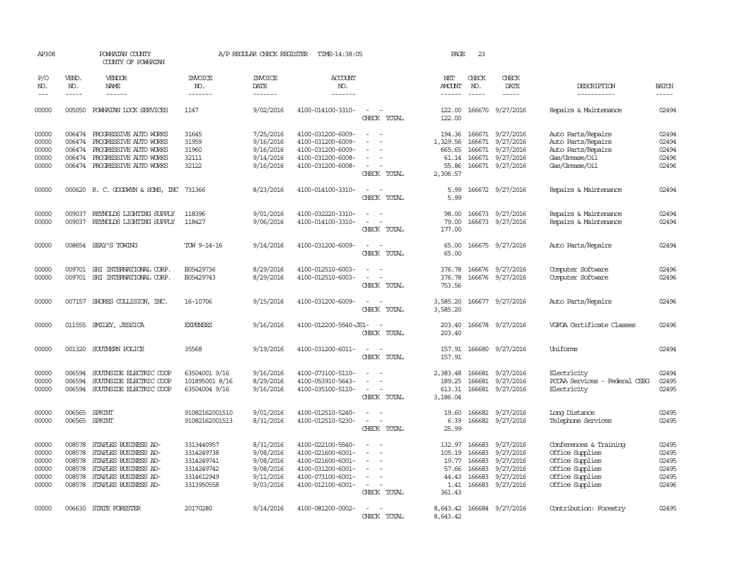AP308 POWHATAN COUNTY COUNTY OF POWHATAN A/P REGULAR CHECK REGISTER TIME-14:38:05

| P/O NO. | VEND. NO. | VENDOR NAME | INVOICE NO. | INVOICE DATE | ACCOUNT NO. | | NET AMOUNT | CHECK NO. | CHECK DATE | DESCRIPTION | BATCH |
|---|---|---|---|---|---|---|---|---|---|---|---|
| 00000 | 005050 | POWHATAN LOCK SERVICES | 1147 | 9/02/2016 | 4100-014100-3310- | - - | 122.00 | 166670 | 9/27/2016 | Repairs & Maintenance | 02494 |
| | | | | | | CHECK TOTAL | 122.00 | | | | |
| 00000 | 006474 | PROGRESSIVE AUTO WORKS | 31645 | 7/25/2016 | 4100-031200-6009- | - - | 194.36 | 166671 | 9/27/2016 | Auto Parts/Repairs | 02494 |
| 00000 | 006474 | PROGRESSIVE AUTO WORKS | 31959 | 9/16/2016 | 4100-031200-6009- | - - | 1,329.56 | 166671 | 9/27/2016 | Auto Parts/Repairs | 02494 |
| 00000 | 006474 | PROGRESSIVE AUTO WORKS | 31960 | 9/16/2016 | 4100-031200-6009- | - - | 665.65 | 166671 | 9/27/2016 | Auto Parts/Repairs | 02494 |
| 00000 | 006474 | PROGRESSIVE AUTO WORKS | 32111 | 9/14/2016 | 4100-031200-6008- | - - | 61.14 | 166671 | 9/27/2016 | Gas/Grease/Oil | 02496 |
| 00000 | 006474 | PROGRESSIVE AUTO WORKS | 32122 | 9/16/2016 | 4100-031200-6008- | - - | 55.86 | 166671 | 9/27/2016 | Gas/Grease/Oil | 02496 |
| | | | | | | CHECK TOTAL | 2,306.57 | | | | |
| 00000 | 000620 | R. C. GOODWYN & SONS, INC | 731366 | 8/23/2016 | 4100-014100-3310- | - - | 5.99 | 166672 | 9/27/2016 | Repairs & Maintenance | 02494 |
| | | | | | | CHECK TOTAL | 5.99 | | | | |
| 00000 | 009037 | REYNOLDS LIGHTING SUPPLY | 118396 | 9/01/2016 | 4100-032220-3310- | - - | 98.00 | 166673 | 9/27/2016 | Repairs & Maintenance | 02494 |
| 00000 | 009037 | REYNOLDS LIGHTING SUPPLY | 118427 | 9/06/2016 | 4100-014100-3310- | - - | 79.00 | 166673 | 9/27/2016 | Repairs & Maintenance | 02494 |
| | | | | | | CHECK TOTAL | 177.00 | | | | |
| 00000 | 008654 | SEAY'S TOWING | TOW 9-14-16 | 9/14/2016 | 4100-031200-6009- | - - | 65.00 | 166675 | 9/27/2016 | Auto Parts/Repairs | 02494 |
| | | | | | | CHECK TOTAL | 65.00 | | | | |
| 00000 | 009701 | SHI INTERNATIONAL CORP. | B05429736 | 8/29/2016 | 4100-012510-6003- | - - | 376.78 | 166676 | 9/27/2016 | Computer Software | 02496 |
| 00000 | 009701 | SHI INTERNATIONAL CORP. | B05429743 | 8/29/2016 | 4100-012510-6003- | - - | 376.78 | 166676 | 9/27/2016 | Computer Software | 02496 |
| | | | | | | CHECK TOTAL | 753.56 | | | | |
| 00000 | 007157 | SHORES COLLISION, INC. | 16-10706 | 9/15/2016 | 4100-031200-6009- | - - | 3,585.20 | 166677 | 9/27/2016 | Auto Parts/Repairs | 02496 |
| | | | | | | CHECK TOTAL | 3,585.20 | | | | |
| 00000 | 011555 | SMILEY, JESSICA | EXPENSES | 9/16/2016 | 4100-012200-5540-JS1- | - | 203.40 | 166678 | 9/27/2016 | VGFOA Certificate Classes | 02496 |
| | | | | | | CHECK TOTAL | 203.40 | | | | |
| 00000 | 001320 | SOUTHERN POLICE | 35568 | 9/19/2016 | 4100-031200-6011- | - - | 157.91 | 166680 | 9/27/2016 | Uniforms | 02494 |
| | | | | | | CHECK TOTAL | 157.91 | | | | |
| 00000 | 006594 | SOUTHSIDE ELECTRIC COOP | 63504001 9/16 | 9/16/2016 | 4100-073100-5110- | - - | 2,383.48 | 166681 | 9/27/2016 | Electricity | 02494 |
| 00000 | 006594 | SOUTHSIDE ELECTRIC COOP | 101895001 8/16 | 8/29/2016 | 4100-053910-5643- | - - | 189.25 | 166681 | 9/27/2016 | PCCAA Services - Federal CSBG | 02495 |
| 00000 | 006594 | SOUTHSIDE ELECTRIC COOP | 63504004 9/16 | 9/16/2016 | 4100-035100-5110- | - - | 613.31 | 166681 | 9/27/2016 | Electricity | 02495 |
| | | | | | | CHECK TOTAL | 3,186.04 | | | | |
| 00000 | 006565 | SPRINT | 91082162001510 | 9/01/2016 | 4100-012510-5240- | - - | 19.60 | 166682 | 9/27/2016 | Long Distance | 02495 |
| 00000 | 006565 | SPRINT | 91082162001513 | 8/31/2016 | 4100-012510-5230- | - - | 6.39 | 166682 | 9/27/2016 | Telephone Services | 02495 |
| | | | | | | CHECK TOTAL | 25.99 | | | | |
| 00000 | 008578 | STAPLES BUSINESS AD- | 3313440957 | 8/31/2016 | 4100-022100-5540- | - - | 132.97 | 166683 | 9/27/2016 | Conferences & Training | 02495 |
| 00000 | 008578 | STAPLES BUSINESS AD- | 3314249738 | 9/08/2016 | 4100-021600-6001- | - - | 105.19 | 166683 | 9/27/2016 | Office Supplies | 02495 |
| 00000 | 008578 | STAPLES BUSINESS AD- | 3314249741 | 9/08/2016 | 4100-021600-6001- | - - | 19.77 | 166683 | 9/27/2016 | Office Supplies | 02495 |
| 00000 | 008578 | STAPLES BUSINESS AD- | 3314249742 | 9/08/2016 | 4100-031200-6001- | - - | 57.66 | 166683 | 9/27/2016 | Office Supplies | 02495 |
| 00000 | 008578 | STAPLES BUSINESS AD- | 3314612949 | 9/11/2016 | 4100-073100-6001- | - - | 44.43 | 166683 | 9/27/2016 | Office Supplies | 02495 |
| 00000 | 008578 | STAPLES BUSINESS AD- | 3313950558 | 9/03/2016 | 4100-012100-6001- | - - | 1.41 | 166683 | 9/27/2016 | Office Supplies | 02496 |
| | | | | | | CHECK TOTAL | 361.43 | | | | |
| 00000 | 006630 | STATE FORESTER | 20170280 | 9/14/2016 | 4100-081200-0002- | - - | 8,643.42 | 166684 | 9/27/2016 | Contribution: Forestry | 02495 |
| | | | | | | CHECK TOTAL | 8,643.42 | | | | |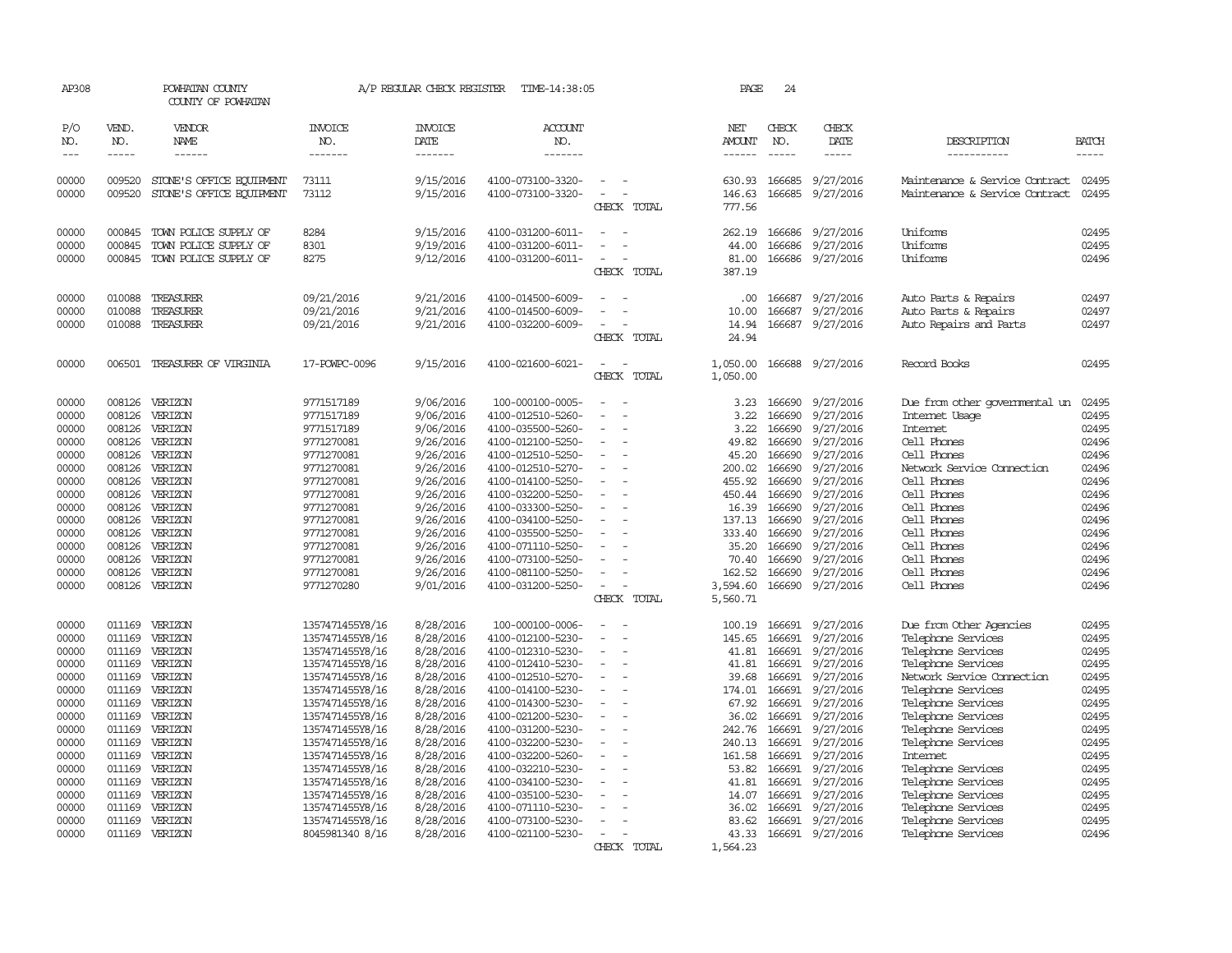AP308 POWHATAN COUNTY A/P REGULAR CHECK REGISTER TIME-14:38:05 PAGE 24

COUNTY OF POWHATAN

| P/O NO. | VEND. NO. | VENDOR NAME | INVOICE NO. | INVOICE DATE | ACCOUNT NO. | | NET AMOUNT | CHECK NO. | CHECK DATE | DESCRIPTION | BATCH |
|---|---|---|---|---|---|---|---|---|---|---|---|
| 00000 | 009520 | STONE'S OFFICE EQUIPMENT | 73111 | 9/15/2016 | 4100-073100-3320- | - - | 630.93 | 166685 | 9/27/2016 | Maintenance & Service Contract | 02495 |
| 00000 | 009520 | STONE'S OFFICE EQUIPMENT | 73112 | 9/15/2016 | 4100-073100-3320- | - - | 146.63 | 166685 | 9/27/2016 | Maintenance & Service Contract | 02495 |
| | | | | | | CHECK TOTAL | 777.56 | | | | |
| 00000 | 000845 | TOWN POLICE SUPPLY OF | 8284 | 9/15/2016 | 4100-031200-6011- | - - | 262.19 | 166686 | 9/27/2016 | Uniforms | 02495 |
| 00000 | 000845 | TOWN POLICE SUPPLY OF | 8301 | 9/19/2016 | 4100-031200-6011- | - - | 44.00 | 166686 | 9/27/2016 | Uniforms | 02495 |
| 00000 | 000845 | TOWN POLICE SUPPLY OF | 8275 | 9/12/2016 | 4100-031200-6011- | - - | 81.00 | 166686 | 9/27/2016 | Uniforms | 02496 |
| | | | | | | CHECK TOTAL | 387.19 | | | | |
| 00000 | 010088 | TREASURER | 09/21/2016 | 9/21/2016 | 4100-014500-6009- | - - | .00 | 166687 | 9/27/2016 | Auto Parts & Repairs | 02497 |
| 00000 | 010088 | TREASURER | 09/21/2016 | 9/21/2016 | 4100-014500-6009- | - - | 10.00 | 166687 | 9/27/2016 | Auto Parts & Repairs | 02497 |
| 00000 | 010088 | TREASURER | 09/21/2016 | 9/21/2016 | 4100-032200-6009- | - - | 14.94 | 166687 | 9/27/2016 | Auto Repairs and Parts | 02497 |
| | | | | | | CHECK TOTAL | 24.94 | | | | |
| 00000 | 006501 | TREASURER OF VIRGINIA | 17-POWPC-0096 | 9/15/2016 | 4100-021600-6021- | - - | 1,050.00 | 166688 | 9/27/2016 | Record Books | 02495 |
| | | | | | | CHECK TOTAL | 1,050.00 | | | | |
| 00000 | 008126 | VERIZON | 9771517189 | 9/06/2016 | 100-000100-0005- | - - | 3.23 | 166690 | 9/27/2016 | Due from other governmental un | 02495 |
| 00000 | 008126 | VERIZON | 9771517189 | 9/06/2016 | 4100-012510-5260- | - - | 3.22 | 166690 | 9/27/2016 | Internet Usage | 02495 |
| 00000 | 008126 | VERIZON | 9771517189 | 9/06/2016 | 4100-035500-5260- | - - | 3.22 | 166690 | 9/27/2016 | Internet | 02495 |
| 00000 | 008126 | VERIZON | 9771270081 | 9/26/2016 | 4100-012100-5250- | - - | 49.82 | 166690 | 9/27/2016 | Cell Phones | 02496 |
| 00000 | 008126 | VERIZON | 9771270081 | 9/26/2016 | 4100-012510-5250- | - - | 45.20 | 166690 | 9/27/2016 | Cell Phones | 02496 |
| 00000 | 008126 | VERIZON | 9771270081 | 9/26/2016 | 4100-012510-5270- | - - | 200.02 | 166690 | 9/27/2016 | Network Service Connection | 02496 |
| 00000 | 008126 | VERIZON | 9771270081 | 9/26/2016 | 4100-014100-5250- | - - | 455.92 | 166690 | 9/27/2016 | Cell Phones | 02496 |
| 00000 | 008126 | VERIZON | 9771270081 | 9/26/2016 | 4100-032200-5250- | - - | 450.44 | 166690 | 9/27/2016 | Cell Phones | 02496 |
| 00000 | 008126 | VERIZON | 9771270081 | 9/26/2016 | 4100-033300-5250- | - - | 16.39 | 166690 | 9/27/2016 | Cell Phones | 02496 |
| 00000 | 008126 | VERIZON | 9771270081 | 9/26/2016 | 4100-034100-5250- | - - | 137.13 | 166690 | 9/27/2016 | Cell Phones | 02496 |
| 00000 | 008126 | VERIZON | 9771270081 | 9/26/2016 | 4100-035500-5250- | - - | 333.40 | 166690 | 9/27/2016 | Cell Phones | 02496 |
| 00000 | 008126 | VERIZON | 9771270081 | 9/26/2016 | 4100-071110-5250- | - - | 35.20 | 166690 | 9/27/2016 | Cell Phones | 02496 |
| 00000 | 008126 | VERIZON | 9771270081 | 9/26/2016 | 4100-073100-5250- | - - | 70.40 | 166690 | 9/27/2016 | Cell Phones | 02496 |
| 00000 | 008126 | VERIZON | 9771270081 | 9/26/2016 | 4100-081100-5250- | - - | 162.52 | 166690 | 9/27/2016 | Cell Phones | 02496 |
| 00000 | 008126 | VERIZON | 9771270280 | 9/01/2016 | 4100-031200-5250- | - - | 3,594.60 | 166690 | 9/27/2016 | Cell Phones | 02496 |
| | | | | | | CHECK TOTAL | 5,560.71 | | | | |
| 00000 | 011169 | VERIZON | 1357471455Y8/16 | 8/28/2016 | 100-000100-0006- | - - | 100.19 | 166691 | 9/27/2016 | Due from Other Agencies | 02495 |
| 00000 | 011169 | VERIZON | 1357471455Y8/16 | 8/28/2016 | 4100-012100-5230- | - - | 145.65 | 166691 | 9/27/2016 | Telephone Services | 02495 |
| 00000 | 011169 | VERIZON | 1357471455Y8/16 | 8/28/2016 | 4100-012310-5230- | - - | 41.81 | 166691 | 9/27/2016 | Telephone Services | 02495 |
| 00000 | 011169 | VERIZON | 1357471455Y8/16 | 8/28/2016 | 4100-012410-5230- | - - | 41.81 | 166691 | 9/27/2016 | Telephone Services | 02495 |
| 00000 | 011169 | VERIZON | 1357471455Y8/16 | 8/28/2016 | 4100-012510-5270- | - - | 39.68 | 166691 | 9/27/2016 | Network Service Connection | 02495 |
| 00000 | 011169 | VERIZON | 1357471455Y8/16 | 8/28/2016 | 4100-014100-5230- | - - | 174.01 | 166691 | 9/27/2016 | Telephone Services | 02495 |
| 00000 | 011169 | VERIZON | 1357471455Y8/16 | 8/28/2016 | 4100-014300-5230- | - - | 67.92 | 166691 | 9/27/2016 | Telephone Services | 02495 |
| 00000 | 011169 | VERIZON | 1357471455Y8/16 | 8/28/2016 | 4100-021200-5230- | - - | 36.02 | 166691 | 9/27/2016 | Telephone Services | 02495 |
| 00000 | 011169 | VERIZON | 1357471455Y8/16 | 8/28/2016 | 4100-031200-5230- | - - | 242.76 | 166691 | 9/27/2016 | Telephone Services | 02495 |
| 00000 | 011169 | VERIZON | 1357471455Y8/16 | 8/28/2016 | 4100-032200-5230- | - - | 240.13 | 166691 | 9/27/2016 | Telephone Services | 02495 |
| 00000 | 011169 | VERIZON | 1357471455Y8/16 | 8/28/2016 | 4100-032200-5260- | - - | 161.58 | 166691 | 9/27/2016 | Internet | 02495 |
| 00000 | 011169 | VERIZON | 1357471455Y8/16 | 8/28/2016 | 4100-032210-5230- | - - | 53.82 | 166691 | 9/27/2016 | Telephone Services | 02495 |
| 00000 | 011169 | VERIZON | 1357471455Y8/16 | 8/28/2016 | 4100-034100-5230- | - - | 41.81 | 166691 | 9/27/2016 | Telephone Services | 02495 |
| 00000 | 011169 | VERIZON | 1357471455Y8/16 | 8/28/2016 | 4100-035100-5230- | - - | 14.07 | 166691 | 9/27/2016 | Telephone Services | 02495 |
| 00000 | 011169 | VERIZON | 1357471455Y8/16 | 8/28/2016 | 4100-071110-5230- | - - | 36.02 | 166691 | 9/27/2016 | Telephone Services | 02495 |
| 00000 | 011169 | VERIZON | 1357471455Y8/16 | 8/28/2016 | 4100-073100-5230- | - - | 83.62 | 166691 | 9/27/2016 | Telephone Services | 02495 |
| 00000 | 011169 | VERIZON | 8045981340 8/16 | 8/28/2016 | 4100-021100-5230- | - - | 43.33 | 166691 | 9/27/2016 | Telephone Services | 02496 |
| | | | | | | CHECK TOTAL | 1,564.23 | | | | |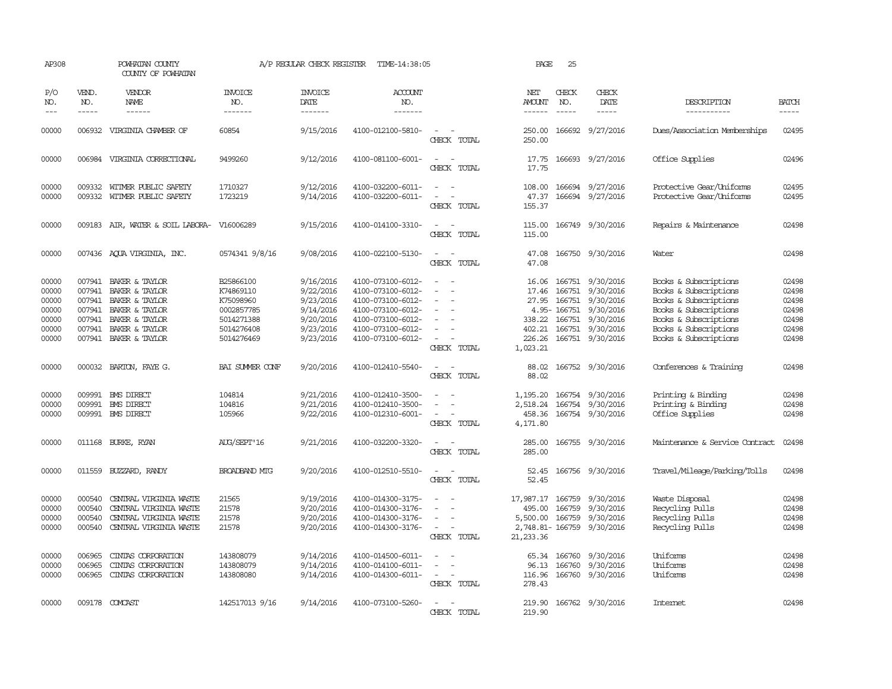AP308 POWHATAN COUNTY A/P REGULAR CHECK REGISTER TIME-14:38:05 PAGE 25

COUNTY OF POWHATAN

| P/O NO. | VEND. NO. | VENDOR NAME | INVOICE NO. | INVOICE DATE | ACCOUNT NO. | | NET AMOUNT | CHECK NO. | CHECK DATE | DESCRIPTION | BATCH |
|---|---|---|---|---|---|---|---|---|---|---|---|
| 00000 | 006932 | VIRGINIA CHAMBER OF | 60854 | 9/15/2016 | 4100-012100-5810- | - - | 250.00 | 166692 | 9/27/2016 | Dues/Association Memberships | 02495 |
| | | | | | | CHECK TOTAL | 250.00 | | | | |
| 00000 | 006984 | VIRGINIA CORRECTIONAL | 9499260 | 9/12/2016 | 4100-081100-6001- | - - | 17.75 | 166693 | 9/27/2016 | Office Supplies | 02496 |
| | | | | | | CHECK TOTAL | 17.75 | | | | |
| 00000 | 009332 | WITMER PUBLIC SAFETY | 1710327 | 9/12/2016 | 4100-032200-6011- | - - | 108.00 | 166694 | 9/27/2016 | Protective Gear/Uniforms | 02495 |
| 00000 | 009332 | WITMER PUBLIC SAFETY | 1723219 | 9/14/2016 | 4100-032200-6011- | - - | 47.37 | 166694 | 9/27/2016 | Protective Gear/Uniforms | 02495 |
| | | | | | | CHECK TOTAL | 155.37 | | | | |
| 00000 | 009183 | AIR, WATER & SOIL LABORA- | V16006289 | 9/15/2016 | 4100-014100-3310- | - - | 115.00 | 166749 | 9/30/2016 | Repairs & Maintenance | 02498 |
| | | | | | | CHECK TOTAL | 115.00 | | | | |
| 00000 | 007436 | AQUA VIRGINIA, INC. | 0574341 9/8/16 | 9/08/2016 | 4100-022100-5130- | - - | 47.08 | 166750 | 9/30/2016 | Water | 02498 |
| | | | | | | CHECK TOTAL | 47.08 | | | | |
| 00000 | 007941 | BAKER & TAYLOR | B25866100 | 9/16/2016 | 4100-073100-6012- | - - | 16.06 | 166751 | 9/30/2016 | Books & Subscriptions | 02498 |
| 00000 | 007941 | BAKER & TAYLOR | K74869110 | 9/22/2016 | 4100-073100-6012- | - - | 17.46 | 166751 | 9/30/2016 | Books & Subscriptions | 02498 |
| 00000 | 007941 | BAKER & TAYLOR | K75098960 | 9/23/2016 | 4100-073100-6012- | - - | 27.95 | 166751 | 9/30/2016 | Books & Subscriptions | 02498 |
| 00000 | 007941 | BAKER & TAYLOR | 0002857785 | 9/14/2016 | 4100-073100-6012- | - - | 4.95- | 166751 | 9/30/2016 | Books & Subscriptions | 02498 |
| 00000 | 007941 | BAKER & TAYLOR | 5014271388 | 9/20/2016 | 4100-073100-6012- | - - | 338.22 | 166751 | 9/30/2016 | Books & Subscriptions | 02498 |
| 00000 | 007941 | BAKER & TAYLOR | 5014276408 | 9/23/2016 | 4100-073100-6012- | - - | 402.21 | 166751 | 9/30/2016 | Books & Subscriptions | 02498 |
| 00000 | 007941 | BAKER & TAYLOR | 5014276469 | 9/23/2016 | 4100-073100-6012- | - - | 226.26 | 166751 | 9/30/2016 | Books & Subscriptions | 02498 |
| | | | | | | CHECK TOTAL | 1,023.21 | | | | |
| 00000 | 000032 | BARTON, FAYE G. | BAI SUMMER CONF | 9/20/2016 | 4100-012410-5540- | - - | 88.02 | 166752 | 9/30/2016 | Conferences & Training | 02498 |
| | | | | | | CHECK TOTAL | 88.02 | | | | |
| 00000 | 009991 | BMS DIRECT | 104814 | 9/21/2016 | 4100-012410-3500- | - - | 1,195.20 | 166754 | 9/30/2016 | Printing & Binding | 02498 |
| 00000 | 009991 | BMS DIRECT | 104816 | 9/21/2016 | 4100-012410-3500- | - - | 2,518.24 | 166754 | 9/30/2016 | Printing & Binding | 02498 |
| 00000 | 009991 | BMS DIRECT | 105966 | 9/22/2016 | 4100-012310-6001- | - - | 458.36 | 166754 | 9/30/2016 | Office Supplies | 02498 |
| | | | | | | CHECK TOTAL | 4,171.80 | | | | |
| 00000 | 011168 | BURKE, RYAN | AUG/SEPT'16 | 9/21/2016 | 4100-032200-3320- | - - | 285.00 | 166755 | 9/30/2016 | Maintenance & Service Contract | 02498 |
| | | | | | | CHECK TOTAL | 285.00 | | | | |
| 00000 | 011559 | BUZZARD, RANDY | BROADBAND MTG | 9/20/2016 | 4100-012510-5510- | - - | 52.45 | 166756 | 9/30/2016 | Travel/Mileage/Parking/Tolls | 02498 |
| | | | | | | CHECK TOTAL | 52.45 | | | | |
| 00000 | 000540 | CENTRAL VIRGINIA WASTE | 21565 | 9/19/2016 | 4100-014300-3175- | - - | 17,987.17 | 166759 | 9/30/2016 | Waste Disposal | 02498 |
| 00000 | 000540 | CENTRAL VIRGINIA WASTE | 21578 | 9/20/2016 | 4100-014300-3176- | - - | 495.00 | 166759 | 9/30/2016 | Recycling Pulls | 02498 |
| 00000 | 000540 | CENTRAL VIRGINIA WASTE | 21578 | 9/20/2016 | 4100-014300-3176- | - - | 5,500.00 | 166759 | 9/30/2016 | Recycling Pulls | 02498 |
| 00000 | 000540 | CENTRAL VIRGINIA WASTE | 21578 | 9/20/2016 | 4100-014300-3176- | - - | 2,748.81- | 166759 | 9/30/2016 | Recycling Pulls | 02498 |
| | | | | | | CHECK TOTAL | 21,233.36 | | | | |
| 00000 | 006965 | CINTAS CORPORATION | 143808079 | 9/14/2016 | 4100-014500-6011- | - - | 65.34 | 166760 | 9/30/2016 | Uniforms | 02498 |
| 00000 | 006965 | CINTAS CORPORATION | 143808079 | 9/14/2016 | 4100-014100-6011- | - - | 96.13 | 166760 | 9/30/2016 | Uniforms | 02498 |
| 00000 | 006965 | CINTAS CORPORATION | 143808080 | 9/14/2016 | 4100-014300-6011- | - - | 116.96 | 166760 | 9/30/2016 | Uniforms | 02498 |
| | | | | | | CHECK TOTAL | 278.43 | | | | |
| 00000 | 009178 | COMCAST | 142517013 9/16 | 9/14/2016 | 4100-073100-5260- | - - | 219.90 | 166762 | 9/30/2016 | Internet | 02498 |
| | | | | | | CHECK TOTAL | 219.90 | | | | |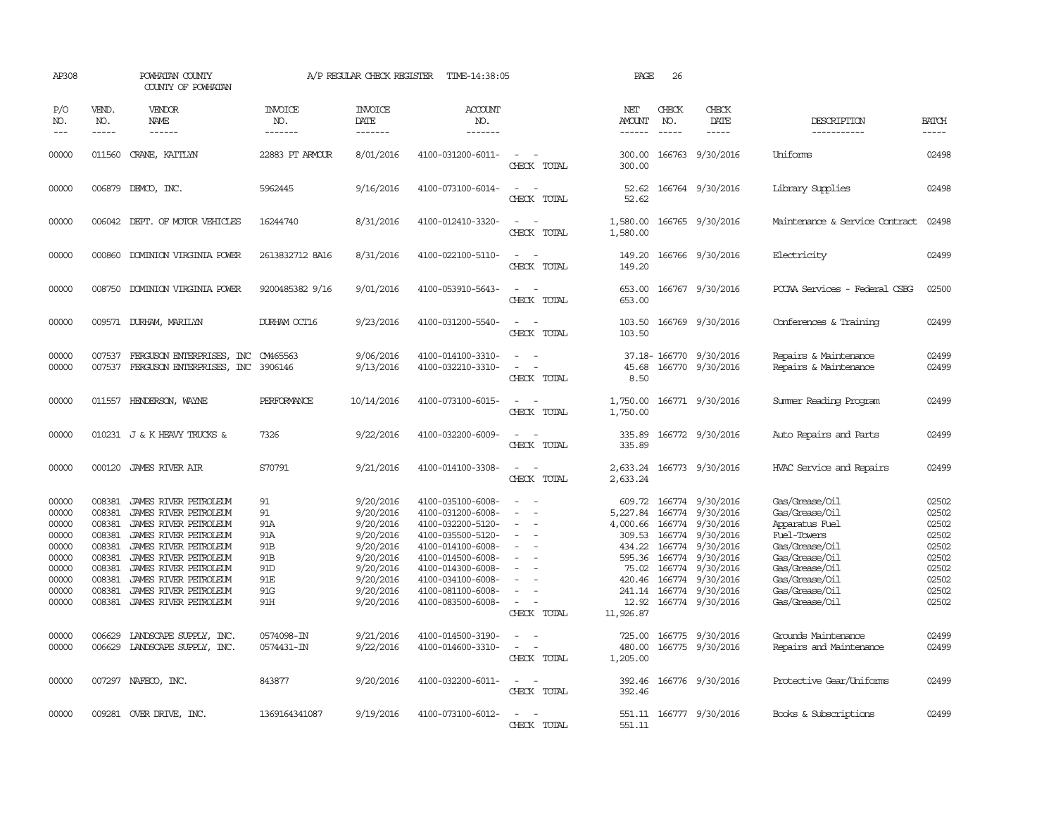AP308 POWHATAN COUNTY A/P REGULAR CHECK REGISTER TIME-14:38:05 PAGE 26

COUNTY OF POWHATAN

| P/O NO. | VEND. NO. | VENDOR NAME | INVOICE NO. | INVOICE DATE | ACCOUNT NO. | | NET AMOUNT | CHECK NO. | CHECK DATE | DESCRIPTION | BATCH |
|---|---|---|---|---|---|---|---|---|---|---|---|
| 00000 | 011560 | CRANE, KAITLYN | 22883 FT ARMOUR | 8/01/2016 | 4100-031200-6011- | - - | 300.00 | 166763 | 9/30/2016 | Uniforms | 02498 |
| | | | | | | CHECK TOTAL | 300.00 | | | | |
| 00000 | 006879 | DEMCO, INC. | 5962445 | 9/16/2016 | 4100-073100-6014- | - - | 52.62 | 166764 | 9/30/2016 | Library Supplies | 02498 |
| | | | | | | CHECK TOTAL | 52.62 | | | | |
| 00000 | 006042 | DEPT. OF MOTOR VEHICLES | 16244740 | 8/31/2016 | 4100-012410-3320- | - - | 1,580.00 | 166765 | 9/30/2016 | Maintenance & Service Contract | 02498 |
| | | | | | | CHECK TOTAL | 1,580.00 | | | | |
| 00000 | 000860 | DOMINION VIRGINIA POWER | 2613832712 8A16 | 8/31/2016 | 4100-022100-5110- | - - | 149.20 | 166766 | 9/30/2016 | Electricity | 02499 |
| | | | | | | CHECK TOTAL | 149.20 | | | | |
| 00000 | 008750 | DOMINION VIRGINIA POWER | 9200485382 9/16 | 9/01/2016 | 4100-053910-5643- | - - | 653.00 | 166767 | 9/30/2016 | PCCAA Services - Federal CSBG | 02500 |
| | | | | | | CHECK TOTAL | 653.00 | | | | |
| 00000 | 009571 | DURHAM, MARILYN | DURHAM OCT16 | 9/23/2016 | 4100-031200-5540- | - - | 103.50 | 166769 | 9/30/2016 | Conferences & Training | 02499 |
| | | | | | | CHECK TOTAL | 103.50 | | | | |
| 00000 | 007537 | FERGUSON ENTERPRISES, INC | CM465563 | 9/06/2016 | 4100-014100-3310- | - - | 37.18- | 166770 | 9/30/2016 | Repairs & Maintenance | 02499 |
| 00000 | 007537 | FERGUSON ENTERPRISES, INC | 3906146 | 9/13/2016 | 4100-032210-3310- | - - | 45.68 | 166770 | 9/30/2016 | Repairs & Maintenance | 02499 |
| | | | | | | CHECK TOTAL | 8.50 | | | | |
| 00000 | 011557 | HENDERSON, WAYNE | PERFORMANCE | 10/14/2016 | 4100-073100-6015- | - - | 1,750.00 | 166771 | 9/30/2016 | Summer Reading Program | 02499 |
| | | | | | | CHECK TOTAL | 1,750.00 | | | | |
| 00000 | 010231 | J & K HEAVY TRUCKS & | 7326 | 9/22/2016 | 4100-032200-6009- | - - | 335.89 | 166772 | 9/30/2016 | Auto Repairs and Parts | 02499 |
| | | | | | | CHECK TOTAL | 335.89 | | | | |
| 00000 | 000120 | JAMES RIVER AIR | S70791 | 9/21/2016 | 4100-014100-3308- | - - | 2,633.24 | 166773 | 9/30/2016 | HVAC Service and Repairs | 02499 |
| | | | | | | CHECK TOTAL | 2,633.24 | | | | |
| 00000 | 008381 | JAMES RIVER PETROLEUM | 91 | 9/20/2016 | 4100-035100-6008- | - - | 609.72 | 166774 | 9/30/2016 | Gas/Grease/Oil | 02502 |
| 00000 | 008381 | JAMES RIVER PETROLEUM | 91 | 9/20/2016 | 4100-031200-6008- | - - | 5,227.84 | 166774 | 9/30/2016 | Gas/Grease/Oil | 02502 |
| 00000 | 008381 | JAMES RIVER PETROLEUM | 91A | 9/20/2016 | 4100-032200-5120- | - - | 4,000.66 | 166774 | 9/30/2016 | Apparatus Fuel | 02502 |
| 00000 | 008381 | JAMES RIVER PETROLEUM | 91A | 9/20/2016 | 4100-035500-5120- | - - | 309.53 | 166774 | 9/30/2016 | Fuel-Towers | 02502 |
| 00000 | 008381 | JAMES RIVER PETROLEUM | 91B | 9/20/2016 | 4100-014100-6008- | - - | 434.22 | 166774 | 9/30/2016 | Gas/Grease/Oil | 02502 |
| 00000 | 008381 | JAMES RIVER PETROLEUM | 91B | 9/20/2016 | 4100-014500-6008- | - - | 595.36 | 166774 | 9/30/2016 | Gas/Grease/Oil | 02502 |
| 00000 | 008381 | JAMES RIVER PETROLEUM | 91D | 9/20/2016 | 4100-014300-6008- | - - | 75.02 | 166774 | 9/30/2016 | Gas/Grease/Oil | 02502 |
| 00000 | 008381 | JAMES RIVER PETROLEUM | 91E | 9/20/2016 | 4100-034100-6008- | - - | 420.46 | 166774 | 9/30/2016 | Gas/Grease/Oil | 02502 |
| 00000 | 008381 | JAMES RIVER PETROLEUM | 91G | 9/20/2016 | 4100-081100-6008- | - - | 241.14 | 166774 | 9/30/2016 | Gas/Grease/Oil | 02502 |
| 00000 | 008381 | JAMES RIVER PETROLEUM | 91H | 9/20/2016 | 4100-083500-6008- | - - | 12.92 | 166774 | 9/30/2016 | Gas/Grease/Oil | 02502 |
| | | | | | | CHECK TOTAL | 11,926.87 | | | | |
| 00000 | 006629 | LANDSCAPE SUPPLY, INC. | 0574098-IN | 9/21/2016 | 4100-014500-3190- | - - | 725.00 | 166775 | 9/30/2016 | Grounds Maintenance | 02499 |
| 00000 | 006629 | LANDSCAPE SUPPLY, INC. | 0574431-IN | 9/22/2016 | 4100-014600-3310- | - - | 480.00 | 166775 | 9/30/2016 | Repairs and Maintenance | 02499 |
| | | | | | | CHECK TOTAL | 1,205.00 | | | | |
| 00000 | 007297 | NAFECO, INC. | 843877 | 9/20/2016 | 4100-032200-6011- | - - | 392.46 | 166776 | 9/30/2016 | Protective Gear/Uniforms | 02499 |
| | | | | | | CHECK TOTAL | 392.46 | | | | |
| 00000 | 009281 | OVER DRIVE, INC. | 1369164341087 | 9/19/2016 | 4100-073100-6012- | - - | 551.11 | 166777 | 9/30/2016 | Books & Subscriptions | 02499 |
| | | | | | | CHECK TOTAL | 551.11 | | | | |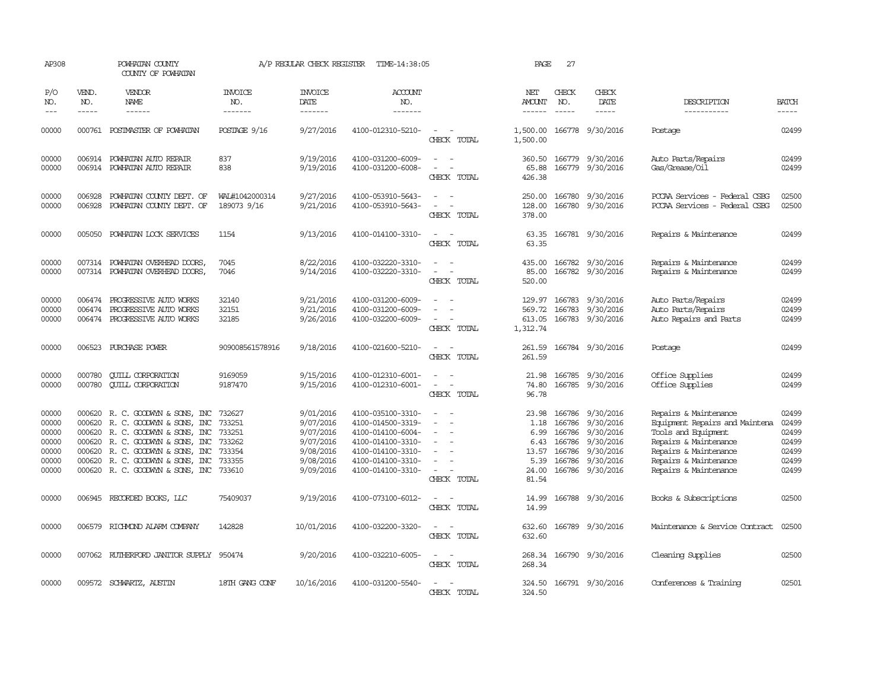AP308 POWHATAN COUNTY A/P REGULAR CHECK REGISTER TIME-14:38:05 PAGE 27
COUNTY OF POWHATAN

| P/O NO. | VEND. NO. | VENDOR NAME | INVOICE NO. | INVOICE DATE | ACCOUNT NO. | | NET AMOUNT | CHECK NO. | CHECK DATE | DESCRIPTION | BATCH |
|---|---|---|---|---|---|---|---|---|---|---|---|
| 00000 | 000761 | POSTMASTER OF POWHATAN | POSTAGE 9/16 | 9/27/2016 | 4100-012310-5210- | - - | 1,500.00 | 166778 | 9/30/2016 | Postage | 02499 |
| | | | | | | CHECK TOTAL | 1,500.00 | | | | |
| 00000 | 006914 | POWHATAN AUTO REPAIR | 837 | 9/19/2016 | 4100-031200-6009- | - - | 360.50 | 166779 | 9/30/2016 | Auto Parts/Repairs | 02499 |
| 00000 | 006914 | POWHATAN AUTO REPAIR | 838 | 9/19/2016 | 4100-031200-6008- | - - | 65.88 | 166779 | 9/30/2016 | Gas/Grease/Oil | 02499 |
| | | | | | | CHECK TOTAL | 426.38 | | | | |
| 00000 | 006928 | POWHATAN COUNTY DEPT. OF | WAL#1042000314 | 9/27/2016 | 4100-053910-5643- | - - | 250.00 | 166780 | 9/30/2016 | PCCAA Services - Federal CSBG | 02500 |
| 00000 | 006928 | POWHATAN COUNTY DEPT. OF | 189073 9/16 | 9/21/2016 | 4100-053910-5643- | - - | 128.00 | 166780 | 9/30/2016 | PCCAA Services - Federal CSBG | 02500 |
| | | | | | | CHECK TOTAL | 378.00 | | | | |
| 00000 | 005050 | POWHATAN LOCK SERVICES | 1154 | 9/13/2016 | 4100-014100-3310- | - - | 63.35 | 166781 | 9/30/2016 | Repairs & Maintenance | 02499 |
| | | | | | | CHECK TOTAL | 63.35 | | | | |
| 00000 | 007314 | POWHATAN OVERHEAD DOORS, | 7045 | 8/22/2016 | 4100-032220-3310- | - - | 435.00 | 166782 | 9/30/2016 | Repairs & Maintenance | 02499 |
| 00000 | 007314 | POWHATAN OVERHEAD DOORS, | 7046 | 9/14/2016 | 4100-032220-3310- | - - | 85.00 | 166782 | 9/30/2016 | Repairs & Maintenance | 02499 |
| | | | | | | CHECK TOTAL | 520.00 | | | | |
| 00000 | 006474 | PROGRESSIVE AUTO WORKS | 32140 | 9/21/2016 | 4100-031200-6009- | - - | 129.97 | 166783 | 9/30/2016 | Auto Parts/Repairs | 02499 |
| 00000 | 006474 | PROGRESSIVE AUTO WORKS | 32151 | 9/21/2016 | 4100-031200-6009- | - - | 569.72 | 166783 | 9/30/2016 | Auto Parts/Repairs | 02499 |
| 00000 | 006474 | PROGRESSIVE AUTO WORKS | 32185 | 9/26/2016 | 4100-032200-6009- | - - | 613.05 | 166783 | 9/30/2016 | Auto Repairs and Parts | 02499 |
| | | | | | | CHECK TOTAL | 1,312.74 | | | | |
| 00000 | 006523 | PURCHASE POWER | 909008561578916 | 9/18/2016 | 4100-021600-5210- | - - | 261.59 | 166784 | 9/30/2016 | Postage | 02499 |
| | | | | | | CHECK TOTAL | 261.59 | | | | |
| 00000 | 000780 | QUILL CORPORATION | 9169059 | 9/15/2016 | 4100-012310-6001- | - - | 21.98 | 166785 | 9/30/2016 | Office Supplies | 02499 |
| 00000 | 000780 | QUILL CORPORATION | 9187470 | 9/15/2016 | 4100-012310-6001- | - - | 74.80 | 166785 | 9/30/2016 | Office Supplies | 02499 |
| | | | | | | CHECK TOTAL | 96.78 | | | | |
| 00000 | 000620 | R. C. GOODWYN & SONS, INC | 732627 | 9/01/2016 | 4100-035100-3310- | - - | 23.98 | 166786 | 9/30/2016 | Repairs & Maintenance | 02499 |
| 00000 | 000620 | R. C. GOODWYN & SONS, INC | 733251 | 9/07/2016 | 4100-014500-3319- | - - | 1.18 | 166786 | 9/30/2016 | Equipment Repairs and Maintena | 02499 |
| 00000 | 000620 | R. C. GOODWYN & SONS, INC | 733251 | 9/07/2016 | 4100-014100-6004- | - - | 6.99 | 166786 | 9/30/2016 | Tools and Equipment | 02499 |
| 00000 | 000620 | R. C. GOODWYN & SONS, INC | 733262 | 9/07/2016 | 4100-014100-3310- | - - | 6.43 | 166786 | 9/30/2016 | Repairs & Maintenance | 02499 |
| 00000 | 000620 | R. C. GOODWYN & SONS, INC | 733354 | 9/08/2016 | 4100-014100-3310- | - - | 13.57 | 166786 | 9/30/2016 | Repairs & Maintenance | 02499 |
| 00000 | 000620 | R. C. GOODWYN & SONS, INC | 733355 | 9/08/2016 | 4100-014100-3310- | - - | 5.39 | 166786 | 9/30/2016 | Repairs & Maintenance | 02499 |
| 00000 | 000620 | R. C. GOODWYN & SONS, INC | 733610 | 9/09/2016 | 4100-014100-3310- | - - | 24.00 | 166786 | 9/30/2016 | Repairs & Maintenance | 02499 |
| | | | | | | CHECK TOTAL | 81.54 | | | | |
| 00000 | 006945 | RECORDED BOOKS, LLC | 75409037 | 9/19/2016 | 4100-073100-6012- | - - | 14.99 | 166788 | 9/30/2016 | Books & Subscriptions | 02500 |
| | | | | | | CHECK TOTAL | 14.99 | | | | |
| 00000 | 006579 | RICHMOND ALARM COMPANY | 142828 | 10/01/2016 | 4100-032200-3320- | - - | 632.60 | 166789 | 9/30/2016 | Maintenance & Service Contract | 02500 |
| | | | | | | CHECK TOTAL | 632.60 | | | | |
| 00000 | 007062 | RUTHERFORD JANITOR SUPPLY | 950474 | 9/20/2016 | 4100-032210-6005- | - - | 268.34 | 166790 | 9/30/2016 | Cleaning Supplies | 02500 |
| | | | | | | CHECK TOTAL | 268.34 | | | | |
| 00000 | 009572 | SCHWARTZ, AUSTIN | 18TH GANG CONF | 10/16/2016 | 4100-031200-5540- | - - | 324.50 | 166791 | 9/30/2016 | Conferences & Training | 02501 |
| | | | | | | CHECK TOTAL | 324.50 | | | | |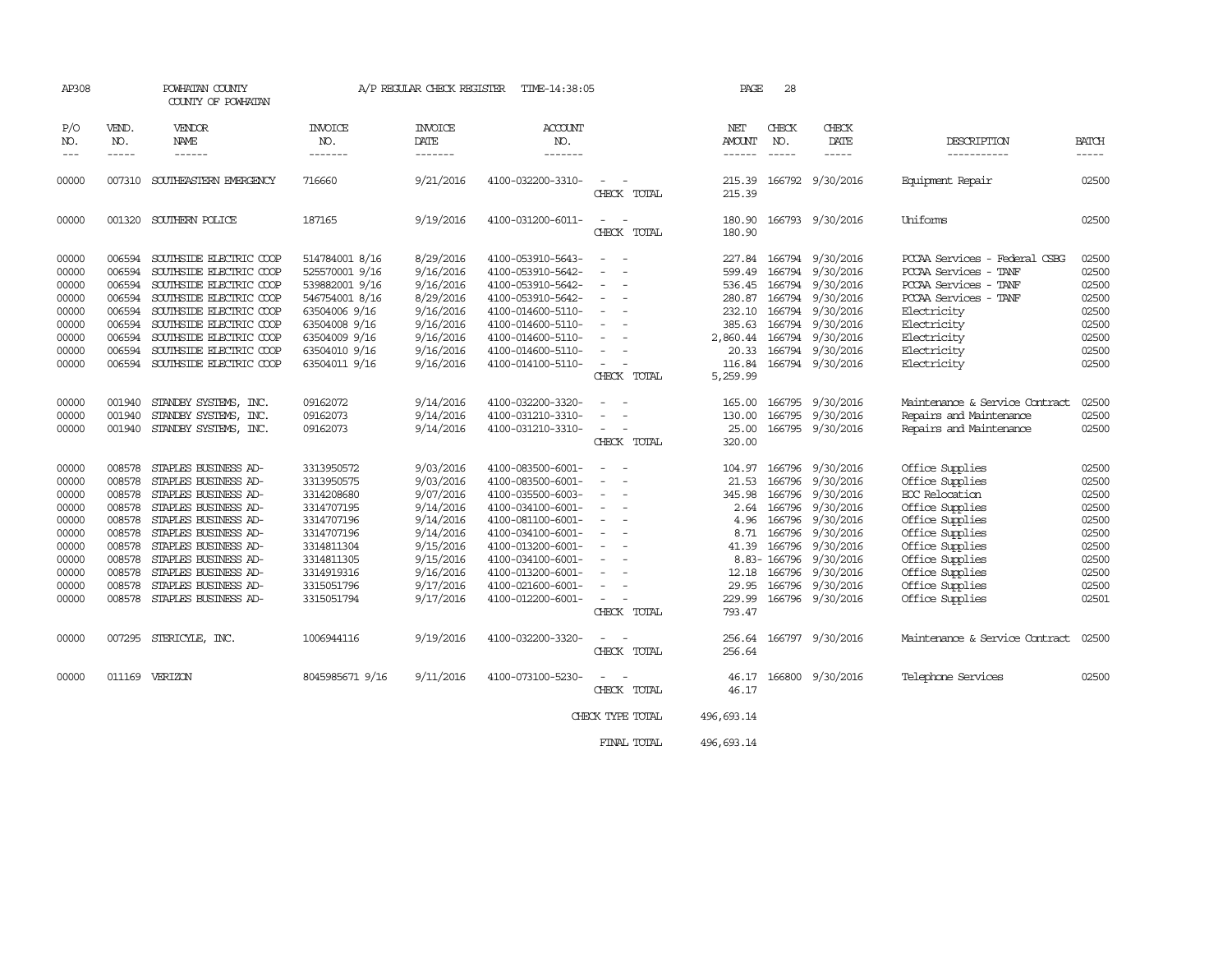AP308 POWHATAN COUNTY A/P REGULAR CHECK REGISTER TIME-14:38:05 PAGE 28

COUNTY OF POWHATAN

| P/O NO. | VEND. NO. | VENDOR NAME | INVOICE NO. | INVOICE DATE | ACCOUNT NO. | | NET AMOUNT | CHECK NO. | CHECK DATE | DESCRIPTION | BATCH |
|---|---|---|---|---|---|---|---|---|---|---|---|
| --- | ----- | ------ | ------- | ------- | ------- | | ------ | ----- | ----- | ----------- | ----- |
| 00000 | 007310 | SOUTHEASTERN EMERGENCY | 716660 | 9/21/2016 | 4100-032200-3310- | - - | 215.39 | 166792 | 9/30/2016 | Equipment Repair | 02500 |
| | | | | | | CHECK TOTAL | 215.39 | | | | |
| 00000 | 001320 | SOUTHERN POLICE | 187165 | 9/19/2016 | 4100-031200-6011- | - - | 180.90 | 166793 | 9/30/2016 | Uniforms | 02500 |
| | | | | | | CHECK TOTAL | 180.90 | | | | |
| 00000 | 006594 | SOUTHSIDE ELECTRIC COOP | 514784001 8/16 | 8/29/2016 | 4100-053910-5643- | - - | 227.84 | 166794 | 9/30/2016 | PCCAA Services - Federal CSBG | 02500 |
| 00000 | 006594 | SOUTHSIDE ELECTRIC COOP | 525570001 9/16 | 9/16/2016 | 4100-053910-5642- | - - | 599.49 | 166794 | 9/30/2016 | PCCAA Services - TANF | 02500 |
| 00000 | 006594 | SOUTHSIDE ELECTRIC COOP | 539882001 9/16 | 9/16/2016 | 4100-053910-5642- | - - | 536.45 | 166794 | 9/30/2016 | PCCAA Services - TANF | 02500 |
| 00000 | 006594 | SOUTHSIDE ELECTRIC COOP | 546754001 8/16 | 8/29/2016 | 4100-053910-5642- | - - | 280.87 | 166794 | 9/30/2016 | PCCAA Services - TANF | 02500 |
| 00000 | 006594 | SOUTHSIDE ELECTRIC COOP | 63504006 9/16 | 9/16/2016 | 4100-014600-5110- | - - | 232.10 | 166794 | 9/30/2016 | Electricity | 02500 |
| 00000 | 006594 | SOUTHSIDE ELECTRIC COOP | 63504008 9/16 | 9/16/2016 | 4100-014600-5110- | - - | 385.63 | 166794 | 9/30/2016 | Electricity | 02500 |
| 00000 | 006594 | SOUTHSIDE ELECTRIC COOP | 63504009 9/16 | 9/16/2016 | 4100-014600-5110- | - - | 2,860.44 | 166794 | 9/30/2016 | Electricity | 02500 |
| 00000 | 006594 | SOUTHSIDE ELECTRIC COOP | 63504010 9/16 | 9/16/2016 | 4100-014600-5110- | - - | 20.33 | 166794 | 9/30/2016 | Electricity | 02500 |
| 00000 | 006594 | SOUTHSIDE ELECTRIC COOP | 63504011 9/16 | 9/16/2016 | 4100-014100-5110- | - - | 116.84 | 166794 | 9/30/2016 | Electricity | 02500 |
| | | | | | | CHECK TOTAL | 5,259.99 | | | | |
| 00000 | 001940 | STANDBY SYSTEMS, INC. | 09162072 | 9/14/2016 | 4100-032200-3320- | - - | 165.00 | 166795 | 9/30/2016 | Maintenance & Service Contract | 02500 |
| 00000 | 001940 | STANDBY SYSTEMS, INC. | 09162073 | 9/14/2016 | 4100-031210-3310- | - - | 130.00 | 166795 | 9/30/2016 | Repairs and Maintenance | 02500 |
| 00000 | 001940 | STANDBY SYSTEMS, INC. | 09162073 | 9/14/2016 | 4100-031210-3310- | - - | 25.00 | 166795 | 9/30/2016 | Repairs and Maintenance | 02500 |
| | | | | | | CHECK TOTAL | 320.00 | | | | |
| 00000 | 008578 | STAPLES BUSINESS AD- | 3313950572 | 9/03/2016 | 4100-083500-6001- | - - | 104.97 | 166796 | 9/30/2016 | Office Supplies | 02500 |
| 00000 | 008578 | STAPLES BUSINESS AD- | 3313950575 | 9/03/2016 | 4100-083500-6001- | - - | 21.53 | 166796 | 9/30/2016 | Office Supplies | 02500 |
| 00000 | 008578 | STAPLES BUSINESS AD- | 3314208680 | 9/07/2016 | 4100-035500-6003- | - - | 345.98 | 166796 | 9/30/2016 | EOC Relocation | 02500 |
| 00000 | 008578 | STAPLES BUSINESS AD- | 3314707195 | 9/14/2016 | 4100-034100-6001- | - - | 2.64 | 166796 | 9/30/2016 | Office Supplies | 02500 |
| 00000 | 008578 | STAPLES BUSINESS AD- | 3314707196 | 9/14/2016 | 4100-081100-6001- | - - | 4.96 | 166796 | 9/30/2016 | Office Supplies | 02500 |
| 00000 | 008578 | STAPLES BUSINESS AD- | 3314707196 | 9/14/2016 | 4100-034100-6001- | - - | 8.71 | 166796 | 9/30/2016 | Office Supplies | 02500 |
| 00000 | 008578 | STAPLES BUSINESS AD- | 3314811304 | 9/15/2016 | 4100-013200-6001- | - - | 41.39 | 166796 | 9/30/2016 | Office Supplies | 02500 |
| 00000 | 008578 | STAPLES BUSINESS AD- | 3314811305 | 9/15/2016 | 4100-034100-6001- | - - | 8.83- | 166796 | 9/30/2016 | Office Supplies | 02500 |
| 00000 | 008578 | STAPLES BUSINESS AD- | 3314919316 | 9/16/2016 | 4100-013200-6001- | - - | 12.18 | 166796 | 9/30/2016 | Office Supplies | 02500 |
| 00000 | 008578 | STAPLES BUSINESS AD- | 3315051796 | 9/17/2016 | 4100-021600-6001- | - - | 29.95 | 166796 | 9/30/2016 | Office Supplies | 02500 |
| 00000 | 008578 | STAPLES BUSINESS AD- | 3315051794 | 9/17/2016 | 4100-012200-6001- | - - | 229.99 | 166796 | 9/30/2016 | Office Supplies | 02501 |
| | | | | | | CHECK TOTAL | 793.47 | | | | |
| 00000 | 007295 | STERICYLE, INC. | 1006944116 | 9/19/2016 | 4100-032200-3320- | - - | 256.64 | 166797 | 9/30/2016 | Maintenance & Service Contract | 02500 |
| | | | | | | CHECK TOTAL | 256.64 | | | | |
| 00000 | 011169 | VERIZON | 8045985671 9/16 | 9/11/2016 | 4100-073100-5230- | - - | 46.17 | 166800 | 9/30/2016 | Telephone Services | 02500 |
| | | | | | | CHECK TOTAL | 46.17 | | | | |
| | | | | | | CHECK TYPE TOTAL | 496,693.14 | | | | |
| | | | | | | FINAL TOTAL | 496,693.14 | | | | |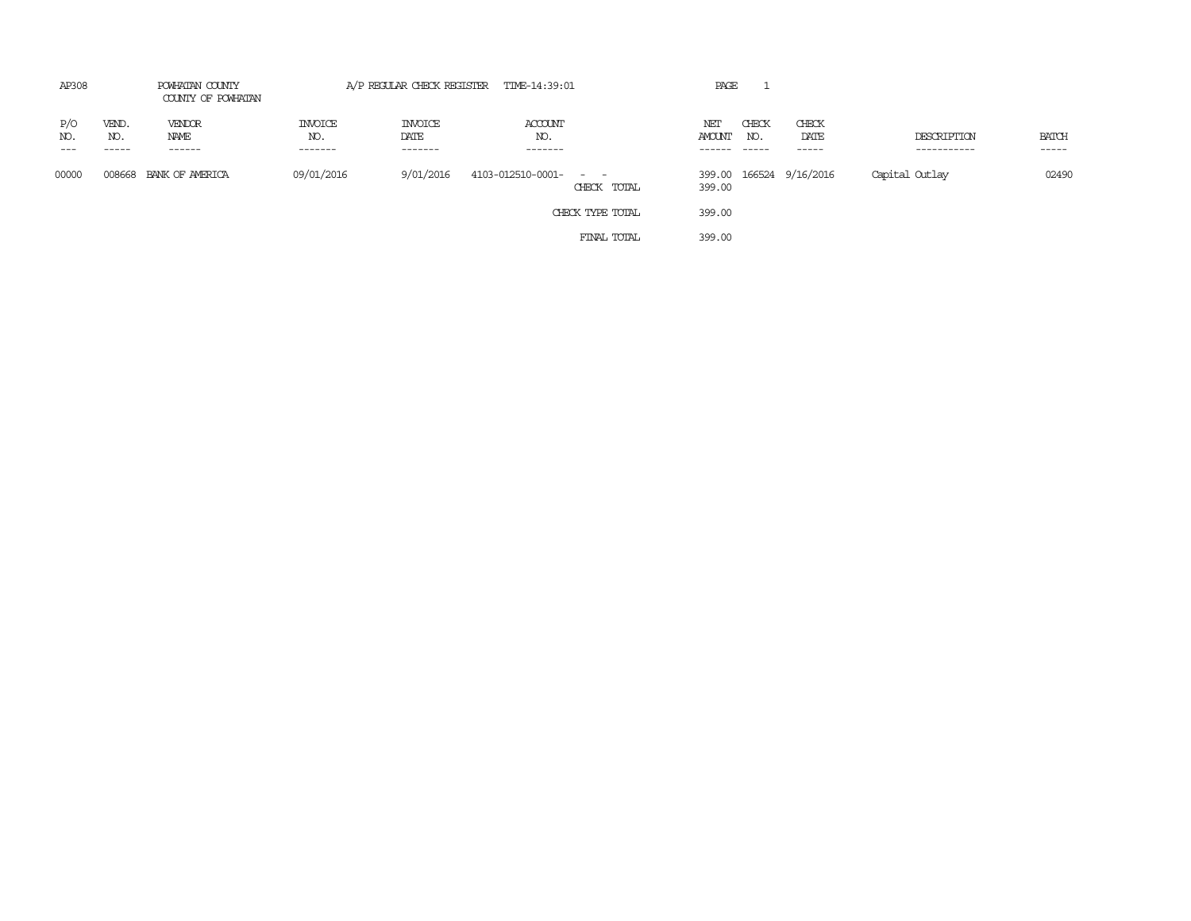AP308 POWHATAN COUNTY A/P REGULAR CHECK REGISTER TIME-14:39:01 PAGE 1

COUNTY OF POWHATAN

| P/O NO. | VEND. NO. | VENDOR NAME | INVOICE NO. | INVOICE DATE | ACCOUNT NO. | | NET AMOUNT | CHECK NO. | CHECK DATE | DESCRIPTION | BATCH |
|---|---|---|---|---|---|---|---|---|---|---|---|
| 00000 | 008668 | BANK OF AMERICA | 09/01/2016 | 9/01/2016 | 4103-012510-0001- - - | | 399.00 | 166524 | 9/16/2016 | Capital Outlay | 02490 |
| | | | | | | CHECK TOTAL | 399.00 | | | | |
| | | | | | | CHECK TYPE TOTAL | 399.00 | | | | |
| | | | | | | FINAL TOTAL | 399.00 | | | | |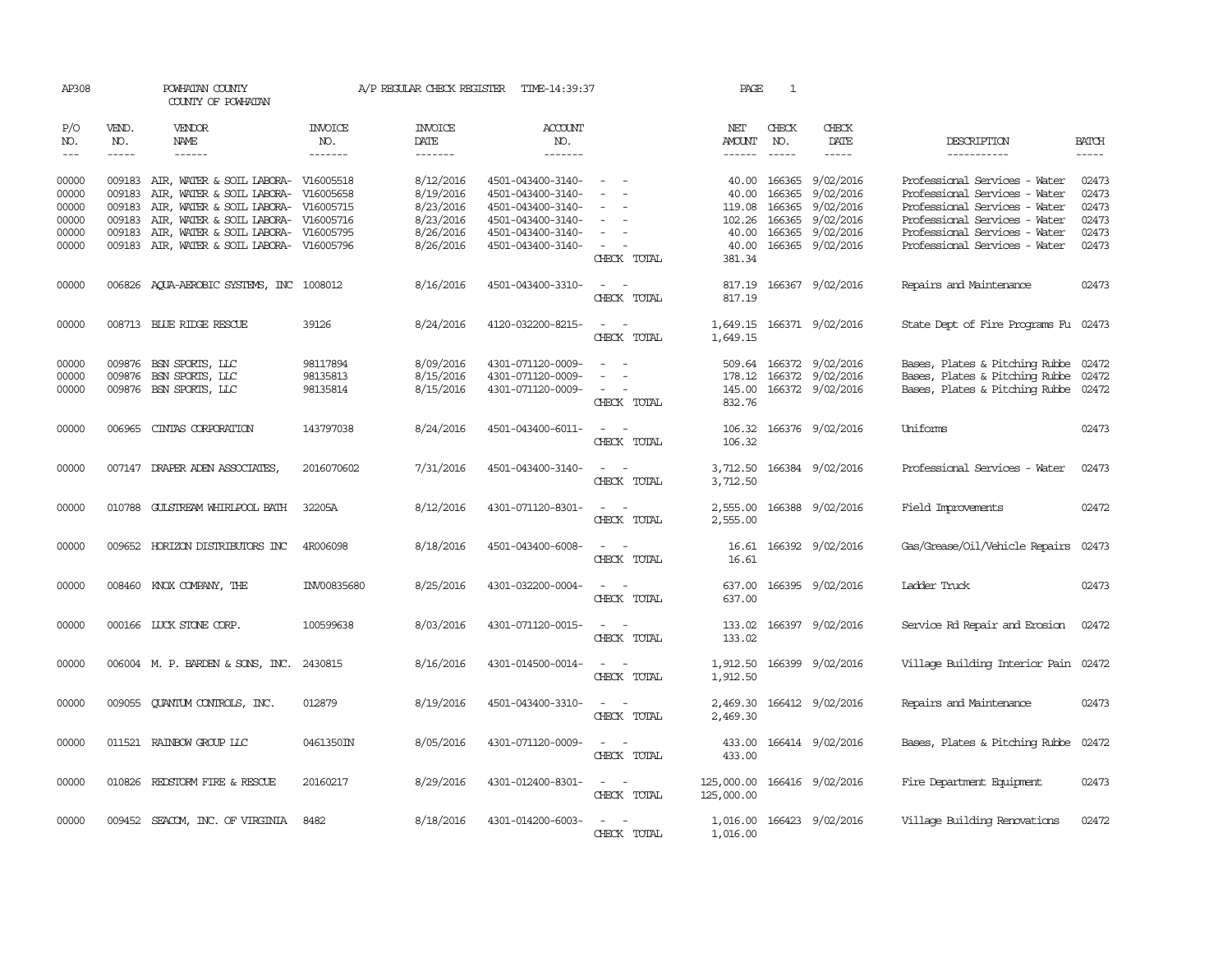AP308 POWHATAN COUNTY A/P REGULAR CHECK REGISTER TIME-14:39:37 PAGE 1

COUNTY OF POWHATAN

| P/O NO. | VEND. NO. | VENDOR NAME | INVOICE NO. | INVOICE DATE | ACCOUNT NO. | | NET AMOUNT | CHECK NO. | CHECK DATE | DESCRIPTION | BATCH |
|---|---|---|---|---|---|---|---|---|---|---|---|
| --- | ----- | ------ | ------- | ------- | ------- | | ------ | ----- | ----- | ----------- | ----- |
| 00000 | 009183 | AIR, WATER & SOIL LABORA- | V16005518 | 8/12/2016 | 4501-043400-3140- | - - | 40.00 | 166365 | 9/02/2016 | Professional Services - Water | 02473 |
| 00000 | 009183 | AIR, WATER & SOIL LABORA- | V16005658 | 8/19/2016 | 4501-043400-3140- | - - | 40.00 | 166365 | 9/02/2016 | Professional Services - Water | 02473 |
| 00000 | 009183 | AIR, WATER & SOIL LABORA- | V16005715 | 8/23/2016 | 4501-043400-3140- | - - | 119.08 | 166365 | 9/02/2016 | Professional Services - Water | 02473 |
| 00000 | 009183 | AIR, WATER & SOIL LABORA- | V16005716 | 8/23/2016 | 4501-043400-3140- | - - | 102.26 | 166365 | 9/02/2016 | Professional Services - Water | 02473 |
| 00000 | 009183 | AIR, WATER & SOIL LABORA- | V16005795 | 8/26/2016 | 4501-043400-3140- | - - | 40.00 | 166365 | 9/02/2016 | Professional Services - Water | 02473 |
| 00000 | 009183 | AIR, WATER & SOIL LABORA- | V16005796 | 8/26/2016 | 4501-043400-3140- | - - | 40.00 | 166365 | 9/02/2016 | Professional Services - Water | 02473 |
| | | | | | | CHECK TOTAL | 381.34 | | | | |
| 00000 | 006826 | AQUA-AEROBIC SYSTEMS, INC | 1008012 | 8/16/2016 | 4501-043400-3310- | - - | 817.19 | 166367 | 9/02/2016 | Repairs and Maintenance | 02473 |
| | | | | | | CHECK TOTAL | 817.19 | | | | |
| 00000 | 008713 | BLUE RIDGE RESCUE | 39126 | 8/24/2016 | 4120-032200-8215- | - - | 1,649.15 | 166371 | 9/02/2016 | State Dept of Fire Programs Fu | 02473 |
| | | | | | | CHECK TOTAL | 1,649.15 | | | | |
| 00000 | 009876 | BSN SPORTS, LLC | 98117894 | 8/09/2016 | 4301-071120-0009- | - - | 509.64 | 166372 | 9/02/2016 | Bases, Plates & Pitching Rubbe | 02472 |
| 00000 | 009876 | BSN SPORTS, LLC | 98135813 | 8/15/2016 | 4301-071120-0009- | - - | 178.12 | 166372 | 9/02/2016 | Bases, Plates & Pitching Rubbe | 02472 |
| 00000 | 009876 | BSN SPORTS, LLC | 98135814 | 8/15/2016 | 4301-071120-0009- | - - | 145.00 | 166372 | 9/02/2016 | Bases, Plates & Pitching Rubbe | 02472 |
| | | | | | | CHECK TOTAL | 832.76 | | | | |
| 00000 | 006965 | CINTAS CORPORATION | 143797038 | 8/24/2016 | 4501-043400-6011- | - - | 106.32 | 166376 | 9/02/2016 | Uniforms | 02473 |
| | | | | | | CHECK TOTAL | 106.32 | | | | |
| 00000 | 007147 | DRAPER ADEN ASSOCIATES, | 2016070602 | 7/31/2016 | 4501-043400-3140- | - - | 3,712.50 | 166384 | 9/02/2016 | Professional Services - Water | 02473 |
| | | | | | | CHECK TOTAL | 3,712.50 | | | | |
| 00000 | 010788 | GULSTREAM WHIRLPOOL BATH | 32205A | 8/12/2016 | 4301-071120-8301- | - - | 2,555.00 | 166388 | 9/02/2016 | Field Improvements | 02472 |
| | | | | | | CHECK TOTAL | 2,555.00 | | | | |
| 00000 | 009652 | HORIZON DISTRIBUTORS INC | 4R006098 | 8/18/2016 | 4501-043400-6008- | - - | 16.61 | 166392 | 9/02/2016 | Gas/Grease/Oil/Vehicle Repairs | 02473 |
| | | | | | | CHECK TOTAL | 16.61 | | | | |
| 00000 | 008460 | KNOX COMPANY, THE | INV00835680 | 8/25/2016 | 4301-032200-0004- | - - | 637.00 | 166395 | 9/02/2016 | Ladder Truck | 02473 |
| | | | | | | CHECK TOTAL | 637.00 | | | | |
| 00000 | 000166 | LUCK STONE CORP. | 100599638 | 8/03/2016 | 4301-071120-0015- | - - | 133.02 | 166397 | 9/02/2016 | Service Rd Repair and Erosion | 02472 |
| | | | | | | CHECK TOTAL | 133.02 | | | | |
| 00000 | 006004 | M. P. BARDEN & SONS, INC. | 2430815 | 8/16/2016 | 4301-014500-0014- | - - | 1,912.50 | 166399 | 9/02/2016 | Village Building Interior Pain | 02472 |
| | | | | | | CHECK TOTAL | 1,912.50 | | | | |
| 00000 | 009055 | QUANTUM CONTROLS, INC. | 012879 | 8/19/2016 | 4501-043400-3310- | - - | 2,469.30 | 166412 | 9/02/2016 | Repairs and Maintenance | 02473 |
| | | | | | | CHECK TOTAL | 2,469.30 | | | | |
| 00000 | 011521 | RAINBOW GROUP LLC | 0461350IN | 8/05/2016 | 4301-071120-0009- | - - | 433.00 | 166414 | 9/02/2016 | Bases, Plates & Pitching Rubbe | 02472 |
| | | | | | | CHECK TOTAL | 433.00 | | | | |
| 00000 | 010826 | REDSTORM FIRE & RESCUE | 20160217 | 8/29/2016 | 4301-012400-8301- | - - | 125,000.00 | 166416 | 9/02/2016 | Fire Department Equipment | 02473 |
| | | | | | | CHECK TOTAL | 125,000.00 | | | | |
| 00000 | 009452 | SEACOM, INC. OF VIRGINIA | 8482 | 8/18/2016 | 4301-014200-6003- | - - | 1,016.00 | 166423 | 9/02/2016 | Village Building Renovations | 02472 |
| | | | | | | CHECK TOTAL | 1,016.00 | | | | |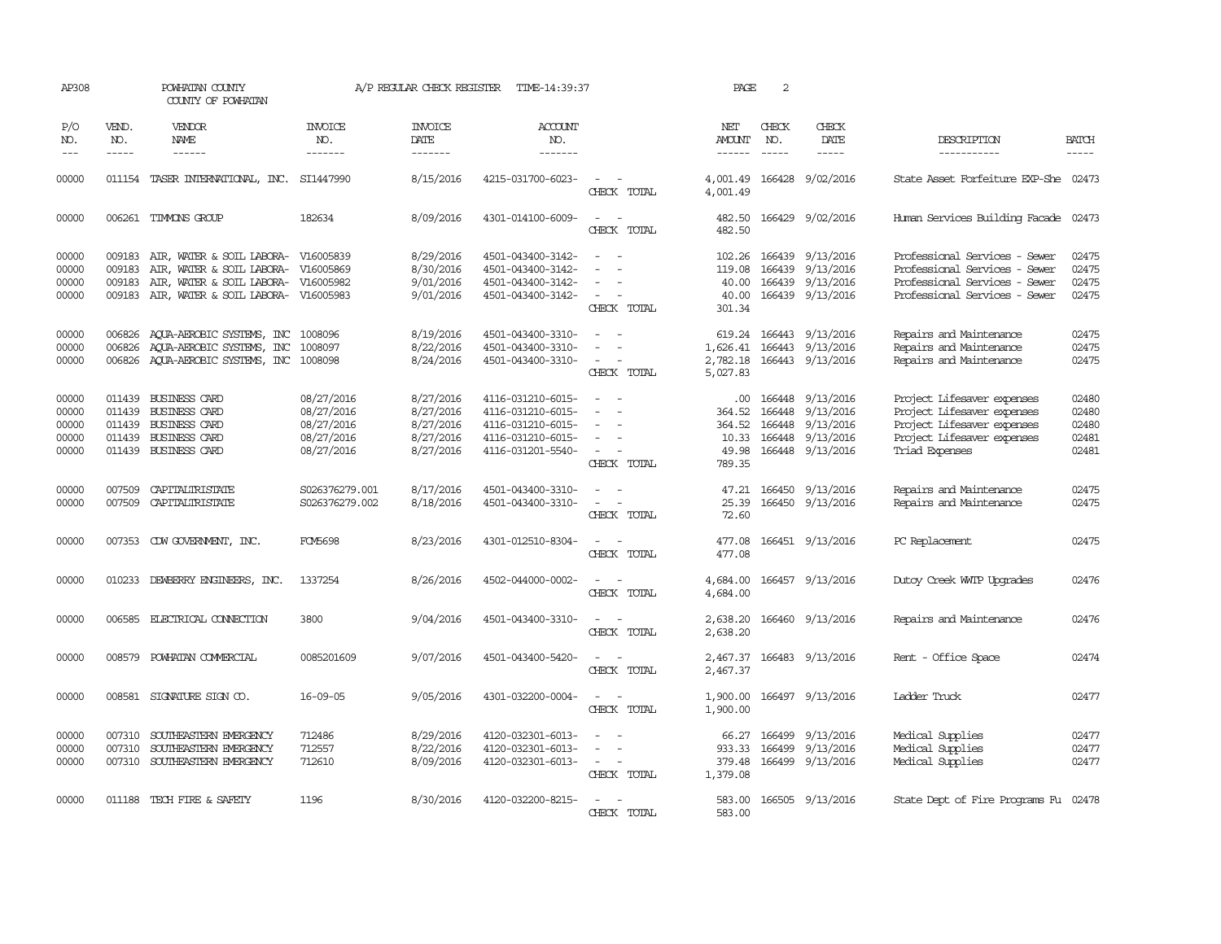AP308 POWHATAN COUNTY A/P REGULAR CHECK REGISTER TIME-14:39:37 PAGE 2
COUNTY OF POWHATAN

| P/O NO. | VEND. NO. | VENDOR NAME | INVOICE NO. | INVOICE DATE | ACCOUNT NO. | | NET AMOUNT | CHECK NO. | CHECK DATE | DESCRIPTION | BATCH |
|---|---|---|---|---|---|---|---|---|---|---|---|
| 00000 | 011154 | TASER INTERNATIONAL, INC. | SI1447990 | 8/15/2016 | 4215-031700-6023- | - - | 4,001.49 | 166428 | 9/02/2016 | State Asset Forfeiture EXP-She | 02473 |
| | | | | | | CHECK TOTAL | 4,001.49 | | | | |
| 00000 | 006261 | TIMMONS GROUP | 182634 | 8/09/2016 | 4301-014100-6009- | - - | 482.50 | 166429 | 9/02/2016 | Human Services Building Facade | 02473 |
| | | | | | | CHECK TOTAL | 482.50 | | | | |
| 00000 | 009183 | AIR, WATER & SOIL LABORA- | V16005839 | 8/29/2016 | 4501-043400-3142- | - - | 102.26 | 166439 | 9/13/2016 | Professional Services - Sewer | 02475 |
| 00000 | 009183 | AIR, WATER & SOIL LABORA- | V16005869 | 8/30/2016 | 4501-043400-3142- | - - | 119.08 | 166439 | 9/13/2016 | Professional Services - Sewer | 02475 |
| 00000 | 009183 | AIR, WATER & SOIL LABORA- | V16005982 | 9/01/2016 | 4501-043400-3142- | - - | 40.00 | 166439 | 9/13/2016 | Professional Services - Sewer | 02475 |
| 00000 | 009183 | AIR, WATER & SOIL LABORA- | V16005983 | 9/01/2016 | 4501-043400-3142- | - - | 40.00 | 166439 | 9/13/2016 | Professional Services - Sewer | 02475 |
| | | | | | | CHECK TOTAL | 301.34 | | | | |
| 00000 | 006826 | AQUA-AEROBIC SYSTEMS, INC | 1008096 | 8/19/2016 | 4501-043400-3310- | - - | 619.24 | 166443 | 9/13/2016 | Repairs and Maintenance | 02475 |
| 00000 | 006826 | AQUA-AEROBIC SYSTEMS, INC | 1008097 | 8/22/2016 | 4501-043400-3310- | - - | 1,626.41 | 166443 | 9/13/2016 | Repairs and Maintenance | 02475 |
| 00000 | 006826 | AQUA-AEROBIC SYSTEMS, INC | 1008098 | 8/24/2016 | 4501-043400-3310- | - - | 2,782.18 | 166443 | 9/13/2016 | Repairs and Maintenance | 02475 |
| | | | | | | CHECK TOTAL | 5,027.83 | | | | |
| 00000 | 011439 | BUSINESS CARD | 08/27/2016 | 8/27/2016 | 4116-031210-6015- | - - | .00 | 166448 | 9/13/2016 | Project Lifesaver expenses | 02480 |
| 00000 | 011439 | BUSINESS CARD | 08/27/2016 | 8/27/2016 | 4116-031210-6015- | - - | 364.52 | 166448 | 9/13/2016 | Project Lifesaver expenses | 02480 |
| 00000 | 011439 | BUSINESS CARD | 08/27/2016 | 8/27/2016 | 4116-031210-6015- | - - | 364.52 | 166448 | 9/13/2016 | Project Lifesaver expenses | 02480 |
| 00000 | 011439 | BUSINESS CARD | 08/27/2016 | 8/27/2016 | 4116-031210-6015- | - - | 10.33 | 166448 | 9/13/2016 | Project Lifesaver expenses | 02481 |
| 00000 | 011439 | BUSINESS CARD | 08/27/2016 | 8/27/2016 | 4116-031201-5540- | - - | 49.98 | 166448 | 9/13/2016 | Triad Expenses | 02481 |
| | | | | | | CHECK TOTAL | 789.35 | | | | |
| 00000 | 007509 | CAPITALTRISTATE | S026376279.001 | 8/17/2016 | 4501-043400-3310- | - - | 47.21 | 166450 | 9/13/2016 | Repairs and Maintenance | 02475 |
| 00000 | 007509 | CAPITALTRISTATE | S026376279.002 | 8/18/2016 | 4501-043400-3310- | - - | 25.39 | 166450 | 9/13/2016 | Repairs and Maintenance | 02475 |
| | | | | | | CHECK TOTAL | 72.60 | | | | |
| 00000 | 007353 | CDW GOVERNMENT, INC. | FCM5698 | 8/23/2016 | 4301-012510-8304- | - - | 477.08 | 166451 | 9/13/2016 | PC Replacement | 02475 |
| | | | | | | CHECK TOTAL | 477.08 | | | | |
| 00000 | 010233 | DEWBERRY ENGINEERS, INC. | 1337254 | 8/26/2016 | 4502-044000-0002- | - - | 4,684.00 | 166457 | 9/13/2016 | Dutoy Creek WWTP Upgrades | 02476 |
| | | | | | | CHECK TOTAL | 4,684.00 | | | | |
| 00000 | 006585 | ELECTRICAL CONNECTION | 3800 | 9/04/2016 | 4501-043400-3310- | - - | 2,638.20 | 166460 | 9/13/2016 | Repairs and Maintenance | 02476 |
| | | | | | | CHECK TOTAL | 2,638.20 | | | | |
| 00000 | 008579 | POWHATAN COMMERCIAL | 0085201609 | 9/07/2016 | 4501-043400-5420- | - - | 2,467.37 | 166483 | 9/13/2016 | Rent - Office Space | 02474 |
| | | | | | | CHECK TOTAL | 2,467.37 | | | | |
| 00000 | 008581 | SIGNATURE SIGN CO. | 16-09-05 | 9/05/2016 | 4301-032200-0004- | - - | 1,900.00 | 166497 | 9/13/2016 | Ladder Truck | 02477 |
| | | | | | | CHECK TOTAL | 1,900.00 | | | | |
| 00000 | 007310 | SOUTHEASTERN EMERGENCY | 712486 | 8/29/2016 | 4120-032301-6013- | - - | 66.27 | 166499 | 9/13/2016 | Medical Supplies | 02477 |
| 00000 | 007310 | SOUTHEASTERN EMERGENCY | 712557 | 8/22/2016 | 4120-032301-6013- | - - | 933.33 | 166499 | 9/13/2016 | Medical Supplies | 02477 |
| 00000 | 007310 | SOUTHEASTERN EMERGENCY | 712610 | 8/09/2016 | 4120-032301-6013- | - - | 379.48 | 166499 | 9/13/2016 | Medical Supplies | 02477 |
| | | | | | | CHECK TOTAL | 1,379.08 | | | | |
| 00000 | 011188 | TECH FIRE & SAFETY | 1196 | 8/30/2016 | 4120-032200-8215- | - - | 583.00 | 166505 | 9/13/2016 | State Dept of Fire Programs Fu | 02478 |
| | | | | | | CHECK TOTAL | 583.00 | | | | |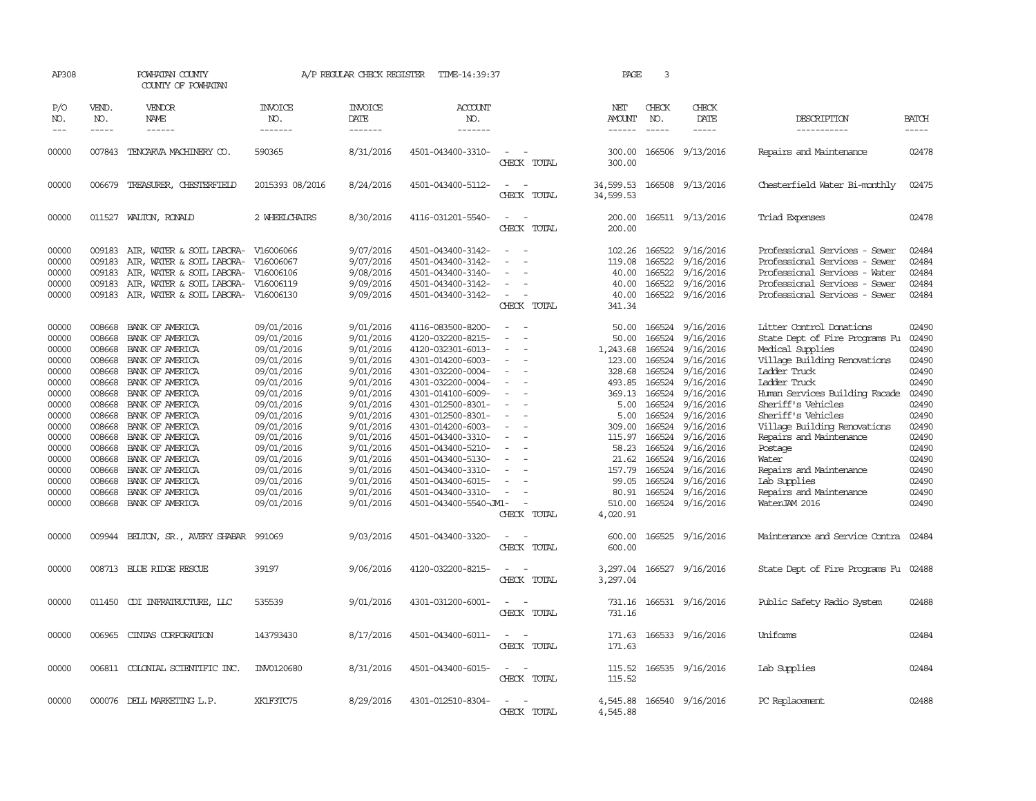AP308 POWHATAN COUNTY A/P REGULAR CHECK REGISTER TIME-14:39:37 PAGE 3

COUNTY OF POWHATAN

| P/O NO. | VEND. NO. | VENDOR NAME | INVOICE NO. | INVOICE DATE | ACCOUNT NO. | | NET AMOUNT | CHECK NO. | CHECK DATE | DESCRIPTION | BATCH |
|---|---|---|---|---|---|---|---|---|---|---|---|
| 00000 | 007843 | TENCARVA MACHINERY CO. | 590365 | 8/31/2016 | 4501-043400-3310- | - - | 300.00 | 166506 | 9/13/2016 | Repairs and Maintenance | 02478 |
| | | | | | | CHECK TOTAL | 300.00 | | | | |
| 00000 | 006679 | TREASURER, CHESTERFIELD | 2015393 08/2016 | 8/24/2016 | 4501-043400-5112- | - - | 34,599.53 | 166508 | 9/13/2016 | Chesterfield Water Bi-monthly | 02475 |
| | | | | | | CHECK TOTAL | 34,599.53 | | | | |
| 00000 | 011527 | WALTON, RONALD | 2 WHEELCHAIRS | 8/30/2016 | 4116-031201-5540- | - - | 200.00 | 166511 | 9/13/2016 | Triad Expenses | 02478 |
| | | | | | | CHECK TOTAL | 200.00 | | | | |
| 00000 | 009183 | AIR, WATER & SOIL LABORA- | V16006066 | 9/07/2016 | 4501-043400-3142- | - - | 102.26 | 166522 | 9/16/2016 | Professional Services - Sewer | 02484 |
| 00000 | 009183 | AIR, WATER & SOIL LABORA- | V16006067 | 9/07/2016 | 4501-043400-3142- | - - | 119.08 | 166522 | 9/16/2016 | Professional Services - Sewer | 02484 |
| 00000 | 009183 | AIR, WATER & SOIL LABORA- | V16006106 | 9/08/2016 | 4501-043400-3140- | - - | 40.00 | 166522 | 9/16/2016 | Professional Services - Water | 02484 |
| 00000 | 009183 | AIR, WATER & SOIL LABORA- | V16006119 | 9/09/2016 | 4501-043400-3142- | - - | 40.00 | 166522 | 9/16/2016 | Professional Services - Sewer | 02484 |
| 00000 | 009183 | AIR, WATER & SOIL LABORA- | V16006130 | 9/09/2016 | 4501-043400-3142- | - - | 40.00 | 166522 | 9/16/2016 | Professional Services - Sewer | 02484 |
| | | | | | | CHECK TOTAL | 341.34 | | | | |
| 00000 | 008668 | BANK OF AMERICA | 09/01/2016 | 9/01/2016 | 4116-083500-8200- | - - | 50.00 | 166524 | 9/16/2016 | Litter Control Donations | 02490 |
| 00000 | 008668 | BANK OF AMERICA | 09/01/2016 | 9/01/2016 | 4120-032200-8215- | - - | 50.00 | 166524 | 9/16/2016 | State Dept of Fire Programs Fu | 02490 |
| 00000 | 008668 | BANK OF AMERICA | 09/01/2016 | 9/01/2016 | 4120-032301-6013- | - - | 1,243.68 | 166524 | 9/16/2016 | Medical Supplies | 02490 |
| 00000 | 008668 | BANK OF AMERICA | 09/01/2016 | 9/01/2016 | 4301-014200-6003- | - - | 123.00 | 166524 | 9/16/2016 | Village Building Renovations | 02490 |
| 00000 | 008668 | BANK OF AMERICA | 09/01/2016 | 9/01/2016 | 4301-032200-0004- | - - | 328.68 | 166524 | 9/16/2016 | Ladder Truck | 02490 |
| 00000 | 008668 | BANK OF AMERICA | 09/01/2016 | 9/01/2016 | 4301-032200-0004- | - - | 493.85 | 166524 | 9/16/2016 | Ladder Truck | 02490 |
| 00000 | 008668 | BANK OF AMERICA | 09/01/2016 | 9/01/2016 | 4301-014100-6009- | - - | 369.13 | 166524 | 9/16/2016 | Human Services Building Facade | 02490 |
| 00000 | 008668 | BANK OF AMERICA | 09/01/2016 | 9/01/2016 | 4301-012500-8301- | - - | 5.00 | 166524 | 9/16/2016 | Sheriff's Vehicles | 02490 |
| 00000 | 008668 | BANK OF AMERICA | 09/01/2016 | 9/01/2016 | 4301-012500-8301- | - - | 5.00 | 166524 | 9/16/2016 | Sheriff's Vehicles | 02490 |
| 00000 | 008668 | BANK OF AMERICA | 09/01/2016 | 9/01/2016 | 4301-014200-6003- | - - | 309.00 | 166524 | 9/16/2016 | Village Building Renovations | 02490 |
| 00000 | 008668 | BANK OF AMERICA | 09/01/2016 | 9/01/2016 | 4501-043400-3310- | - - | 115.97 | 166524 | 9/16/2016 | Repairs and Maintenance | 02490 |
| 00000 | 008668 | BANK OF AMERICA | 09/01/2016 | 9/01/2016 | 4501-043400-5210- | - - | 58.23 | 166524 | 9/16/2016 | Postage | 02490 |
| 00000 | 008668 | BANK OF AMERICA | 09/01/2016 | 9/01/2016 | 4501-043400-5130- | - - | 21.62 | 166524 | 9/16/2016 | Water | 02490 |
| 00000 | 008668 | BANK OF AMERICA | 09/01/2016 | 9/01/2016 | 4501-043400-3310- | - - | 157.79 | 166524 | 9/16/2016 | Repairs and Maintenance | 02490 |
| 00000 | 008668 | BANK OF AMERICA | 09/01/2016 | 9/01/2016 | 4501-043400-6015- | - - | 99.05 | 166524 | 9/16/2016 | Lab Supplies | 02490 |
| 00000 | 008668 | BANK OF AMERICA | 09/01/2016 | 9/01/2016 | 4501-043400-3310- | - - | 80.91 | 166524 | 9/16/2016 | Repairs and Maintenance | 02490 |
| 00000 | 008668 | BANK OF AMERICA | 09/01/2016 | 9/01/2016 | 4501-043400-5540-JM1- | - | 510.00 | 166524 | 9/16/2016 | WaterJAM 2016 | 02490 |
| | | | | | | CHECK TOTAL | 4,020.91 | | | | |
| 00000 | 009944 | BELTON, SR., AVERY SHABAR | 991069 | 9/03/2016 | 4501-043400-3320- | - - | 600.00 | 166525 | 9/16/2016 | Maintenance and Service Contra | 02484 |
| | | | | | | CHECK TOTAL | 600.00 | | | | |
| 00000 | 008713 | BLUE RIDGE RESCUE | 39197 | 9/06/2016 | 4120-032200-8215- | - - | 3,297.04 | 166527 | 9/16/2016 | State Dept of Fire Programs Fu | 02488 |
| | | | | | | CHECK TOTAL | 3,297.04 | | | | |
| 00000 | 011450 | CDI INFRATRUCTURE, LLC | 535539 | 9/01/2016 | 4301-031200-6001- | - - | 731.16 | 166531 | 9/16/2016 | Public Safety Radio System | 02488 |
| | | | | | | CHECK TOTAL | 731.16 | | | | |
| 00000 | 006965 | CINTAS CORPORATION | 143793430 | 8/17/2016 | 4501-043400-6011- | - - | 171.63 | 166533 | 9/16/2016 | Uniforms | 02484 |
| | | | | | | CHECK TOTAL | 171.63 | | | | |
| 00000 | 006811 | COLONIAL SCIENTIFIC INC. | INV0120680 | 8/31/2016 | 4501-043400-6015- | - - | 115.52 | 166535 | 9/16/2016 | Lab Supplies | 02484 |
| | | | | | | CHECK TOTAL | 115.52 | | | | |
| 00000 | 000076 | DELL MARKETING L.P. | XK1F3TC75 | 8/29/2016 | 4301-012510-8304- | - - | 4,545.88 | 166540 | 9/16/2016 | PC Replacement | 02488 |
| | | | | | | CHECK TOTAL | 4,545.88 | | | | |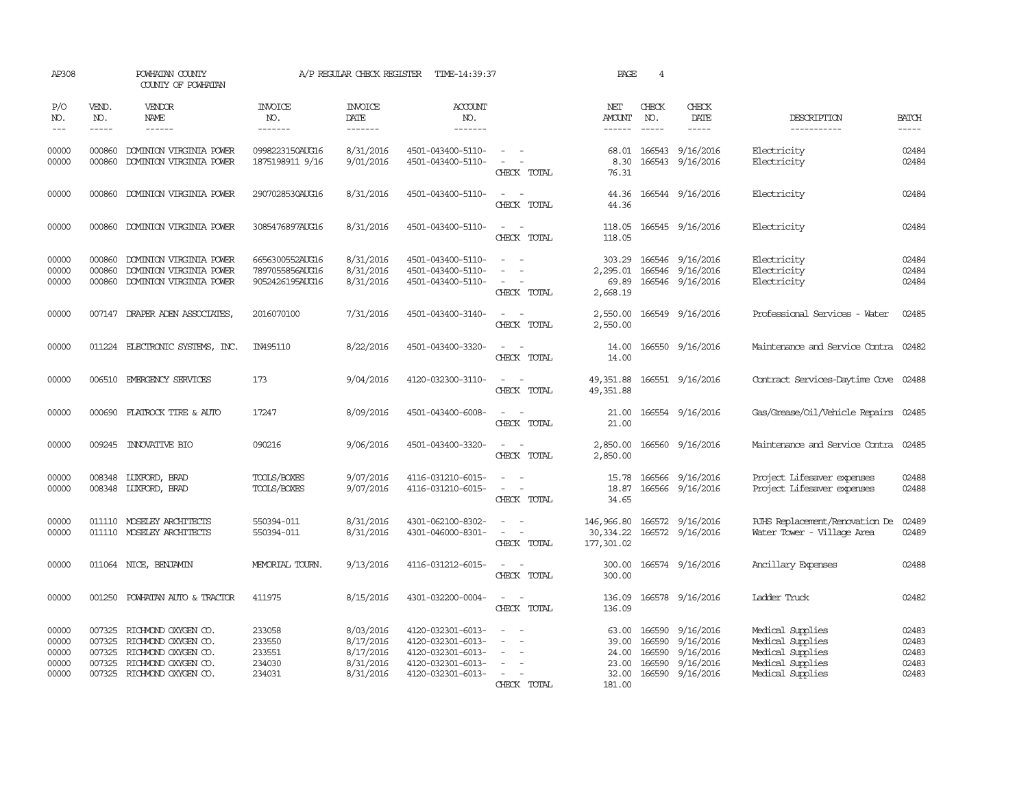AP308 POWHATAN COUNTY A/P REGULAR CHECK REGISTER TIME-14:39:37 PAGE 4

COUNTY OF POWHATAN

| P/O NO. | VEND. NO. | VENDOR NAME | INVOICE NO. | INVOICE DATE | ACCOUNT NO. | | NET AMOUNT | CHECK NO. | CHECK DATE | DESCRIPTION | BATCH |
|---|---|---|---|---|---|---|---|---|---|---|---|
| 00000 | 000860 | DOMINION VIRGINIA POWER | 0998223150AUG16 | 8/31/2016 | 4501-043400-5110- | - - | 68.01 | 166543 | 9/16/2016 | Electricity | 02484 |
| 00000 | 000860 | DOMINION VIRGINIA POWER | 1875198911 9/16 | 9/01/2016 | 4501-043400-5110- | - - | 8.30 | 166543 | 9/16/2016 | Electricity | 02484 |
| | | | | | | CHECK TOTAL | 76.31 | | | | |
| 00000 | 000860 | DOMINION VIRGINIA POWER | 2907028530AUG16 | 8/31/2016 | 4501-043400-5110- | - - | 44.36 | 166544 | 9/16/2016 | Electricity | 02484 |
| | | | | | | CHECK TOTAL | 44.36 | | | | |
| 00000 | 000860 | DOMINION VIRGINIA POWER | 3085476897AUG16 | 8/31/2016 | 4501-043400-5110- | - - | 118.05 | 166545 | 9/16/2016 | Electricity | 02484 |
| | | | | | | CHECK TOTAL | 118.05 | | | | |
| 00000 | 000860 | DOMINION VIRGINIA POWER | 6656300552AUG16 | 8/31/2016 | 4501-043400-5110- | - - | 303.29 | 166546 | 9/16/2016 | Electricity | 02484 |
| 00000 | 000860 | DOMINION VIRGINIA POWER | 7897055856AUG16 | 8/31/2016 | 4501-043400-5110- | - - | 2,295.01 | 166546 | 9/16/2016 | Electricity | 02484 |
| 00000 | 000860 | DOMINION VIRGINIA POWER | 9052426195AUG16 | 8/31/2016 | 4501-043400-5110- | - - | 69.89 | 166546 | 9/16/2016 | Electricity | 02484 |
| | | | | | | CHECK TOTAL | 2,668.19 | | | | |
| 00000 | 007147 | DRAPER ADEN ASSOCIATES, | 2016070100 | 7/31/2016 | 4501-043400-3140- | - - | 2,550.00 | 166549 | 9/16/2016 | Professional Services - Water | 02485 |
| | | | | | | CHECK TOTAL | 2,550.00 | | | | |
| 00000 | 011224 | ELECTRONIC SYSTEMS, INC. | IN495110 | 8/22/2016 | 4501-043400-3320- | - - | 14.00 | 166550 | 9/16/2016 | Maintenance and Service Contra | 02482 |
| | | | | | | CHECK TOTAL | 14.00 | | | | |
| 00000 | 006510 | EMERGENCY SERVICES | 173 | 9/04/2016 | 4120-032300-3110- | - - | 49,351.88 | 166551 | 9/16/2016 | Contract Services-Daytime Cove | 02488 |
| | | | | | | CHECK TOTAL | 49,351.88 | | | | |
| 00000 | 000690 | FLATROCK TIRE & AUTO | 17247 | 8/09/2016 | 4501-043400-6008- | - - | 21.00 | 166554 | 9/16/2016 | Gas/Grease/Oil/Vehicle Repairs | 02485 |
| | | | | | | CHECK TOTAL | 21.00 | | | | |
| 00000 | 009245 | INNOVATIVE BIO | 090216 | 9/06/2016 | 4501-043400-3320- | - - | 2,850.00 | 166560 | 9/16/2016 | Maintenance and Service Contra | 02485 |
| | | | | | | CHECK TOTAL | 2,850.00 | | | | |
| 00000 | 008348 | LUXFORD, BRAD | TOOLS/BOXES | 9/07/2016 | 4116-031210-6015- | - - | 15.78 | 166566 | 9/16/2016 | Project Lifesaver expenses | 02488 |
| 00000 | 008348 | LUXFORD, BRAD | TOOLS/BOXES | 9/07/2016 | 4116-031210-6015- | - - | 18.87 | 166566 | 9/16/2016 | Project Lifesaver expenses | 02488 |
| | | | | | | CHECK TOTAL | 34.65 | | | | |
| 00000 | 011110 | MOSELEY ARCHITECTS | 550394-011 | 8/31/2016 | 4301-062100-8302- | - - | 146,966.80 | 166572 | 9/16/2016 | PJHS Replacement/Renovation De | 02489 |
| 00000 | 011110 | MOSELEY ARCHITECTS | 550394-011 | 8/31/2016 | 4301-046000-8301- | - - | 30,334.22 | 166572 | 9/16/2016 | Water Tower - Village Area | 02489 |
| | | | | | | CHECK TOTAL | 177,301.02 | | | | |
| 00000 | 011064 | NICE, BENJAMIN | MEMORIAL TOURN. | 9/13/2016 | 4116-031212-6015- | - - | 300.00 | 166574 | 9/16/2016 | Ancillary Expenses | 02488 |
| | | | | | | CHECK TOTAL | 300.00 | | | | |
| 00000 | 001250 | POWHATAN AUTO & TRACTOR | 411975 | 8/15/2016 | 4301-032200-0004- | - - | 136.09 | 166578 | 9/16/2016 | Ladder Truck | 02482 |
| | | | | | | CHECK TOTAL | 136.09 | | | | |
| 00000 | 007325 | RICHMOND OXYGEN CO. | 233058 | 8/03/2016 | 4120-032301-6013- | - - | 63.00 | 166590 | 9/16/2016 | Medical Supplies | 02483 |
| 00000 | 007325 | RICHMOND OXYGEN CO. | 233550 | 8/17/2016 | 4120-032301-6013- | - - | 39.00 | 166590 | 9/16/2016 | Medical Supplies | 02483 |
| 00000 | 007325 | RICHMOND OXYGEN CO. | 233551 | 8/17/2016 | 4120-032301-6013- | - - | 24.00 | 166590 | 9/16/2016 | Medical Supplies | 02483 |
| 00000 | 007325 | RICHMOND OXYGEN CO. | 234030 | 8/31/2016 | 4120-032301-6013- | - - | 23.00 | 166590 | 9/16/2016 | Medical Supplies | 02483 |
| 00000 | 007325 | RICHMOND OXYGEN CO. | 234031 | 8/31/2016 | 4120-032301-6013- | - - | 32.00 | 166590 | 9/16/2016 | Medical Supplies | 02483 |
| | | | | | | CHECK TOTAL | 181.00 | | | | |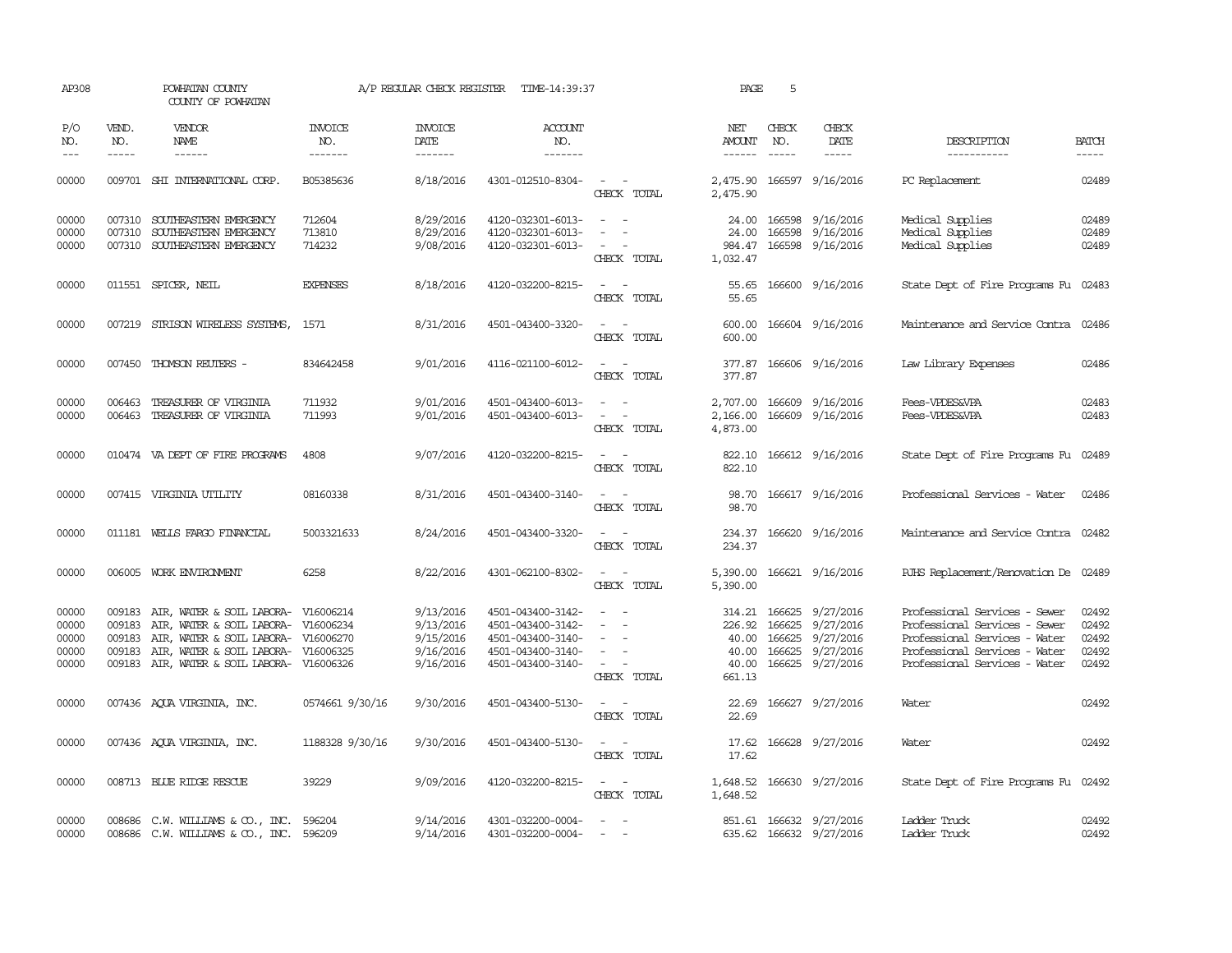AP308 POWHATAN COUNTY A/P REGULAR CHECK REGISTER TIME-14:39:37 PAGE 5
COUNTY OF POWHATAN

| P/O NO. | VEND. NO. | VENDOR NAME | INVOICE NO. | INVOICE DATE | ACCOUNT NO. | | NET AMOUNT | CHECK NO. | CHECK DATE | DESCRIPTION | BATCH |
|---|---|---|---|---|---|---|---|---|---|---|---|
| 00000 | 009701 | SHI INTERNATIONAL CORP. | B05385636 | 8/18/2016 | 4301-012510-8304- | - - | 2,475.90 | 166597 | 9/16/2016 | PC Replacement | 02489 |
| | | | | | | CHECK TOTAL | 2,475.90 | | | | |
| 00000 | 007310 | SOUTHEASTERN EMERGENCY | 712604 | 8/29/2016 | 4120-032301-6013- | - - | 24.00 | 166598 | 9/16/2016 | Medical Supplies | 02489 |
| 00000 | 007310 | SOUTHEASTERN EMERGENCY | 713810 | 8/29/2016 | 4120-032301-6013- | - - | 24.00 | 166598 | 9/16/2016 | Medical Supplies | 02489 |
| 00000 | 007310 | SOUTHEASTERN EMERGENCY | 714232 | 9/08/2016 | 4120-032301-6013- | - - | 984.47 | 166598 | 9/16/2016 | Medical Supplies | 02489 |
| | | | | | | CHECK TOTAL | 1,032.47 | | | | |
| 00000 | 011551 | SPICER, NEIL | EXPENSES | 8/18/2016 | 4120-032200-8215- | - - | 55.65 | 166600 | 9/16/2016 | State Dept of Fire Programs Fu | 02483 |
| | | | | | | CHECK TOTAL | 55.65 | | | | |
| 00000 | 007219 | STRISON WIRELESS SYSTEMS, | 1571 | 8/31/2016 | 4501-043400-3320- | - - | 600.00 | 166604 | 9/16/2016 | Maintenance and Service Contra | 02486 |
| | | | | | | CHECK TOTAL | 600.00 | | | | |
| 00000 | 007450 | THOMSON REUTERS - | 834642458 | 9/01/2016 | 4116-021100-6012- | - - | 377.87 | 166606 | 9/16/2016 | Law Library Expenses | 02486 |
| | | | | | | CHECK TOTAL | 377.87 | | | | |
| 00000 | 006463 | TREASURER OF VIRGINIA | 711932 | 9/01/2016 | 4501-043400-6013- | - - | 2,707.00 | 166609 | 9/16/2016 | Fees-VPDES&VPA | 02483 |
| 00000 | 006463 | TREASURER OF VIRGINIA | 711993 | 9/01/2016 | 4501-043400-6013- | - - | 2,166.00 | 166609 | 9/16/2016 | Fees-VPDES&VPA | 02483 |
| | | | | | | CHECK TOTAL | 4,873.00 | | | | |
| 00000 | 010474 | VA DEPT OF FIRE PROGRAMS | 4808 | 9/07/2016 | 4120-032200-8215- | - - | 822.10 | 166612 | 9/16/2016 | State Dept of Fire Programs Fu | 02489 |
| | | | | | | CHECK TOTAL | 822.10 | | | | |
| 00000 | 007415 | VIRGINIA UTILITY | 08160338 | 8/31/2016 | 4501-043400-3140- | - - | 98.70 | 166617 | 9/16/2016 | Professional Services - Water | 02486 |
| | | | | | | CHECK TOTAL | 98.70 | | | | |
| 00000 | 011181 | WELLS FARGO FINANCIAL | 5003321633 | 8/24/2016 | 4501-043400-3320- | - - | 234.37 | 166620 | 9/16/2016 | Maintenance and Service Contra | 02482 |
| | | | | | | CHECK TOTAL | 234.37 | | | | |
| 00000 | 006005 | WORK ENVIRONMENT | 6258 | 8/22/2016 | 4301-062100-8302- | - - | 5,390.00 | 166621 | 9/16/2016 | PJHS Replacement/Renovation De | 02489 |
| | | | | | | CHECK TOTAL | 5,390.00 | | | | |
| 00000 | 009183 | AIR, WATER & SOIL LABORA- | V16006214 | 9/13/2016 | 4501-043400-3142- | - - | 314.21 | 166625 | 9/27/2016 | Professional Services - Sewer | 02492 |
| 00000 | 009183 | AIR, WATER & SOIL LABORA- | V16006234 | 9/13/2016 | 4501-043400-3142- | - - | 226.92 | 166625 | 9/27/2016 | Professional Services - Sewer | 02492 |
| 00000 | 009183 | AIR, WATER & SOIL LABORA- | V16006270 | 9/15/2016 | 4501-043400-3140- | - - | 40.00 | 166625 | 9/27/2016 | Professional Services - Water | 02492 |
| 00000 | 009183 | AIR, WATER & SOIL LABORA- | V16006325 | 9/16/2016 | 4501-043400-3140- | - - | 40.00 | 166625 | 9/27/2016 | Professional Services - Water | 02492 |
| 00000 | 009183 | AIR, WATER & SOIL LABORA- | V16006326 | 9/16/2016 | 4501-043400-3140- | - - | 40.00 | 166625 | 9/27/2016 | Professional Services - Water | 02492 |
| | | | | | | CHECK TOTAL | 661.13 | | | | |
| 00000 | 007436 | AQUA VIRGINIA, INC. | 0574661 9/30/16 | 9/30/2016 | 4501-043400-5130- | - - | 22.69 | 166627 | 9/27/2016 | Water | 02492 |
| | | | | | | CHECK TOTAL | 22.69 | | | | |
| 00000 | 007436 | AQUA VIRGINIA, INC. | 1188328 9/30/16 | 9/30/2016 | 4501-043400-5130- | - - | 17.62 | 166628 | 9/27/2016 | Water | 02492 |
| | | | | | | CHECK TOTAL | 17.62 | | | | |
| 00000 | 008713 | BLUE RIDGE RESCUE | 39229 | 9/09/2016 | 4120-032200-8215- | - - | 1,648.52 | 166630 | 9/27/2016 | State Dept of Fire Programs Fu | 02492 |
| | | | | | | CHECK TOTAL | 1,648.52 | | | | |
| 00000 | 008686 | C.W. WILLIAMS & CO., INC. | 596204 | 9/14/2016 | 4301-032200-0004- | - - | 851.61 | 166632 | 9/27/2016 | Ladder Truck | 02492 |
| 00000 | 008686 | C.W. WILLIAMS & CO., INC. | 596209 | 9/14/2016 | 4301-032200-0004- | - - | 635.62 | 166632 | 9/27/2016 | Ladder Truck | 02492 |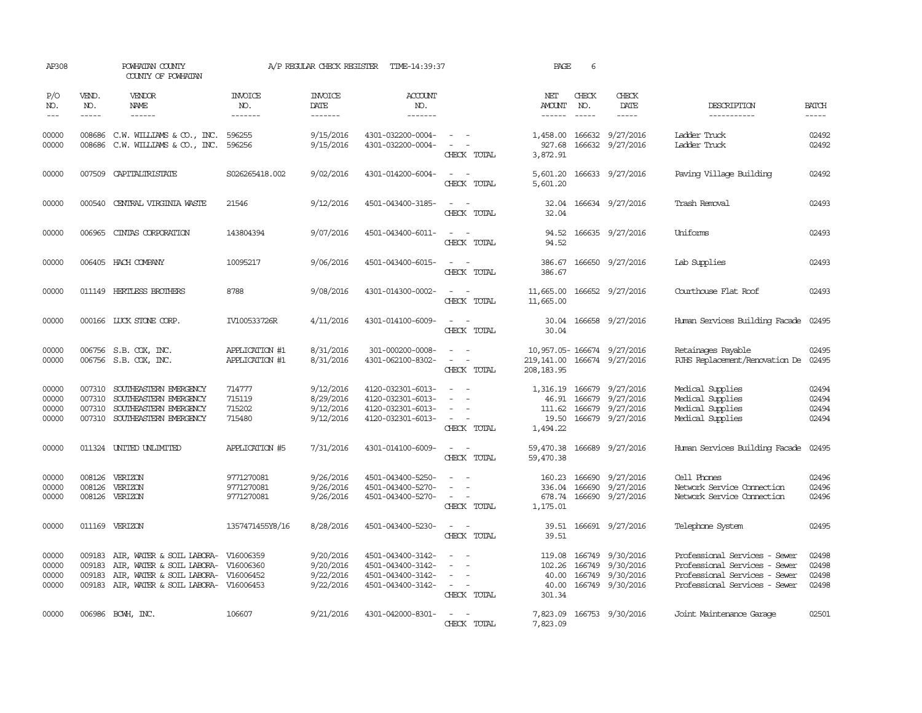AP308 POWHATAN COUNTY A/P REGULAR CHECK REGISTER TIME-14:39:37 PAGE 6

COUNTY OF POWHATAN

| P/O NO. | VEND. NO. | VENDOR NAME | INVOICE NO. | INVOICE DATE | ACCOUNT NO. | | NET AMOUNT | CHECK NO. | CHECK DATE | DESCRIPTION | BATCH |
|---|---|---|---|---|---|---|---|---|---|---|---|
| --- | ----- | ------ | ------- | ------- | ------- | | ------ | ----- | ----- | ----------- | ----- |
| 00000 | 008686 | C.W. WILLIAMS & CO., INC. | 596255 | 9/15/2016 | 4301-032200-0004- | - - | 1,458.00 | 166632 | 9/27/2016 | Ladder Truck | 02492 |
| 00000 | 008686 | C.W. WILLIAMS & CO., INC. | 596256 | 9/15/2016 | 4301-032200-0004- | - - | 927.68 | 166632 | 9/27/2016 | Ladder Truck | 02492 |
| | | | | | | CHECK TOTAL | 3,872.91 | | | | |
| 00000 | 007509 | CAPITALTRISTATE | S026265418.002 | 9/02/2016 | 4301-014200-6004- | - - | 5,601.20 | 166633 | 9/27/2016 | Paving Village Building | 02492 |
| | | | | | | CHECK TOTAL | 5,601.20 | | | | |
| 00000 | 000540 | CENTRAL VIRGINIA WASTE | 21546 | 9/12/2016 | 4501-043400-3185- | - - | 32.04 | 166634 | 9/27/2016 | Trash Removal | 02493 |
| | | | | | | CHECK TOTAL | 32.04 | | | | |
| 00000 | 006965 | CINTAS CORPORATION | 143804394 | 9/07/2016 | 4501-043400-6011- | - - | 94.52 | 166635 | 9/27/2016 | Uniforms | 02493 |
| | | | | | | CHECK TOTAL | 94.52 | | | | |
| 00000 | 006405 | HACH COMPANY | 10095217 | 9/06/2016 | 4501-043400-6015- | - - | 386.67 | 166650 | 9/27/2016 | Lab Supplies | 02493 |
| | | | | | | CHECK TOTAL | 386.67 | | | | |
| 00000 | 011149 | HERTLESS BROTHERS | 8788 | 9/08/2016 | 4301-014300-0002- | - - | 11,665.00 | 166652 | 9/27/2016 | Courthouse Flat Roof | 02493 |
| | | | | | | CHECK TOTAL | 11,665.00 | | | | |
| 00000 | 000166 | LUCK STONE CORP. | IV100533726R | 4/11/2016 | 4301-014100-6009- | - - | 30.04 | 166658 | 9/27/2016 | Human Services Building Facade | 02495 |
| | | | | | | CHECK TOTAL | 30.04 | | | | |
| 00000 | 006756 | S.B. COX, INC. | APPLICATION #1 | 8/31/2016 | 301-000200-0008- | - - | 10,957.05- | 166674 | 9/27/2016 | Retainages Payable | 02495 |
| 00000 | 006756 | S.B. COX, INC. | APPLICATION #1 | 8/31/2016 | 4301-062100-8302- | - - | 219,141.00 | 166674 | 9/27/2016 | PJHS Replacement/Renovation De | 02495 |
| | | | | | | CHECK TOTAL | 208,183.95 | | | | |
| 00000 | 007310 | SOUTHEASTERN EMERGENCY | 714777 | 9/12/2016 | 4120-032301-6013- | - - | 1,316.19 | 166679 | 9/27/2016 | Medical Supplies | 02494 |
| 00000 | 007310 | SOUTHEASTERN EMERGENCY | 715119 | 8/29/2016 | 4120-032301-6013- | - - | 46.91 | 166679 | 9/27/2016 | Medical Supplies | 02494 |
| 00000 | 007310 | SOUTHEASTERN EMERGENCY | 715202 | 9/12/2016 | 4120-032301-6013- | - - | 111.62 | 166679 | 9/27/2016 | Medical Supplies | 02494 |
| 00000 | 007310 | SOUTHEASTERN EMERGENCY | 715480 | 9/12/2016 | 4120-032301-6013- | - - | 19.50 | 166679 | 9/27/2016 | Medical Supplies | 02494 |
| | | | | | | CHECK TOTAL | 1,494.22 | | | | |
| 00000 | 011324 | UNITED UNLIMITED | APPLICATION #5 | 7/31/2016 | 4301-014100-6009- | - - | 59,470.38 | 166689 | 9/27/2016 | Human Services Building Facade | 02495 |
| | | | | | | CHECK TOTAL | 59,470.38 | | | | |
| 00000 | 008126 | VERIZON | 9771270081 | 9/26/2016 | 4501-043400-5250- | - - | 160.23 | 166690 | 9/27/2016 | Cell Phones | 02496 |
| 00000 | 008126 | VERIZON | 9771270081 | 9/26/2016 | 4501-043400-5270- | - - | 336.04 | 166690 | 9/27/2016 | Network Service Connection | 02496 |
| 00000 | 008126 | VERIZON | 9771270081 | 9/26/2016 | 4501-043400-5270- | - - | 678.74 | 166690 | 9/27/2016 | Network Service Connection | 02496 |
| | | | | | | CHECK TOTAL | 1,175.01 | | | | |
| 00000 | 011169 | VERIZON | 1357471455Y8/16 | 8/28/2016 | 4501-043400-5230- | - - | 39.51 | 166691 | 9/27/2016 | Telephone System | 02495 |
| | | | | | | CHECK TOTAL | 39.51 | | | | |
| 00000 | 009183 | AIR, WATER & SOIL LABORA- | V16006359 | 9/20/2016 | 4501-043400-3142- | - - | 119.08 | 166749 | 9/30/2016 | Professional Services - Sewer | 02498 |
| 00000 | 009183 | AIR, WATER & SOIL LABORA- | V16006360 | 9/20/2016 | 4501-043400-3142- | - - | 102.26 | 166749 | 9/30/2016 | Professional Services - Sewer | 02498 |
| 00000 | 009183 | AIR, WATER & SOIL LABORA- | V16006452 | 9/22/2016 | 4501-043400-3142- | - - | 40.00 | 166749 | 9/30/2016 | Professional Services - Sewer | 02498 |
| 00000 | 009183 | AIR, WATER & SOIL LABORA- | V16006453 | 9/22/2016 | 4501-043400-3142- | - - | 40.00 | 166749 | 9/30/2016 | Professional Services - Sewer | 02498 |
| | | | | | | CHECK TOTAL | 301.34 | | | | |
| 00000 | 006986 | BCWH, INC. | 106607 | 9/21/2016 | 4301-042000-8301- | - - | 7,823.09 | 166753 | 9/30/2016 | Joint Maintenance Garage | 02501 |
| | | | | | | CHECK TOTAL | 7,823.09 | | | | |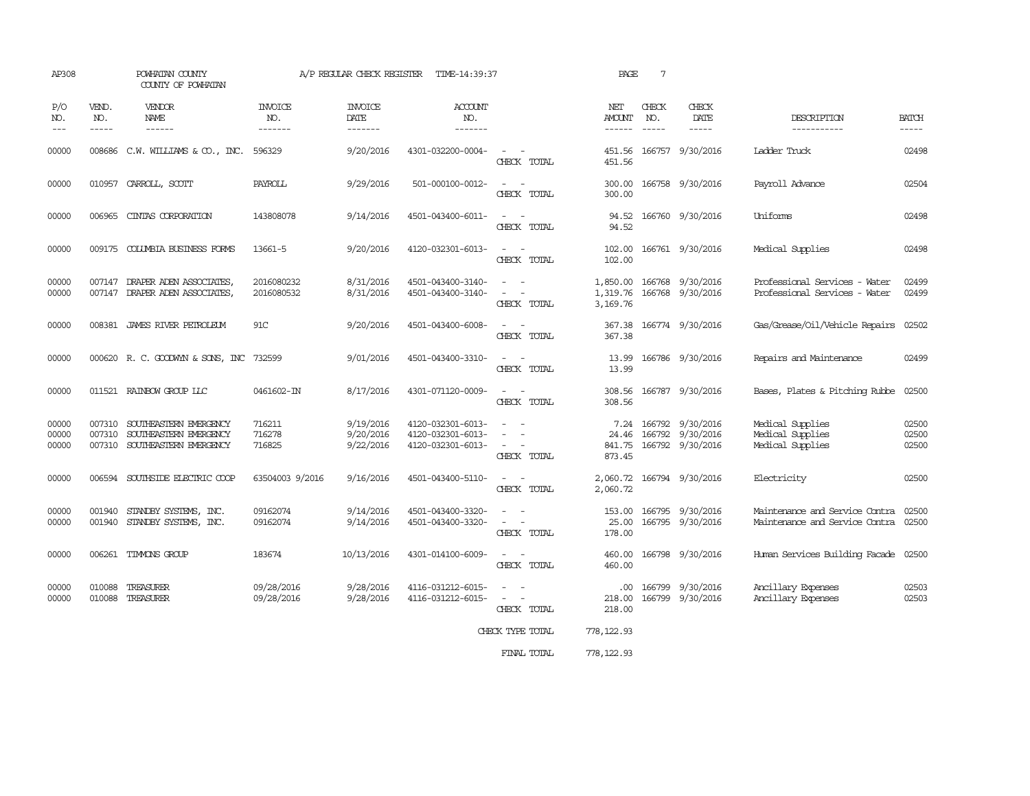AP308 POWHATAN COUNTY A/P REGULAR CHECK REGISTER TIME-14:39:37 PAGE 7

COUNTY OF POWHATAN

| P/O NO. | VEND. NO. | VENDOR NAME | INVOICE NO. | INVOICE DATE | ACCOUNT NO. | | NET AMOUNT | CHECK NO. | CHECK DATE | DESCRIPTION | BATCH |
|---|---|---|---|---|---|---|---|---|---|---|---|
| --- | ----- | ------ | ------- | ------- | ------- | | ------ | ----- | ----- | ----------- | ----- |
| 00000 | 008686 | C.W. WILLIAMS & CO., INC. | 596329 | 9/20/2016 | 4301-032200-0004- | - - | 451.56 | 166757 | 9/30/2016 | Ladder Truck | 02498 |
| | | | | | | CHECK TOTAL | 451.56 | | | | |
| 00000 | 010957 | CARROLL, SCOTT | PAYROLL | 9/29/2016 | 501-000100-0012- | - - | 300.00 | 166758 | 9/30/2016 | Payroll Advance | 02504 |
| | | | | | | CHECK TOTAL | 300.00 | | | | |
| 00000 | 006965 | CINTAS CORPORATION | 143808078 | 9/14/2016 | 4501-043400-6011- | - - | 94.52 | 166760 | 9/30/2016 | Uniforms | 02498 |
| | | | | | | CHECK TOTAL | 94.52 | | | | |
| 00000 | 009175 | COLUMBIA BUSINESS FORMS | 13661-5 | 9/20/2016 | 4120-032301-6013- | - - | 102.00 | 166761 | 9/30/2016 | Medical Supplies | 02498 |
| | | | | | | CHECK TOTAL | 102.00 | | | | |
| 00000 | 007147 | DRAPER ADEN ASSOCIATES, | 2016080232 | 8/31/2016 | 4501-043400-3140- | - - | 1,850.00 | 166768 | 9/30/2016 | Professional Services - Water | 02499 |
| 00000 | 007147 | DRAPER ADEN ASSOCIATES, | 2016080532 | 8/31/2016 | 4501-043400-3140- | - - | 1,319.76 | 166768 | 9/30/2016 | Professional Services - Water | 02499 |
| | | | | | | CHECK TOTAL | 3,169.76 | | | | |
| 00000 | 008381 | JAMES RIVER PETROLEUM | 91C | 9/20/2016 | 4501-043400-6008- | - - | 367.38 | 166774 | 9/30/2016 | Gas/Grease/Oil/Vehicle Repairs | 02502 |
| | | | | | | CHECK TOTAL | 367.38 | | | | |
| 00000 | 000620 | R. C. GOODWYN & SONS, INC | 732599 | 9/01/2016 | 4501-043400-3310- | - - | 13.99 | 166786 | 9/30/2016 | Repairs and Maintenance | 02499 |
| | | | | | | CHECK TOTAL | 13.99 | | | | |
| 00000 | 011521 | RAINBOW GROUP LLC | 0461602-IN | 8/17/2016 | 4301-071120-0009- | - - | 308.56 | 166787 | 9/30/2016 | Bases, Plates & Pitching Rubbe | 02500 |
| | | | | | | CHECK TOTAL | 308.56 | | | | |
| 00000 | 007310 | SOUTHEASTERN EMERGENCY | 716211 | 9/19/2016 | 4120-032301-6013- | - - | 7.24 | 166792 | 9/30/2016 | Medical Supplies | 02500 |
| 00000 | 007310 | SOUTHEASTERN EMERGENCY | 716278 | 9/20/2016 | 4120-032301-6013- | - - | 24.46 | 166792 | 9/30/2016 | Medical Supplies | 02500 |
| 00000 | 007310 | SOUTHEASTERN EMERGENCY | 716825 | 9/22/2016 | 4120-032301-6013- | - - | 841.75 | 166792 | 9/30/2016 | Medical Supplies | 02500 |
| | | | | | | CHECK TOTAL | 873.45 | | | | |
| 00000 | 006594 | SOUTHSIDE ELECTRIC COOP | 63504003 9/2016 | 9/16/2016 | 4501-043400-5110- | - - | 2,060.72 | 166794 | 9/30/2016 | Electricity | 02500 |
| | | | | | | CHECK TOTAL | 2,060.72 | | | | |
| 00000 | 001940 | STANDBY SYSTEMS, INC. | 09162074 | 9/14/2016 | 4501-043400-3320- | - - | 153.00 | 166795 | 9/30/2016 | Maintenance and Service Contra | 02500 |
| 00000 | 001940 | STANDBY SYSTEMS, INC. | 09162074 | 9/14/2016 | 4501-043400-3320- | - - | 25.00 | 166795 | 9/30/2016 | Maintenance and Service Contra | 02500 |
| | | | | | | CHECK TOTAL | 178.00 | | | | |
| 00000 | 006261 | TIMMONS GROUP | 183674 | 10/13/2016 | 4301-014100-6009- | - - | 460.00 | 166798 | 9/30/2016 | Human Services Building Facade | 02500 |
| | | | | | | CHECK TOTAL | 460.00 | | | | |
| 00000 | 010088 | TREASURER | 09/28/2016 | 9/28/2016 | 4116-031212-6015- | - - | .00 | 166799 | 9/30/2016 | Ancillary Expenses | 02503 |
| 00000 | 010088 | TREASURER | 09/28/2016 | 9/28/2016 | 4116-031212-6015- | - - | 218.00 | 166799 | 9/30/2016 | Ancillary Expenses | 02503 |
| | | | | | | CHECK TOTAL | 218.00 | | | | |
| | | | | | | CHECK TYPE TOTAL | 778,122.93 | | | | |
| | | | | | | FINAL TOTAL | 778,122.93 | | | | |